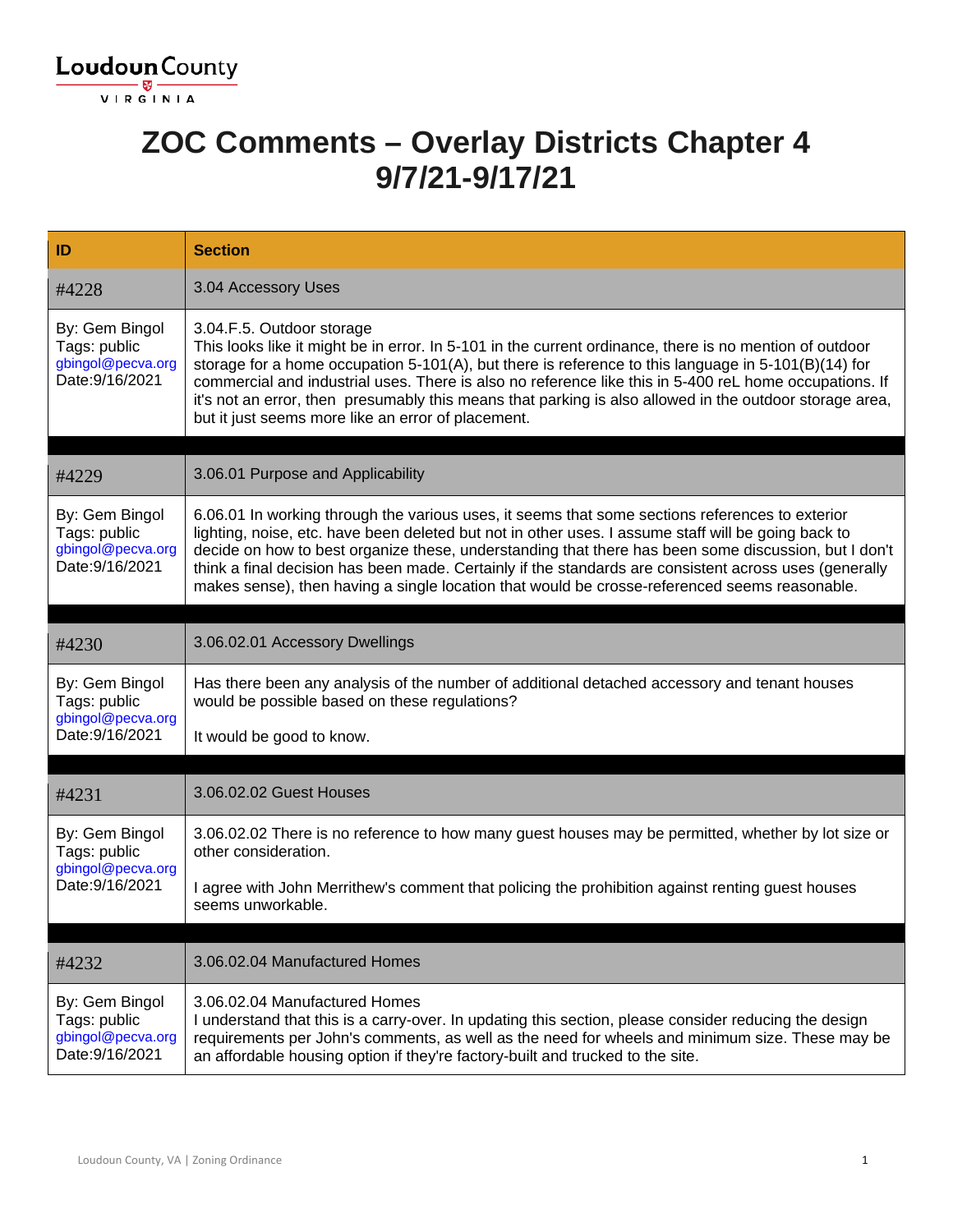# ZOC Comments – Overlay Districts Chapter 4 9/7/21-9/17/21

| ID | Section |
|---|---|
| #4228 | 3.04 Accessory Uses |
| By: Gem Bingol<br>Tags: public<br>gbingol@pecva.org<br>Date:9/16/2021 | 3.04.F.5. Outdoor storage<br>This looks like it might be in error. In 5-101 in the current ordinance, there is no mention of outdoor storage for a home occupation 5-101(A), but there is reference to this language in 5-101(B)(14) for commercial and industrial uses. There is also no reference like this in 5-400 reL home occupations. If it's not an error, then presumably this means that parking is also allowed in the outdoor storage area, but it just seems more like an error of placement. |
| #4229 | 3.06.01 Purpose and Applicability |
| By: Gem Bingol<br>Tags: public<br>gbingol@pecva.org<br>Date:9/16/2021 | 6.06.01 In working through the various uses, it seems that some sections references to exterior lighting, noise, etc. have been deleted but not in other uses. I assume staff will be going back to decide on how to best organize these, understanding that there has been some discussion, but I don't think a final decision has been made. Certainly if the standards are consistent across uses (generally makes sense), then having a single location that would be crosse-referenced seems reasonable. |
| #4230 | 3.06.02.01 Accessory Dwellings |
| By: Gem Bingol<br>Tags: public<br>gbingol@pecva.org<br>Date:9/16/2021 | Has there been any analysis of the number of additional detached accessory and tenant houses would be possible based on these regulations?<br><br>It would be good to know. |
| #4231 | 3.06.02.02 Guest Houses |
| By: Gem Bingol<br>Tags: public<br>gbingol@pecva.org<br>Date:9/16/2021 | 3.06.02.02 There is no reference to how many guest houses may be permitted, whether by lot size or other consideration.<br><br>I agree with John Merrithew's comment that policing the prohibition against renting guest houses seems unworkable. |
| #4232 | 3.06.02.04 Manufactured Homes |
| By: Gem Bingol<br>Tags: public<br>gbingol@pecva.org<br>Date:9/16/2021 | 3.06.02.04 Manufactured Homes<br>I understand that this is a carry-over. In updating this section, please consider reducing the design requirements per John's comments, as well as the need for wheels and minimum size. These may be an affordable housing option if they're factory-built and trucked to the site. |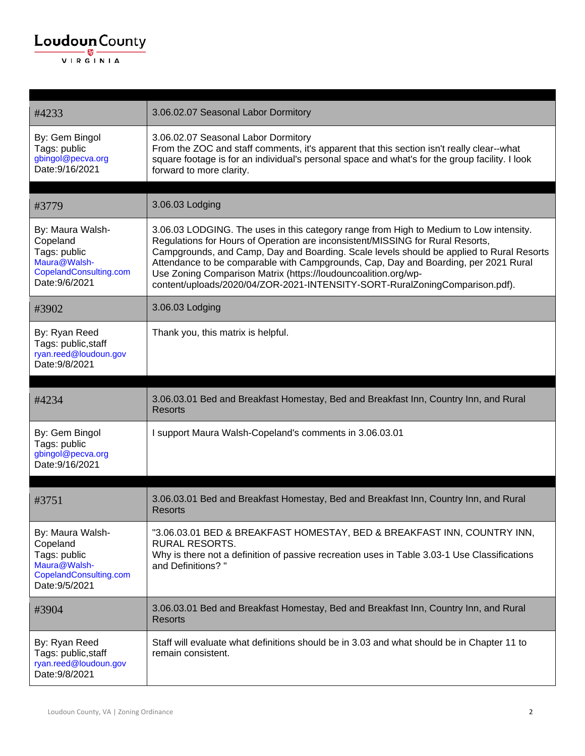| | |
|---|---|
| #4233 | 3.06.02.07 Seasonal Labor Dormitory |
| By: Gem Bingol<br>Tags: public<br>gbingol@pecva.org<br>Date:9/16/2021 | 3.06.02.07 Seasonal Labor Dormitory<br>From the ZOC and staff comments, it's apparent that this section isn't really clear--what square footage is for an individual's personal space and what's for the group facility. I look forward to more clarity. |

| | |
|---|---|
| #3779 | 3.06.03 Lodging |
| By: Maura Walsh-Copeland<br>Tags: public<br>Maura@Walsh-CopelandConsulting.com<br>Date:9/6/2021 | 3.06.03 LODGING. The uses in this category range from High to Medium to Low intensity. Regulations for Hours of Operation are inconsistent/MISSING for Rural Resorts, Campgrounds, and Camp, Day and Boarding. Scale levels should be applied to Rural Resorts Attendance to be comparable with Campgrounds, Cap, Day and Boarding, per 2021 Rural Use Zoning Comparison Matrix (https://loudouncoalition.org/wp-content/uploads/2020/04/ZOR-2021-INTENSITY-SORT-RuralZoningComparison.pdf). |
| #3902 | 3.06.03 Lodging |
| By: Ryan Reed<br>Tags: public,staff<br>ryan.reed@loudoun.gov<br>Date:9/8/2021 | Thank you, this matrix is helpful. |

| | |
|---|---|
| #4234 | 3.06.03.01 Bed and Breakfast Homestay, Bed and Breakfast Inn, Country Inn, and Rural Resorts |
| By: Gem Bingol<br>Tags: public<br>gbingol@pecva.org<br>Date:9/16/2021 | I support Maura Walsh-Copeland's comments in 3.06.03.01 |

| | |
|---|---|
| #3751 | 3.06.03.01 Bed and Breakfast Homestay, Bed and Breakfast Inn, Country Inn, and Rural Resorts |
| By: Maura Walsh-Copeland<br>Tags: public<br>Maura@Walsh-CopelandConsulting.com<br>Date:9/5/2021 | "3.06.03.01 BED & BREAKFAST HOMESTAY, BED & BREAKFAST INN, COUNTRY INN, RURAL RESORTS.<br>Why is there not a definition of passive recreation uses in Table 3.03-1 Use Classifications and Definitions? " |
| #3904 | 3.06.03.01 Bed and Breakfast Homestay, Bed and Breakfast Inn, Country Inn, and Rural Resorts |
| By: Ryan Reed<br>Tags: public,staff<br>ryan.reed@loudoun.gov<br>Date:9/8/2021 | Staff will evaluate what definitions should be in 3.03 and what should be in Chapter 11 to remain consistent. |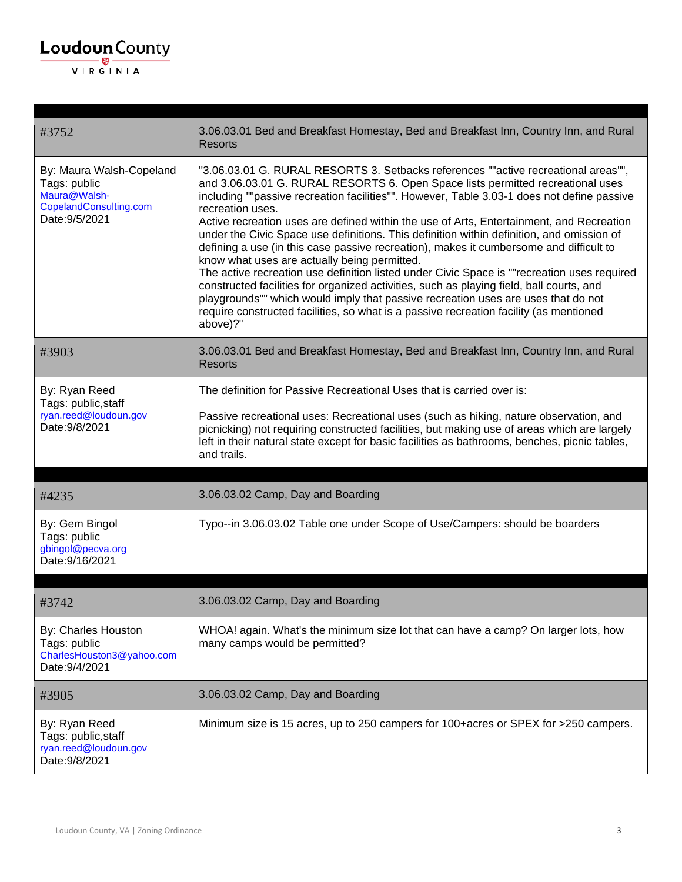| #3752 | 3.06.03.01 Bed and Breakfast Homestay, Bed and Breakfast Inn, Country Inn, and Rural Resorts |
|---|---|
| By: Maura Walsh-Copeland<br>Tags: public<br>Maura@Walsh-CopelandConsulting.com<br>Date:9/5/2021 | "3.06.03.01 G. RURAL RESORTS 3. Setbacks references ""active recreational areas"", and 3.06.03.01 G. RURAL RESORTS 6. Open Space lists permitted recreational uses including ""passive recreation facilities"". However, Table 3.03-1 does not define passive recreation uses.<br>Active recreation uses are defined within the use of Arts, Entertainment, and Recreation under the Civic Space use definitions. This definition within definition, and omission of defining a use (in this case passive recreation), makes it cumbersome and difficult to know what uses are actually being permitted.<br>The active recreation use definition listed under Civic Space is ""recreation uses required constructed facilities for organized activities, such as playing field, ball courts, and playgrounds"" which would imply that passive recreation uses are uses that do not require constructed facilities, so what is a passive recreation facility (as mentioned above)?" |
| #3903 | 3.06.03.01 Bed and Breakfast Homestay, Bed and Breakfast Inn, Country Inn, and Rural Resorts |
| By: Ryan Reed<br>Tags: public,staff<br>ryan.reed@loudoun.gov<br>Date:9/8/2021 | The definition for Passive Recreational Uses that is carried over is:<br><br>Passive recreational uses: Recreational uses (such as hiking, nature observation, and picnicking) not requiring constructed facilities, but making use of areas which are largely left in their natural state except for basic facilities as bathrooms, benches, picnic tables, and trails. |

| #4235 | 3.06.03.02 Camp, Day and Boarding |
|---|---|
| By: Gem Bingol<br>Tags: public<br>gbingol@pecva.org<br>Date:9/16/2021 | Typo--in 3.06.03.02 Table one under Scope of Use/Campers: should be boarders |

| #3742 | 3.06.03.02 Camp, Day and Boarding |
|---|---|
| By: Charles Houston<br>Tags: public<br>CharlesHouston3@yahoo.com<br>Date:9/4/2021 | WHOA! again. What's the minimum size lot that can have a camp? On larger lots, how many camps would be permitted? |
| #3905 | 3.06.03.02 Camp, Day and Boarding |
| By: Ryan Reed<br>Tags: public,staff<br>ryan.reed@loudoun.gov<br>Date:9/8/2021 | Minimum size is 15 acres, up to 250 campers for 100+acres or SPEX for >250 campers. |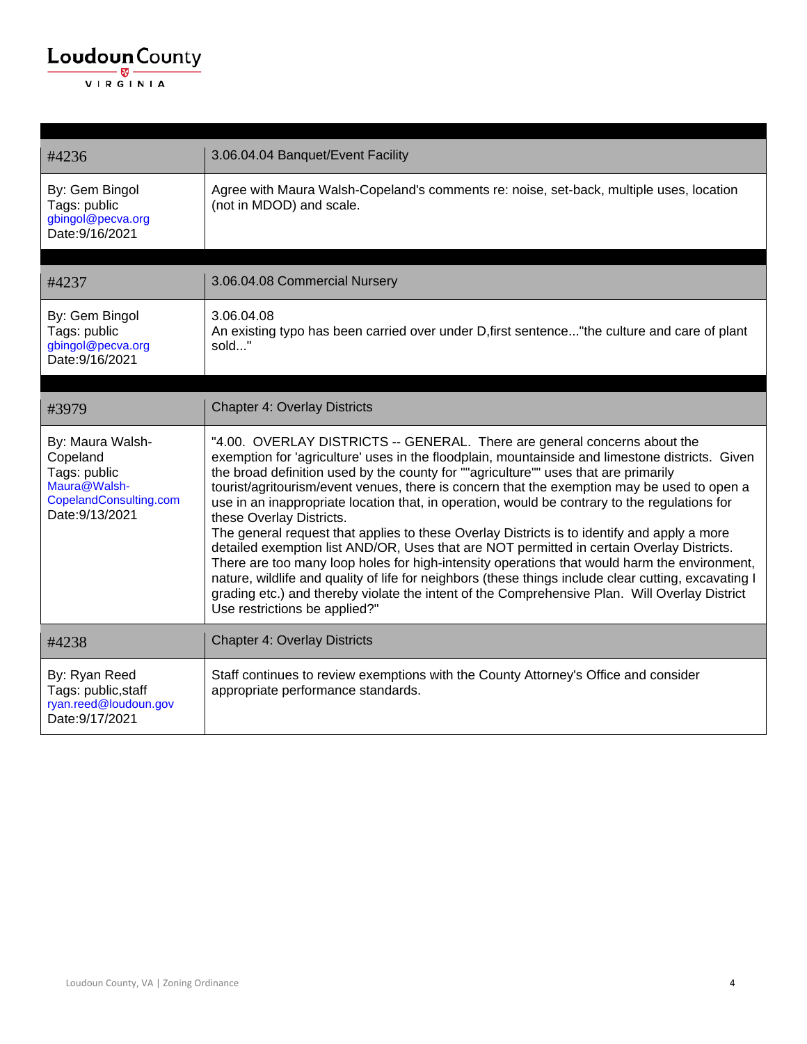| #4236 | 3.06.04.04 Banquet/Event Facility |
|---|---|
| By: Gem Bingol<br>Tags: public<br>gbingol@pecva.org<br>Date:9/16/2021 | Agree with Maura Walsh-Copeland's comments re: noise, set-back, multiple uses, location (not in MDOD) and scale. |

| #4237 | 3.06.04.08 Commercial Nursery |
|---|---|
| By: Gem Bingol<br>Tags: public<br>gbingol@pecva.org<br>Date:9/16/2021 | 3.06.04.08<br>An existing typo has been carried over under D,first sentence..."the culture and care of plant sold..." |

| #3979 | Chapter 4: Overlay Districts |
|---|---|
| By: Maura Walsh-Copeland<br>Tags: public<br>Maura@Walsh-CopelandConsulting.com<br>Date:9/13/2021 | "4.00. OVERLAY DISTRICTS -- GENERAL. There are general concerns about the exemption for 'agriculture' uses in the floodplain, mountainside and limestone districts. Given the broad definition used by the county for ""agriculture"" uses that are primarily tourist/agritourism/event venues, there is concern that the exemption may be used to open a use in an inappropriate location that, in operation, would be contrary to the regulations for these Overlay Districts.<br>The general request that applies to these Overlay Districts is to identify and apply a more detailed exemption list AND/OR, Uses that are NOT permitted in certain Overlay Districts. There are too many loop holes for high-intensity operations that would harm the environment, nature, wildlife and quality of life for neighbors (these things include clear cutting, excavating I grading etc.) and thereby violate the intent of the Comprehensive Plan. Will Overlay District Use restrictions be applied?" |
| #4238 | Chapter 4: Overlay Districts |
| By: Ryan Reed<br>Tags: public,staff<br>ryan.reed@loudoun.gov<br>Date:9/17/2021 | Staff continues to review exemptions with the County Attorney's Office and consider appropriate performance standards. |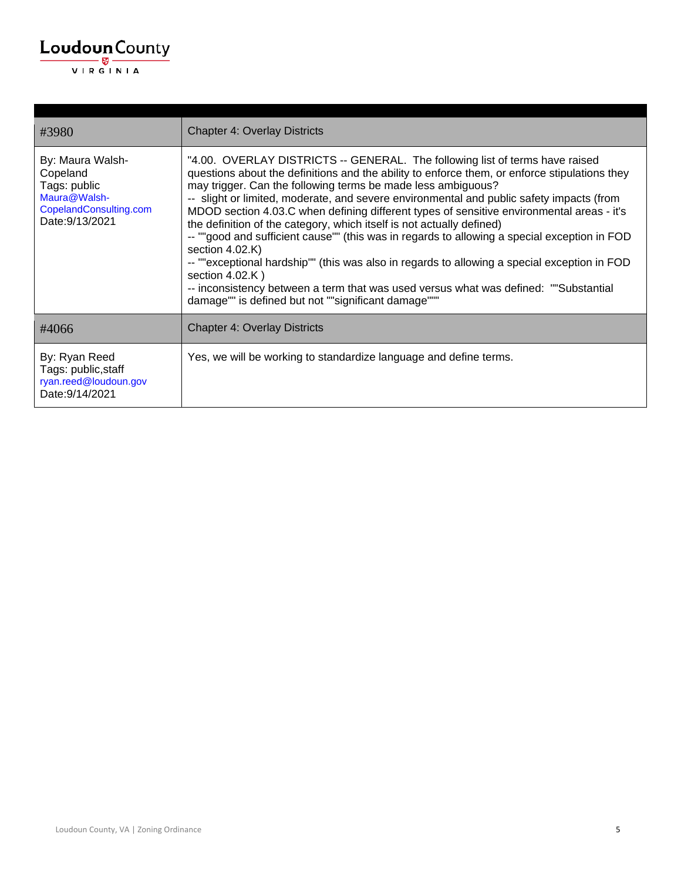| | |
|---|---|
| #3980 | Chapter 4: Overlay Districts |
| By: Maura Walsh-Copeland<br>Tags: public<br>Maura@Walsh-CopelandConsulting.com<br>Date:9/13/2021 | "4.00. OVERLAY DISTRICTS -- GENERAL. The following list of terms have raised questions about the definitions and the ability to enforce them, or enforce stipulations they may trigger. Can the following terms be made less ambiguous?<br>-- slight or limited, moderate, and severe environmental and public safety impacts (from MDOD section 4.03.C when defining different types of sensitive environmental areas - it's the definition of the category, which itself is not actually defined)<br>-- ""good and sufficient cause"" (this was in regards to allowing a special exception in FOD section 4.02.K)<br>-- ""exceptional hardship"" (this was also in regards to allowing a special exception in FOD section 4.02.K )<br>-- inconsistency between a term that was used versus what was defined: ""Substantial damage"" is defined but not ""significant damage""" |
| #4066 | Chapter 4: Overlay Districts |
| By: Ryan Reed<br>Tags: public,staff<br>ryan.reed@loudoun.gov<br>Date:9/14/2021 | Yes, we will be working to standardize language and define terms. |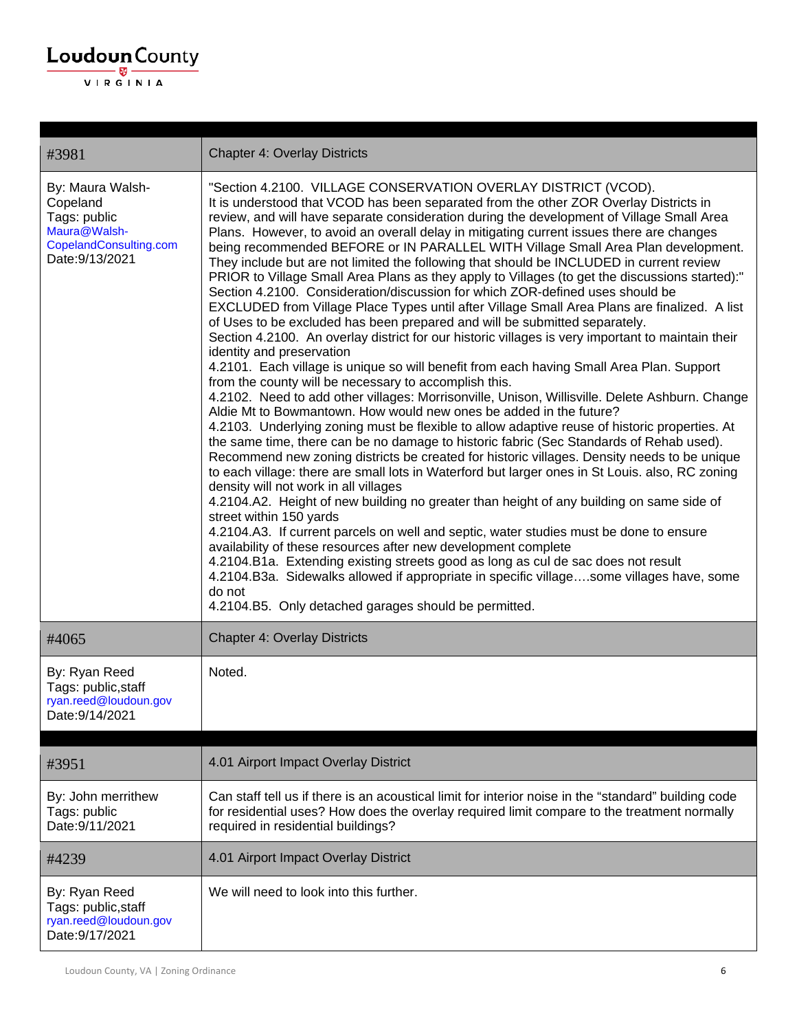| #3981 | Chapter 4: Overlay Districts |
|---|---|
| By: Maura Walsh-Copeland<br>Tags: public<br>Maura@Walsh-CopelandConsulting.com<br>Date:9/13/2021 | "Section 4.2100. VILLAGE CONSERVATION OVERLAY DISTRICT (VCOD).<br>It is understood that VCOD has been separated from the other ZOR Overlay Districts in review, and will have separate consideration during the development of Village Small Area Plans. However, to avoid an overall delay in mitigating current issues there are changes being recommended BEFORE or IN PARALLEL WITH Village Small Area Plan development. They include but are not limited the following that should be INCLUDED in current review PRIOR to Village Small Area Plans as they apply to Villages (to get the discussions started):"<br>Section 4.2100. Consideration/discussion for which ZOR-defined uses should be EXCLUDED from Village Place Types until after Village Small Area Plans are finalized. A list of Uses to be excluded has been prepared and will be submitted separately.<br>Section 4.2100. An overlay district for our historic villages is very important to maintain their identity and preservation<br>4.2101. Each village is unique so will benefit from each having Small Area Plan. Support from the county will be necessary to accomplish this.<br>4.2102. Need to add other villages: Morrisonville, Unison, Willisville. Delete Ashburn. Change Aldie Mt to Bowmantown. How would new ones be added in the future?<br>4.2103. Underlying zoning must be flexible to allow adaptive reuse of historic properties. At the same time, there can be no damage to historic fabric (Sec Standards of Rehab used). Recommend new zoning districts be created for historic villages. Density needs to be unique to each village: there are small lots in Waterford but larger ones in St Louis. also, RC zoning density will not work in all villages<br>4.2104.A2. Height of new building no greater than height of any building on same side of street within 150 yards<br>4.2104.A3. If current parcels on well and septic, water studies must be done to ensure availability of these resources after new development complete<br>4.2104.B1a. Extending existing streets good as long as cul de sac does not result<br>4.2104.B3a. Sidewalks allowed if appropriate in specific village….some villages have, some do not<br>4.2104.B5. Only detached garages should be permitted. |
| #4065 | Chapter 4: Overlay Districts |
| By: Ryan Reed<br>Tags: public,staff<br>ryan.reed@loudoun.gov<br>Date:9/14/2021 | Noted. |

| #3951 | 4.01 Airport Impact Overlay District |
|---|---|
| By: John merrithew<br>Tags: public<br>Date:9/11/2021 | Can staff tell us if there is an acoustical limit for interior noise in the "standard" building code for residential uses? How does the overlay required limit compare to the treatment normally required in residential buildings? |
| #4239 | 4.01 Airport Impact Overlay District |
| By: Ryan Reed<br>Tags: public,staff<br>ryan.reed@loudoun.gov<br>Date:9/17/2021 | We will need to look into this further. |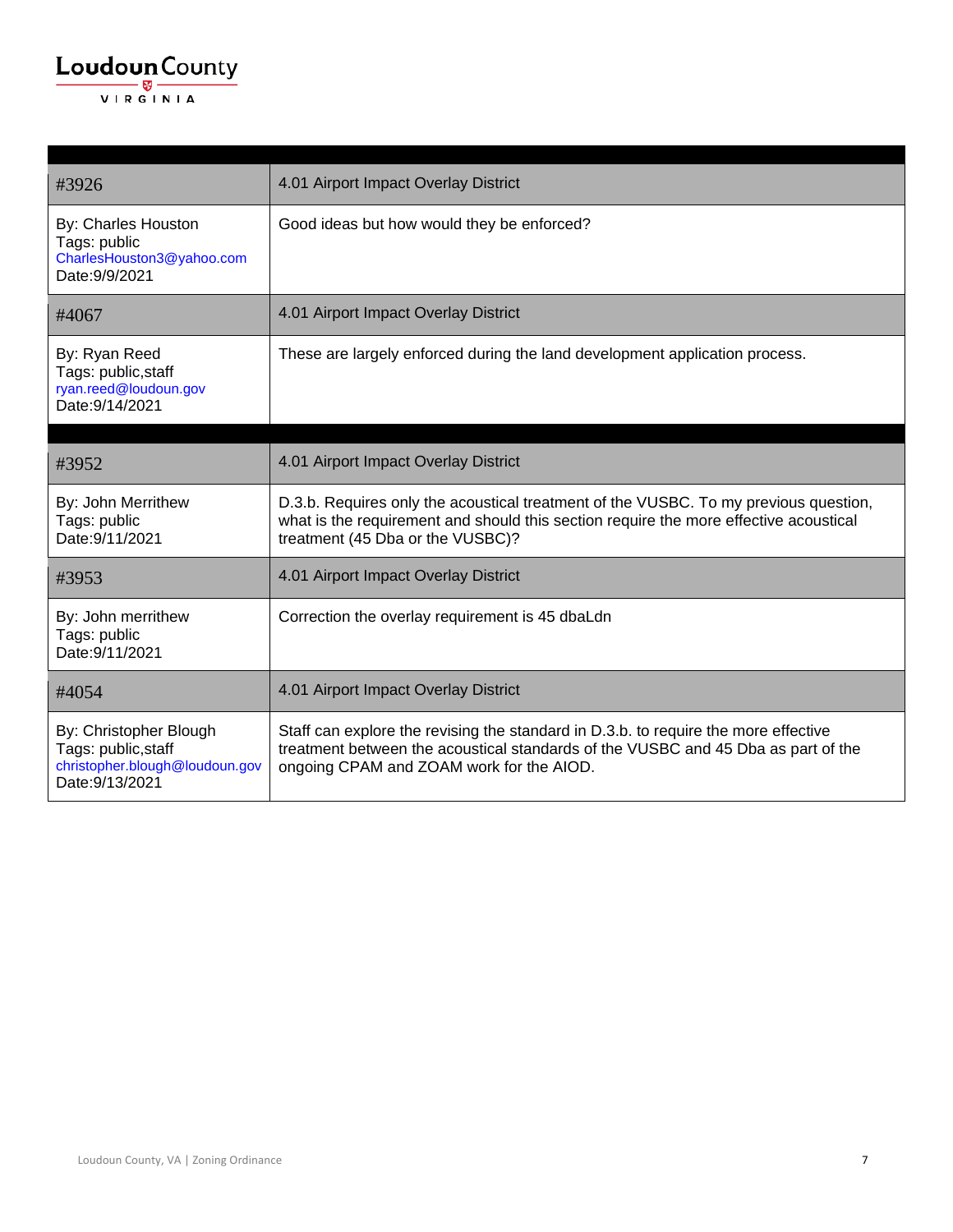| | |
|---|---|
| #3926 | 4.01 Airport Impact Overlay District |
| By: Charles Houston<br>Tags: public<br>CharlesHouston3@yahoo.com<br>Date:9/9/2021 | Good ideas but how would they be enforced? |
| #4067 | 4.01 Airport Impact Overlay District |
| By: Ryan Reed<br>Tags: public,staff<br>ryan.reed@loudoun.gov<br>Date:9/14/2021 | These are largely enforced during the land development application process. |

| | |
|---|---|
| #3952 | 4.01 Airport Impact Overlay District |
| By: John Merrithew<br>Tags: public<br>Date:9/11/2021 | D.3.b. Requires only the acoustical treatment of the VUSBC. To my previous question, what is the requirement and should this section require the more effective acoustical treatment (45 Dba or the VUSBC)? |
| #3953 | 4.01 Airport Impact Overlay District |
| By: John merrithew<br>Tags: public<br>Date:9/11/2021 | Correction the overlay requirement is 45 dbaLdn |
| #4054 | 4.01 Airport Impact Overlay District |
| By: Christopher Blough<br>Tags: public,staff<br>christopher.blough@loudoun.gov<br>Date:9/13/2021 | Staff can explore the revising the standard in D.3.b. to require the more effective treatment between the acoustical standards of the VUSBC and 45 Dba as part of the ongoing CPAM and ZOAM work for the AIOD. |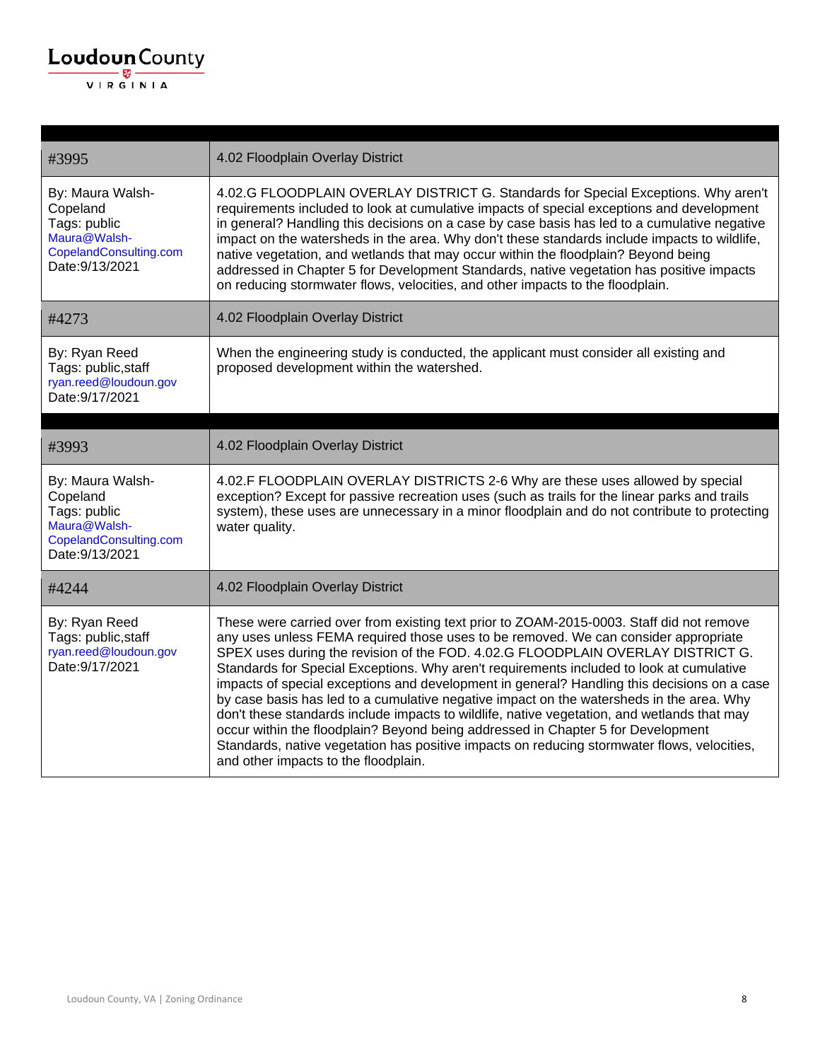| | |
|---|---|
| #3995 | 4.02 Floodplain Overlay District |
| By: Maura Walsh-Copeland<br>Tags: public<br>Maura@Walsh-CopelandConsulting.com<br>Date:9/13/2021 | 4.02.G FLOODPLAIN OVERLAY DISTRICT G. Standards for Special Exceptions. Why aren't requirements included to look at cumulative impacts of special exceptions and development in general? Handling this decisions on a case by case basis has led to a cumulative negative impact on the watersheds in the area. Why don't these standards include impacts to wildlife, native vegetation, and wetlands that may occur within the floodplain? Beyond being addressed in Chapter 5 for Development Standards, native vegetation has positive impacts on reducing stormwater flows, velocities, and other impacts to the floodplain. |
| #4273 | 4.02 Floodplain Overlay District |
| By: Ryan Reed<br>Tags: public,staff<br>ryan.reed@loudoun.gov<br>Date:9/17/2021 | When the engineering study is conducted, the applicant must consider all existing and proposed development within the watershed. |

| | |
|---|---|
| #3993 | 4.02 Floodplain Overlay District |
| By: Maura Walsh-Copeland<br>Tags: public<br>Maura@Walsh-CopelandConsulting.com<br>Date:9/13/2021 | 4.02.F FLOODPLAIN OVERLAY DISTRICTS 2-6 Why are these uses allowed by special exception? Except for passive recreation uses (such as trails for the linear parks and trails system), these uses are unnecessary in a minor floodplain and do not contribute to protecting water quality. |
| #4244 | 4.02 Floodplain Overlay District |
| By: Ryan Reed<br>Tags: public,staff<br>ryan.reed@loudoun.gov<br>Date:9/17/2021 | These were carried over from existing text prior to ZOAM-2015-0003. Staff did not remove any uses unless FEMA required those uses to be removed. We can consider appropriate SPEX uses during the revision of the FOD. 4.02.G FLOODPLAIN OVERLAY DISTRICT G. Standards for Special Exceptions. Why aren't requirements included to look at cumulative impacts of special exceptions and development in general? Handling this decisions on a case by case basis has led to a cumulative negative impact on the watersheds in the area. Why don't these standards include impacts to wildlife, native vegetation, and wetlands that may occur within the floodplain? Beyond being addressed in Chapter 5 for Development Standards, native vegetation has positive impacts on reducing stormwater flows, velocities, and other impacts to the floodplain. |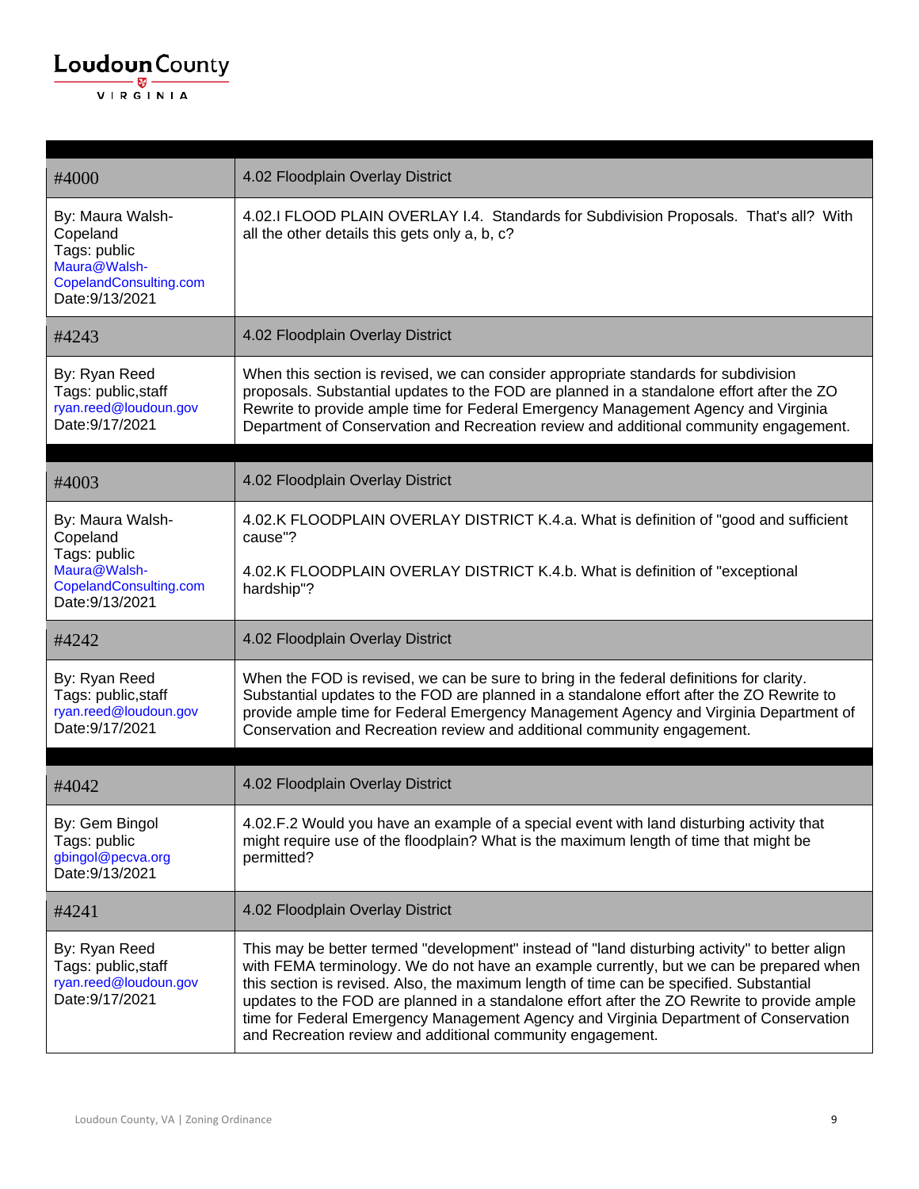| | |
|---|---|
| #4000 | 4.02 Floodplain Overlay District |
| By: Maura Walsh-Copeland<br>Tags: public<br>Maura@Walsh-CopelandConsulting.com<br>Date:9/13/2021 | 4.02.I FLOOD PLAIN OVERLAY I.4. Standards for Subdivision Proposals. That's all? With all the other details this gets only a, b, c? |
| #4243 | 4.02 Floodplain Overlay District |
| By: Ryan Reed<br>Tags: public,staff<br>ryan.reed@loudoun.gov<br>Date:9/17/2021 | When this section is revised, we can consider appropriate standards for subdivision proposals. Substantial updates to the FOD are planned in a standalone effort after the ZO Rewrite to provide ample time for Federal Emergency Management Agency and Virginia Department of Conservation and Recreation review and additional community engagement. |

| | |
|---|---|
| #4003 | 4.02 Floodplain Overlay District |
| By: Maura Walsh-Copeland<br>Tags: public<br>Maura@Walsh-CopelandConsulting.com<br>Date:9/13/2021 | 4.02.K FLOODPLAIN OVERLAY DISTRICT K.4.a. What is definition of "good and sufficient cause"?<br><br>4.02.K FLOODPLAIN OVERLAY DISTRICT K.4.b. What is definition of "exceptional hardship"? |
| #4242 | 4.02 Floodplain Overlay District |
| By: Ryan Reed<br>Tags: public,staff<br>ryan.reed@loudoun.gov<br>Date:9/17/2021 | When the FOD is revised, we can be sure to bring in the federal definitions for clarity. Substantial updates to the FOD are planned in a standalone effort after the ZO Rewrite to provide ample time for Federal Emergency Management Agency and Virginia Department of Conservation and Recreation review and additional community engagement. |

| | |
|---|---|
| #4042 | 4.02 Floodplain Overlay District |
| By: Gem Bingol<br>Tags: public<br>gbingol@pecva.org<br>Date:9/13/2021 | 4.02.F.2 Would you have an example of a special event with land disturbing activity that might require use of the floodplain? What is the maximum length of time that might be permitted? |
| #4241 | 4.02 Floodplain Overlay District |
| By: Ryan Reed<br>Tags: public,staff<br>ryan.reed@loudoun.gov<br>Date:9/17/2021 | This may be better termed "development" instead of "land disturbing activity" to better align with FEMA terminology. We do not have an example currently, but we can be prepared when this section is revised. Also, the maximum length of time can be specified. Substantial updates to the FOD are planned in a standalone effort after the ZO Rewrite to provide ample time for Federal Emergency Management Agency and Virginia Department of Conservation and Recreation review and additional community engagement. |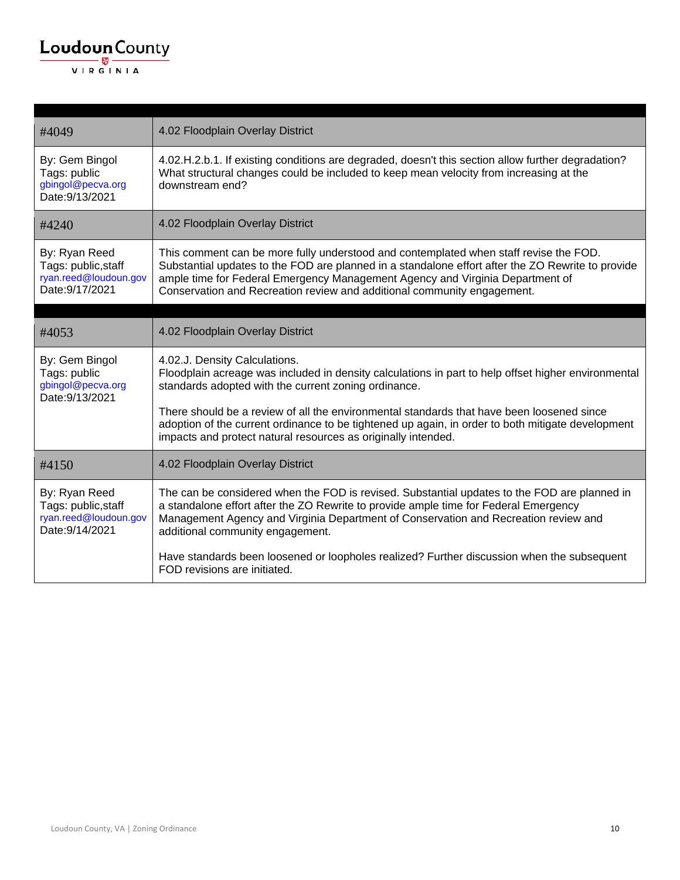| #4049 | 4.02 Floodplain Overlay District |
|---|---|
| By: Gem Bingol<br>Tags: public<br>gbingol@pecva.org<br>Date:9/13/2021 | 4.02.H.2.b.1. If existing conditions are degraded, doesn't this section allow further degradation? What structural changes could be included to keep mean velocity from increasing at the downstream end? |
| #4240 | 4.02 Floodplain Overlay District |
| By: Ryan Reed<br>Tags: public,staff<br>ryan.reed@loudoun.gov<br>Date:9/17/2021 | This comment can be more fully understood and contemplated when staff revise the FOD. Substantial updates to the FOD are planned in a standalone effort after the ZO Rewrite to provide ample time for Federal Emergency Management Agency and Virginia Department of Conservation and Recreation review and additional community engagement. |

| #4053 | 4.02 Floodplain Overlay District |
|---|---|
| By: Gem Bingol<br>Tags: public<br>gbingol@pecva.org<br>Date:9/13/2021 | 4.02.J. Density Calculations.<br>Floodplain acreage was included in density calculations in part to help offset higher environmental standards adopted with the current zoning ordinance.<br><br>There should be a review of all the environmental standards that have been loosened since adoption of the current ordinance to be tightened up again, in order to both mitigate development impacts and protect natural resources as originally intended. |
| #4150 | 4.02 Floodplain Overlay District |
| By: Ryan Reed<br>Tags: public,staff<br>ryan.reed@loudoun.gov<br>Date:9/14/2021 | The can be considered when the FOD is revised. Substantial updates to the FOD are planned in a standalone effort after the ZO Rewrite to provide ample time for Federal Emergency Management Agency and Virginia Department of Conservation and Recreation review and additional community engagement.<br><br>Have standards been loosened or loopholes realized? Further discussion when the subsequent FOD revisions are initiated. |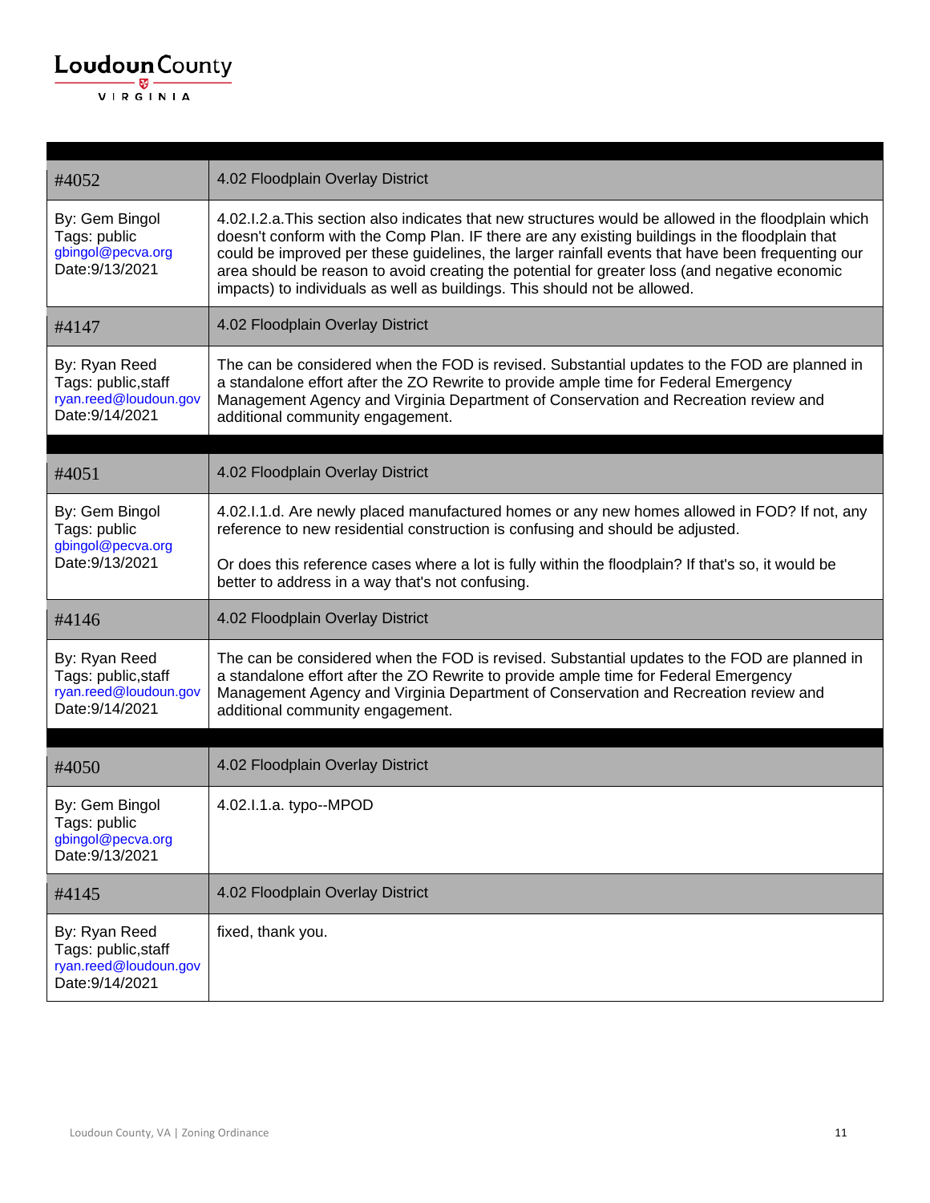| #4052 | 4.02 Floodplain Overlay District |
|---|---|
| By: Gem Bingol<br>Tags: public<br>gbingol@pecva.org<br>Date:9/13/2021 | 4.02.I.2.a.This section also indicates that new structures would be allowed in the floodplain which doesn't conform with the Comp Plan. IF there are any existing buildings in the floodplain that could be improved per these guidelines, the larger rainfall events that have been frequenting our area should be reason to avoid creating the potential for greater loss (and negative economic impacts) to individuals as well as buildings. This should not be allowed. |
| #4147 | 4.02 Floodplain Overlay District |
| By: Ryan Reed<br>Tags: public,staff<br>ryan.reed@loudoun.gov<br>Date:9/14/2021 | The can be considered when the FOD is revised. Substantial updates to the FOD are planned in a standalone effort after the ZO Rewrite to provide ample time for Federal Emergency Management Agency and Virginia Department of Conservation and Recreation review and additional community engagement. |

| #4051 | 4.02 Floodplain Overlay District |
|---|---|
| By: Gem Bingol<br>Tags: public<br>gbingol@pecva.org<br>Date:9/13/2021 | 4.02.I.1.d. Are newly placed manufactured homes or any new homes allowed in FOD? If not, any reference to new residential construction is confusing and should be adjusted.<br><br>Or does this reference cases where a lot is fully within the floodplain? If that's so, it would be better to address in a way that's not confusing. |
| #4146 | 4.02 Floodplain Overlay District |
| By: Ryan Reed<br>Tags: public,staff<br>ryan.reed@loudoun.gov<br>Date:9/14/2021 | The can be considered when the FOD is revised. Substantial updates to the FOD are planned in a standalone effort after the ZO Rewrite to provide ample time for Federal Emergency Management Agency and Virginia Department of Conservation and Recreation review and additional community engagement. |

| #4050 | 4.02 Floodplain Overlay District |
|---|---|
| By: Gem Bingol<br>Tags: public<br>gbingol@pecva.org<br>Date:9/13/2021 | 4.02.I.1.a. typo--MPOD |
| #4145 | 4.02 Floodplain Overlay District |
| By: Ryan Reed<br>Tags: public,staff<br>ryan.reed@loudoun.gov<br>Date:9/14/2021 | fixed, thank you. |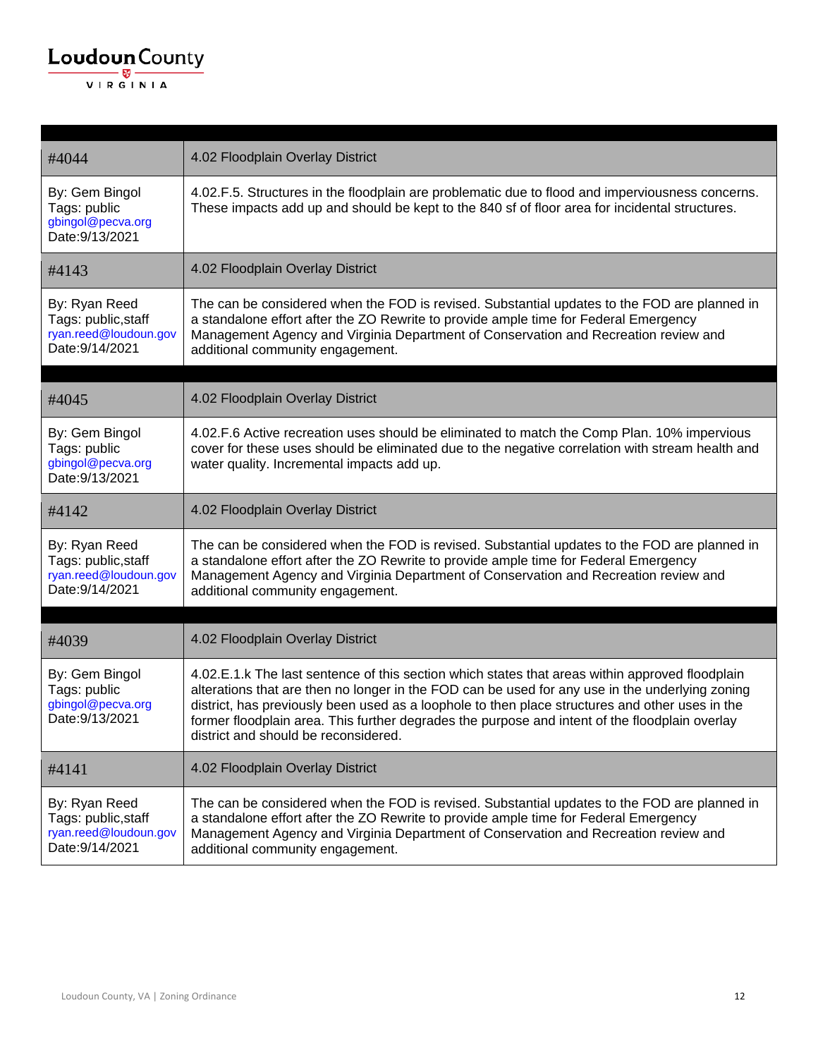| #4044 | 4.02 Floodplain Overlay District |
|---|---|
| By: Gem Bingol<br>Tags: public<br>gbingol@pecva.org<br>Date:9/13/2021 | 4.02.F.5. Structures in the floodplain are problematic due to flood and imperviousness concerns. These impacts add up and should be kept to the 840 sf of floor area for incidental structures. |
| #4143 | 4.02 Floodplain Overlay District |
| By: Ryan Reed<br>Tags: public,staff<br>ryan.reed@loudoun.gov<br>Date:9/14/2021 | The can be considered when the FOD is revised. Substantial updates to the FOD are planned in a standalone effort after the ZO Rewrite to provide ample time for Federal Emergency Management Agency and Virginia Department of Conservation and Recreation review and additional community engagement. |

| #4045 | 4.02 Floodplain Overlay District |
|---|---|
| By: Gem Bingol<br>Tags: public<br>gbingol@pecva.org<br>Date:9/13/2021 | 4.02.F.6 Active recreation uses should be eliminated to match the Comp Plan. 10% impervious cover for these uses should be eliminated due to the negative correlation with stream health and water quality. Incremental impacts add up. |
| #4142 | 4.02 Floodplain Overlay District |
| By: Ryan Reed<br>Tags: public,staff<br>ryan.reed@loudoun.gov<br>Date:9/14/2021 | The can be considered when the FOD is revised. Substantial updates to the FOD are planned in a standalone effort after the ZO Rewrite to provide ample time for Federal Emergency Management Agency and Virginia Department of Conservation and Recreation review and additional community engagement. |

| #4039 | 4.02 Floodplain Overlay District |
|---|---|
| By: Gem Bingol<br>Tags: public<br>gbingol@pecva.org<br>Date:9/13/2021 | 4.02.E.1.k The last sentence of this section which states that areas within approved floodplain alterations that are then no longer in the FOD can be used for any use in the underlying zoning district, has previously been used as a loophole to then place structures and other uses in the former floodplain area. This further degrades the purpose and intent of the floodplain overlay district and should be reconsidered. |
| #4141 | 4.02 Floodplain Overlay District |
| By: Ryan Reed<br>Tags: public,staff<br>ryan.reed@loudoun.gov<br>Date:9/14/2021 | The can be considered when the FOD is revised. Substantial updates to the FOD are planned in a standalone effort after the ZO Rewrite to provide ample time for Federal Emergency Management Agency and Virginia Department of Conservation and Recreation review and additional community engagement. |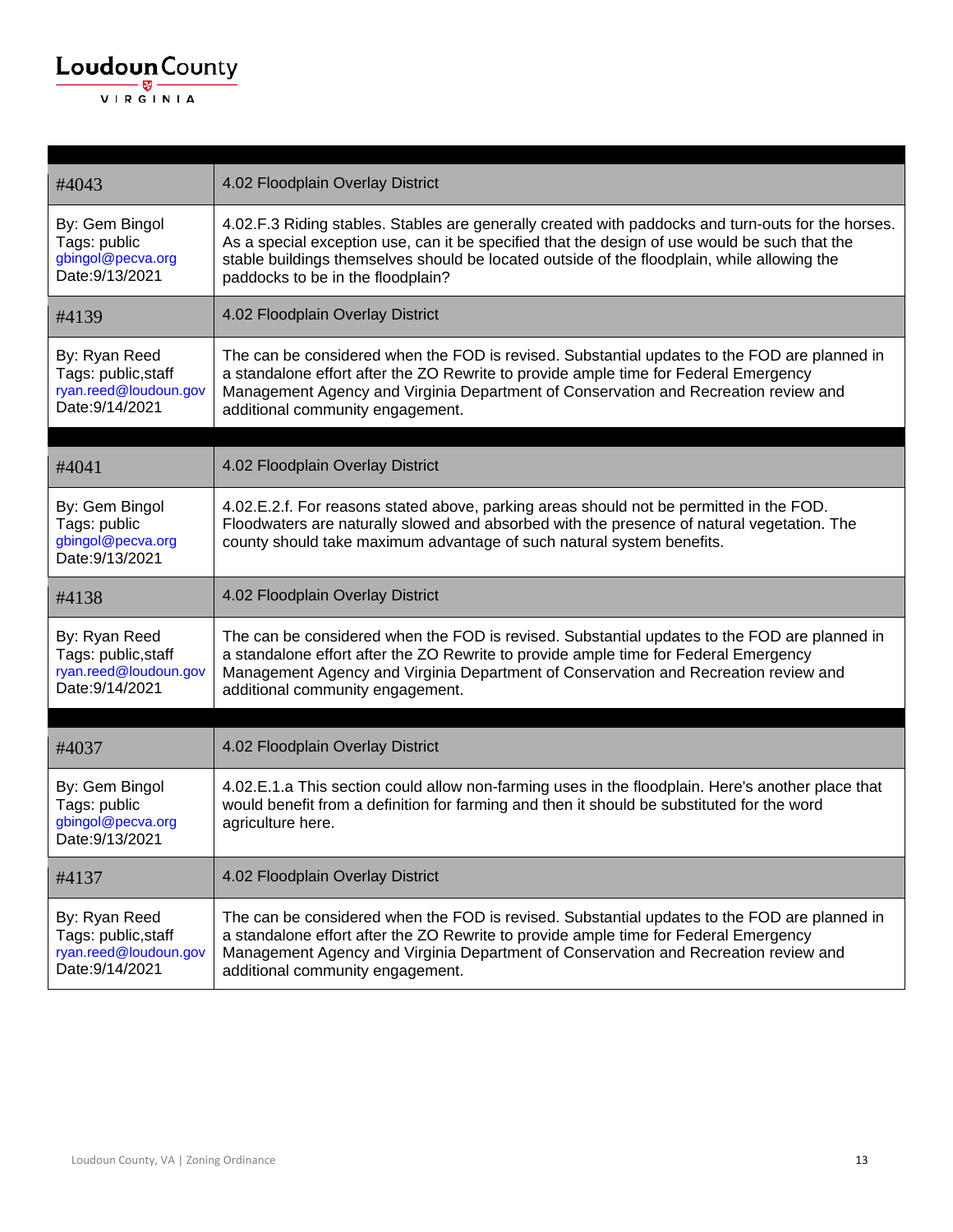| #4043 | 4.02 Floodplain Overlay District |
|---|---|
| By: Gem Bingol<br>Tags: public<br>gbingol@pecva.org<br>Date:9/13/2021 | 4.02.F.3 Riding stables. Stables are generally created with paddocks and turn-outs for the horses. As a special exception use, can it be specified that the design of use would be such that the stable buildings themselves should be located outside of the floodplain, while allowing the paddocks to be in the floodplain? |
| #4139 | 4.02 Floodplain Overlay District |
| By: Ryan Reed<br>Tags: public,staff<br>ryan.reed@loudoun.gov<br>Date:9/14/2021 | The can be considered when the FOD is revised. Substantial updates to the FOD are planned in a standalone effort after the ZO Rewrite to provide ample time for Federal Emergency Management Agency and Virginia Department of Conservation and Recreation review and additional community engagement. |

| #4041 | 4.02 Floodplain Overlay District |
|---|---|
| By: Gem Bingol<br>Tags: public<br>gbingol@pecva.org<br>Date:9/13/2021 | 4.02.E.2.f. For reasons stated above, parking areas should not be permitted in the FOD. Floodwaters are naturally slowed and absorbed with the presence of natural vegetation. The county should take maximum advantage of such natural system benefits. |
| #4138 | 4.02 Floodplain Overlay District |
| By: Ryan Reed<br>Tags: public,staff<br>ryan.reed@loudoun.gov<br>Date:9/14/2021 | The can be considered when the FOD is revised. Substantial updates to the FOD are planned in a standalone effort after the ZO Rewrite to provide ample time for Federal Emergency Management Agency and Virginia Department of Conservation and Recreation review and additional community engagement. |

| #4037 | 4.02 Floodplain Overlay District |
|---|---|
| By: Gem Bingol<br>Tags: public<br>gbingol@pecva.org<br>Date:9/13/2021 | 4.02.E.1.a This section could allow non-farming uses in the floodplain. Here's another place that would benefit from a definition for farming and then it should be substituted for the word agriculture here. |
| #4137 | 4.02 Floodplain Overlay District |
| By: Ryan Reed<br>Tags: public,staff<br>ryan.reed@loudoun.gov<br>Date:9/14/2021 | The can be considered when the FOD is revised. Substantial updates to the FOD are planned in a standalone effort after the ZO Rewrite to provide ample time for Federal Emergency Management Agency and Virginia Department of Conservation and Recreation review and additional community engagement. |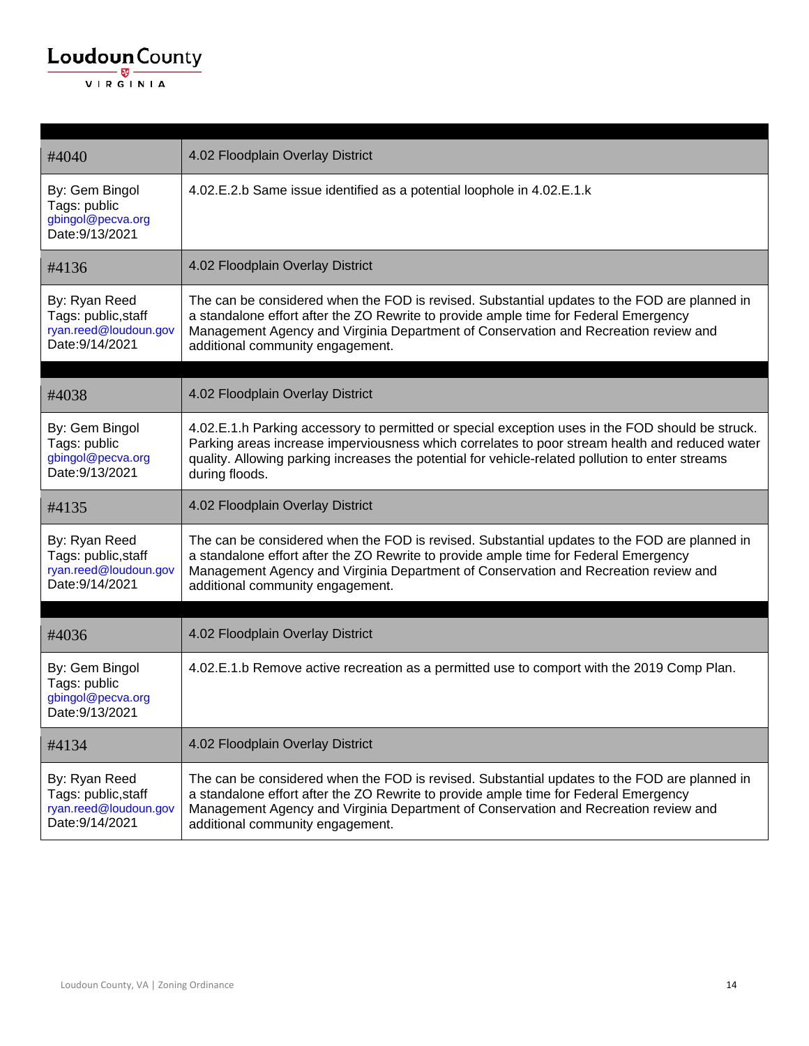| #4040 | 4.02 Floodplain Overlay District |
|---|---|
| By: Gem Bingol<br>Tags: public<br>gbingol@pecva.org<br>Date:9/13/2021 | 4.02.E.2.b Same issue identified as a potential loophole in 4.02.E.1.k |
| #4136 | 4.02 Floodplain Overlay District |
| By: Ryan Reed<br>Tags: public,staff<br>ryan.reed@loudoun.gov<br>Date:9/14/2021 | The can be considered when the FOD is revised. Substantial updates to the FOD are planned in a standalone effort after the ZO Rewrite to provide ample time for Federal Emergency Management Agency and Virginia Department of Conservation and Recreation review and additional community engagement. |

| #4038 | 4.02 Floodplain Overlay District |
|---|---|
| By: Gem Bingol<br>Tags: public<br>gbingol@pecva.org<br>Date:9/13/2021 | 4.02.E.1.h Parking accessory to permitted or special exception uses in the FOD should be struck. Parking areas increase imperviousness which correlates to poor stream health and reduced water quality. Allowing parking increases the potential for vehicle-related pollution to enter streams during floods. |
| #4135 | 4.02 Floodplain Overlay District |
| By: Ryan Reed<br>Tags: public,staff<br>ryan.reed@loudoun.gov<br>Date:9/14/2021 | The can be considered when the FOD is revised. Substantial updates to the FOD are planned in a standalone effort after the ZO Rewrite to provide ample time for Federal Emergency Management Agency and Virginia Department of Conservation and Recreation review and additional community engagement. |

| #4036 | 4.02 Floodplain Overlay District |
|---|---|
| By: Gem Bingol<br>Tags: public<br>gbingol@pecva.org<br>Date:9/13/2021 | 4.02.E.1.b Remove active recreation as a permitted use to comport with the 2019 Comp Plan. |
| #4134 | 4.02 Floodplain Overlay District |
| By: Ryan Reed<br>Tags: public,staff<br>ryan.reed@loudoun.gov<br>Date:9/14/2021 | The can be considered when the FOD is revised. Substantial updates to the FOD are planned in a standalone effort after the ZO Rewrite to provide ample time for Federal Emergency Management Agency and Virginia Department of Conservation and Recreation review and additional community engagement. |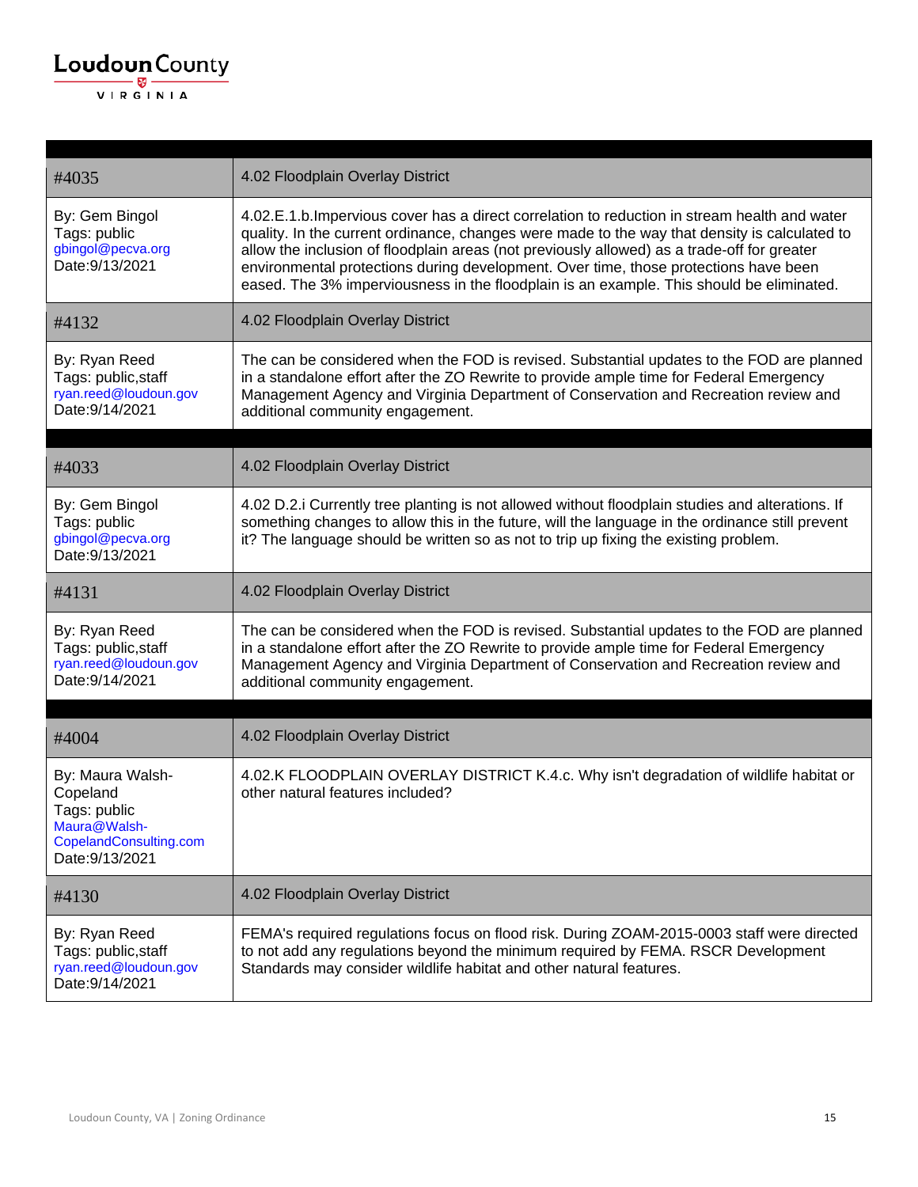| #4035 | 4.02 Floodplain Overlay District |
|---|---|
| By: Gem Bingol<br>Tags: public<br>gbingol@pecva.org<br>Date:9/13/2021 | 4.02.E.1.b.Impervious cover has a direct correlation to reduction in stream health and water quality. In the current ordinance, changes were made to the way that density is calculated to allow the inclusion of floodplain areas (not previously allowed) as a trade-off for greater environmental protections during development. Over time, those protections have been eased. The 3% imperviousness in the floodplain is an example. This should be eliminated. |
| #4132 | 4.02 Floodplain Overlay District |
| By: Ryan Reed<br>Tags: public,staff<br>ryan.reed@loudoun.gov<br>Date:9/14/2021 | The can be considered when the FOD is revised. Substantial updates to the FOD are planned in a standalone effort after the ZO Rewrite to provide ample time for Federal Emergency Management Agency and Virginia Department of Conservation and Recreation review and additional community engagement. |

| #4033 | 4.02 Floodplain Overlay District |
|---|---|
| By: Gem Bingol<br>Tags: public<br>gbingol@pecva.org<br>Date:9/13/2021 | 4.02 D.2.i Currently tree planting is not allowed without floodplain studies and alterations. If something changes to allow this in the future, will the language in the ordinance still prevent it? The language should be written so as not to trip up fixing the existing problem. |
| #4131 | 4.02 Floodplain Overlay District |
| By: Ryan Reed<br>Tags: public,staff<br>ryan.reed@loudoun.gov<br>Date:9/14/2021 | The can be considered when the FOD is revised. Substantial updates to the FOD are planned in a standalone effort after the ZO Rewrite to provide ample time for Federal Emergency Management Agency and Virginia Department of Conservation and Recreation review and additional community engagement. |

| #4004 | 4.02 Floodplain Overlay District |
|---|---|
| By: Maura Walsh-Copeland<br>Tags: public<br>Maura@Walsh-CopelandConsulting.com<br>Date:9/13/2021 | 4.02.K FLOODPLAIN OVERLAY DISTRICT K.4.c. Why isn't degradation of wildlife habitat or other natural features included? |
| #4130 | 4.02 Floodplain Overlay District |
| By: Ryan Reed<br>Tags: public,staff<br>ryan.reed@loudoun.gov<br>Date:9/14/2021 | FEMA's required regulations focus on flood risk. During ZOAM-2015-0003 staff were directed to not add any regulations beyond the minimum required by FEMA. RSCR Development Standards may consider wildlife habitat and other natural features. |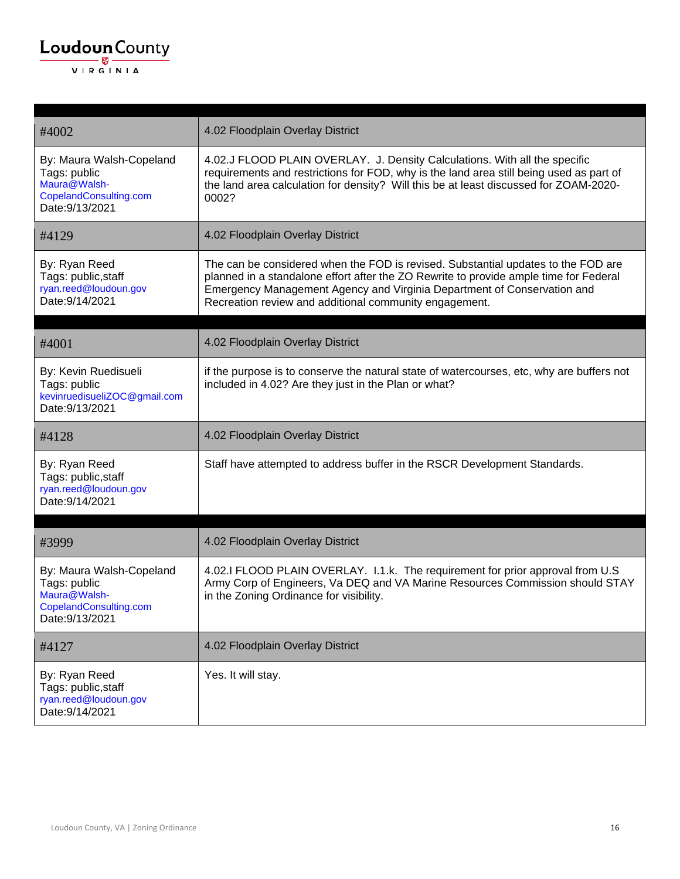| | |
|---|---|
| #4002 | 4.02 Floodplain Overlay District |
| By: Maura Walsh-Copeland<br>Tags: public<br>Maura@Walsh-CopelandConsulting.com<br>Date:9/13/2021 | 4.02.J FLOOD PLAIN OVERLAY. J. Density Calculations. With all the specific requirements and restrictions for FOD, why is the land area still being used as part of the land area calculation for density? Will this be at least discussed for ZOAM-2020-0002? |
| #4129 | 4.02 Floodplain Overlay District |
| By: Ryan Reed<br>Tags: public,staff<br>ryan.reed@loudoun.gov<br>Date:9/14/2021 | The can be considered when the FOD is revised. Substantial updates to the FOD are planned in a standalone effort after the ZO Rewrite to provide ample time for Federal Emergency Management Agency and Virginia Department of Conservation and Recreation review and additional community engagement. |

| | |
|---|---|
| #4001 | 4.02 Floodplain Overlay District |
| By: Kevin Ruedisueli<br>Tags: public<br>kevinruedisueliZOC@gmail.com<br>Date:9/13/2021 | if the purpose is to conserve the natural state of watercourses, etc, why are buffers not included in 4.02? Are they just in the Plan or what? |
| #4128 | 4.02 Floodplain Overlay District |
| By: Ryan Reed<br>Tags: public,staff<br>ryan.reed@loudoun.gov<br>Date:9/14/2021 | Staff have attempted to address buffer in the RSCR Development Standards. |

| | |
|---|---|
| #3999 | 4.02 Floodplain Overlay District |
| By: Maura Walsh-Copeland<br>Tags: public<br>Maura@Walsh-CopelandConsulting.com<br>Date:9/13/2021 | 4.02.I FLOOD PLAIN OVERLAY. I.1.k. The requirement for prior approval from U.S Army Corp of Engineers, Va DEQ and VA Marine Resources Commission should STAY in the Zoning Ordinance for visibility. |
| #4127 | 4.02 Floodplain Overlay District |
| By: Ryan Reed<br>Tags: public,staff<br>ryan.reed@loudoun.gov<br>Date:9/14/2021 | Yes. It will stay. |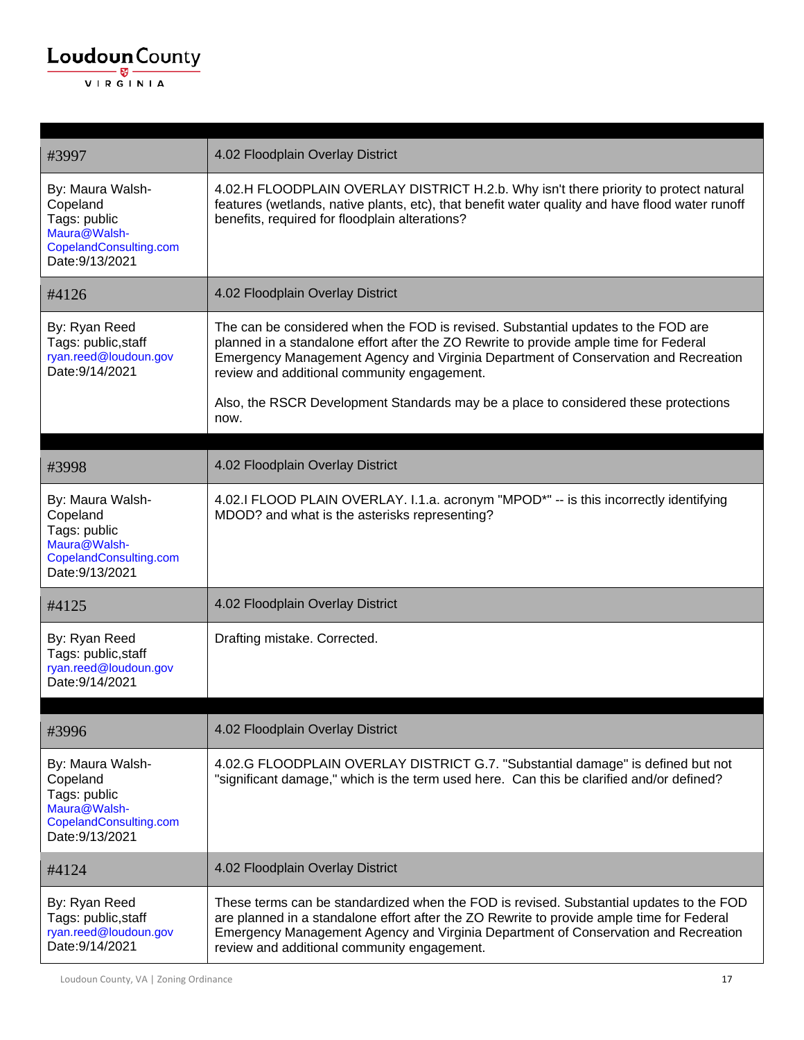| #3997 | 4.02 Floodplain Overlay District |
|---|---|
| By: Maura Walsh-Copeland<br>Tags: public<br>Maura@Walsh-CopelandConsulting.com<br>Date:9/13/2021 | 4.02.H FLOODPLAIN OVERLAY DISTRICT H.2.b. Why isn't there priority to protect natural features (wetlands, native plants, etc), that benefit water quality and have flood water runoff benefits, required for floodplain alterations? |
| #4126 | 4.02 Floodplain Overlay District |
| By: Ryan Reed<br>Tags: public,staff<br>ryan.reed@loudoun.gov<br>Date:9/14/2021 | The can be considered when the FOD is revised. Substantial updates to the FOD are planned in a standalone effort after the ZO Rewrite to provide ample time for Federal Emergency Management Agency and Virginia Department of Conservation and Recreation review and additional community engagement.<br><br>Also, the RSCR Development Standards may be a place to considered these protections now. |

| #3998 | 4.02 Floodplain Overlay District |
|---|---|
| By: Maura Walsh-Copeland<br>Tags: public<br>Maura@Walsh-CopelandConsulting.com<br>Date:9/13/2021 | 4.02.I FLOOD PLAIN OVERLAY. I.1.a. acronym "MPOD*" -- is this incorrectly identifying MDOD? and what is the asterisks representing? |
| #4125 | 4.02 Floodplain Overlay District |
| By: Ryan Reed<br>Tags: public,staff<br>ryan.reed@loudoun.gov<br>Date:9/14/2021 | Drafting mistake. Corrected. |

| #3996 | 4.02 Floodplain Overlay District |
|---|---|
| By: Maura Walsh-Copeland<br>Tags: public<br>Maura@Walsh-CopelandConsulting.com<br>Date:9/13/2021 | 4.02.G FLOODPLAIN OVERLAY DISTRICT G.7. "Substantial damage" is defined but not "significant damage," which is the term used here. Can this be clarified and/or defined? |
| #4124 | 4.02 Floodplain Overlay District |
| By: Ryan Reed<br>Tags: public,staff<br>ryan.reed@loudoun.gov<br>Date:9/14/2021 | These terms can be standardized when the FOD is revised. Substantial updates to the FOD are planned in a standalone effort after the ZO Rewrite to provide ample time for Federal Emergency Management Agency and Virginia Department of Conservation and Recreation review and additional community engagement. |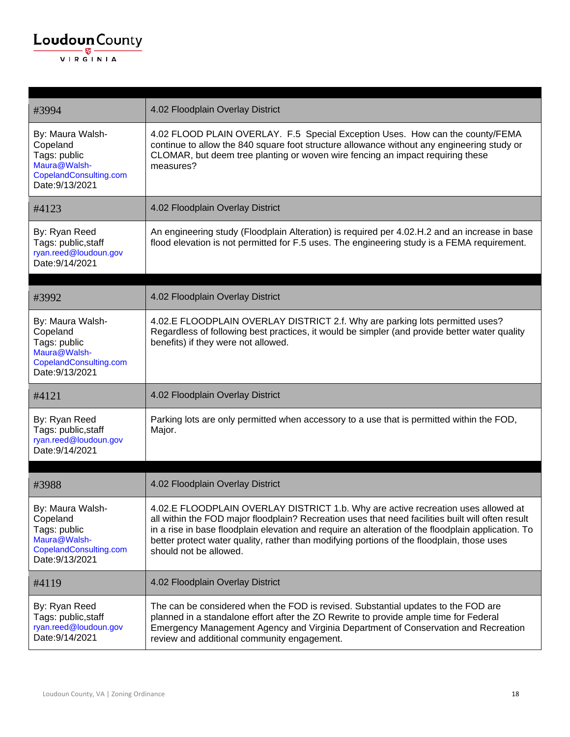| #3994 | 4.02 Floodplain Overlay District |
|---|---|
| By: Maura Walsh-Copeland<br>Tags: public<br>Maura@Walsh-CopelandConsulting.com<br>Date:9/13/2021 | 4.02 FLOOD PLAIN OVERLAY. F.5 Special Exception Uses. How can the county/FEMA continue to allow the 840 square foot structure allowance without any engineering study or CLOMAR, but deem tree planting or woven wire fencing an impact requiring these measures? |
| #4123 | 4.02 Floodplain Overlay District |
| By: Ryan Reed<br>Tags: public,staff<br>ryan.reed@loudoun.gov<br>Date:9/14/2021 | An engineering study (Floodplain Alteration) is required per 4.02.H.2 and an increase in base flood elevation is not permitted for F.5 uses. The engineering study is a FEMA requirement. |

| #3992 | 4.02 Floodplain Overlay District |
|---|---|
| By: Maura Walsh-Copeland<br>Tags: public<br>Maura@Walsh-CopelandConsulting.com<br>Date:9/13/2021 | 4.02.E FLOODPLAIN OVERLAY DISTRICT 2.f. Why are parking lots permitted uses? Regardless of following best practices, it would be simpler (and provide better water quality benefits) if they were not allowed. |
| #4121 | 4.02 Floodplain Overlay District |
| By: Ryan Reed<br>Tags: public,staff<br>ryan.reed@loudoun.gov<br>Date:9/14/2021 | Parking lots are only permitted when accessory to a use that is permitted within the FOD, Major. |

| #3988 | 4.02 Floodplain Overlay District |
|---|---|
| By: Maura Walsh-Copeland<br>Tags: public<br>Maura@Walsh-CopelandConsulting.com<br>Date:9/13/2021 | 4.02.E FLOODPLAIN OVERLAY DISTRICT 1.b. Why are active recreation uses allowed at all within the FOD major floodplain? Recreation uses that need facilities built will often result in a rise in base floodplain elevation and require an alteration of the floodplain application. To better protect water quality, rather than modifying portions of the floodplain, those uses should not be allowed. |
| #4119 | 4.02 Floodplain Overlay District |
| By: Ryan Reed<br>Tags: public,staff<br>ryan.reed@loudoun.gov<br>Date:9/14/2021 | The can be considered when the FOD is revised. Substantial updates to the FOD are planned in a standalone effort after the ZO Rewrite to provide ample time for Federal Emergency Management Agency and Virginia Department of Conservation and Recreation review and additional community engagement. |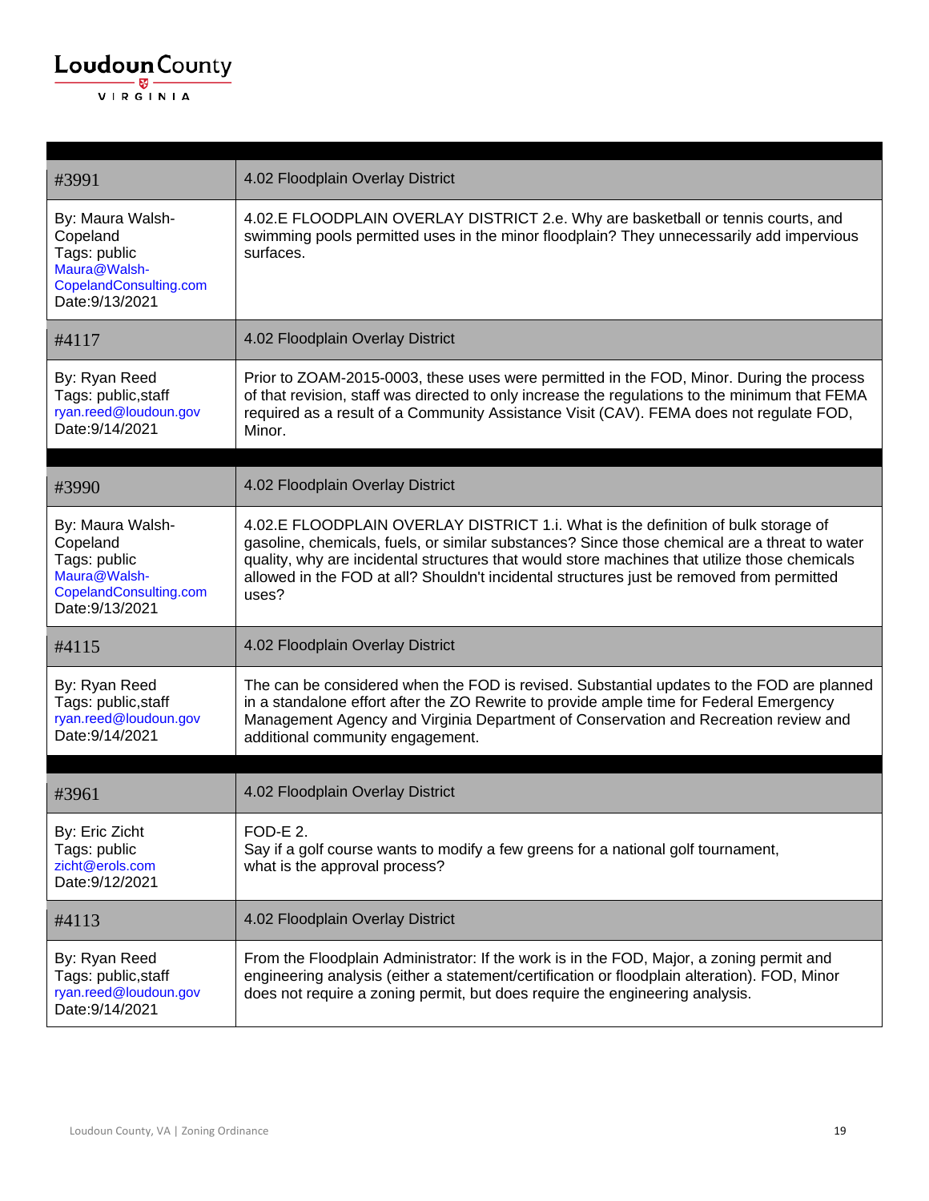| #3991 | 4.02 Floodplain Overlay District |
|---|---|
| By: Maura Walsh-Copeland<br>Tags: public<br>Maura@Walsh-CopelandConsulting.com<br>Date:9/13/2021 | 4.02.E FLOODPLAIN OVERLAY DISTRICT 2.e. Why are basketball or tennis courts, and swimming pools permitted uses in the minor floodplain? They unnecessarily add impervious surfaces. |
| #4117 | 4.02 Floodplain Overlay District |
| By: Ryan Reed<br>Tags: public,staff<br>ryan.reed@loudoun.gov<br>Date:9/14/2021 | Prior to ZOAM-2015-0003, these uses were permitted in the FOD, Minor. During the process of that revision, staff was directed to only increase the regulations to the minimum that FEMA required as a result of a Community Assistance Visit (CAV). FEMA does not regulate FOD, Minor. |

| #3990 | 4.02 Floodplain Overlay District |
|---|---|
| By: Maura Walsh-Copeland<br>Tags: public<br>Maura@Walsh-CopelandConsulting.com<br>Date:9/13/2021 | 4.02.E FLOODPLAIN OVERLAY DISTRICT 1.i. What is the definition of bulk storage of gasoline, chemicals, fuels, or similar substances? Since those chemical are a threat to water quality, why are incidental structures that would store machines that utilize those chemicals allowed in the FOD at all? Shouldn't incidental structures just be removed from permitted uses? |
| #4115 | 4.02 Floodplain Overlay District |
| By: Ryan Reed<br>Tags: public,staff<br>ryan.reed@loudoun.gov<br>Date:9/14/2021 | The can be considered when the FOD is revised. Substantial updates to the FOD are planned in a standalone effort after the ZO Rewrite to provide ample time for Federal Emergency Management Agency and Virginia Department of Conservation and Recreation review and additional community engagement. |

| #3961 | 4.02 Floodplain Overlay District |
|---|---|
| By: Eric Zicht<br>Tags: public<br>zicht@erols.com<br>Date:9/12/2021 | FOD-E 2.<br>Say if a golf course wants to modify a few greens for a national golf tournament, what is the approval process? |
| #4113 | 4.02 Floodplain Overlay District |
| By: Ryan Reed<br>Tags: public,staff<br>ryan.reed@loudoun.gov<br>Date:9/14/2021 | From the Floodplain Administrator: If the work is in the FOD, Major, a zoning permit and engineering analysis (either a statement/certification or floodplain alteration). FOD, Minor does not require a zoning permit, but does require the engineering analysis. |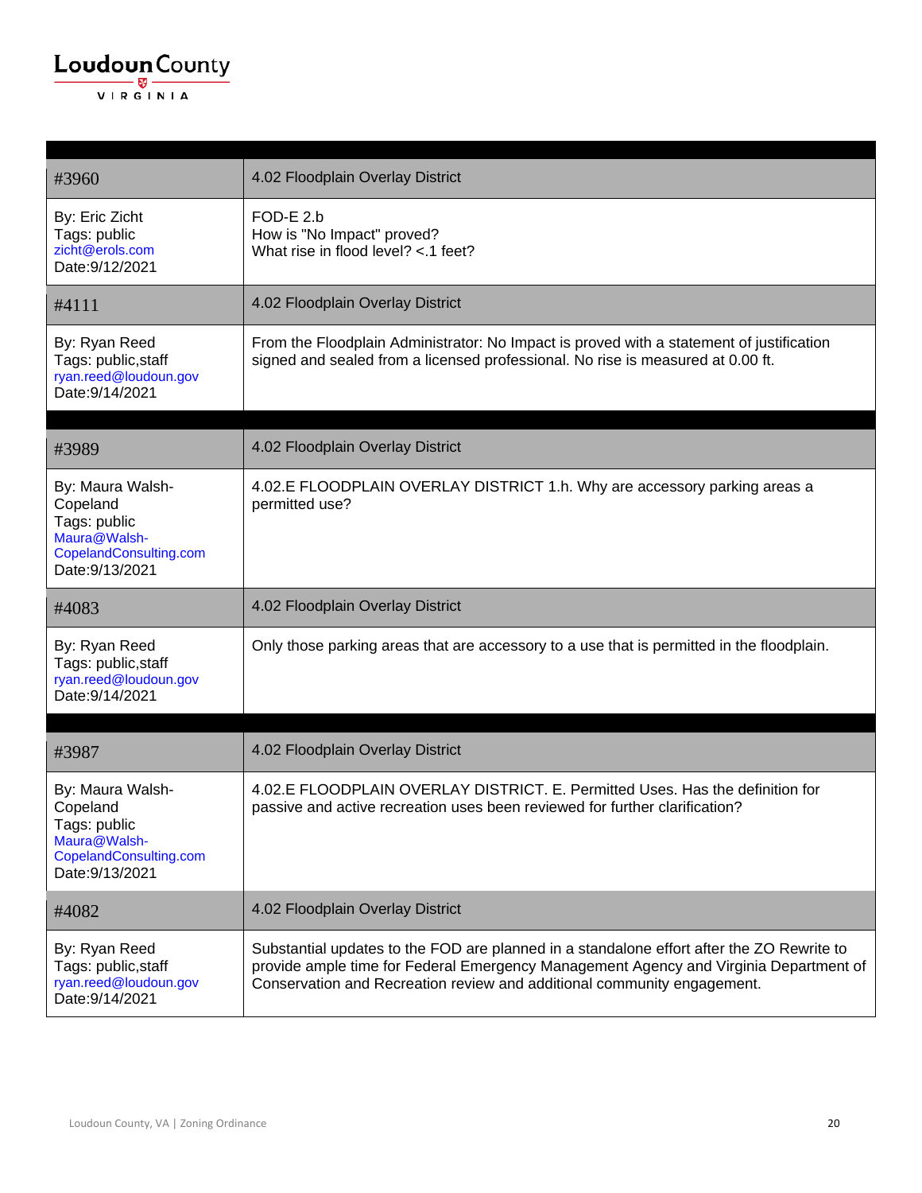| #3960 | 4.02 Floodplain Overlay District |
|---|---|
| By: Eric Zicht<br>Tags: public<br>zicht@erols.com<br>Date:9/12/2021 | FOD-E 2.b<br>How is "No Impact" proved?<br>What rise in flood level? <.1 feet? |
| #4111 | 4.02 Floodplain Overlay District |
| By: Ryan Reed<br>Tags: public,staff<br>ryan.reed@loudoun.gov<br>Date:9/14/2021 | From the Floodplain Administrator: No Impact is proved with a statement of justification signed and sealed from a licensed professional. No rise is measured at 0.00 ft. |

| #3989 | 4.02 Floodplain Overlay District |
|---|---|
| By: Maura Walsh-Copeland<br>Tags: public<br>Maura@Walsh-CopelandConsulting.com<br>Date:9/13/2021 | 4.02.E FLOODPLAIN OVERLAY DISTRICT 1.h. Why are accessory parking areas a permitted use? |
| #4083 | 4.02 Floodplain Overlay District |
| By: Ryan Reed<br>Tags: public,staff<br>ryan.reed@loudoun.gov<br>Date:9/14/2021 | Only those parking areas that are accessory to a use that is permitted in the floodplain. |

| #3987 | 4.02 Floodplain Overlay District |
|---|---|
| By: Maura Walsh-Copeland<br>Tags: public<br>Maura@Walsh-CopelandConsulting.com<br>Date:9/13/2021 | 4.02.E FLOODPLAIN OVERLAY DISTRICT. E. Permitted Uses. Has the definition for passive and active recreation uses been reviewed for further clarification? |
| #4082 | 4.02 Floodplain Overlay District |
| By: Ryan Reed<br>Tags: public,staff<br>ryan.reed@loudoun.gov<br>Date:9/14/2021 | Substantial updates to the FOD are planned in a standalone effort after the ZO Rewrite to provide ample time for Federal Emergency Management Agency and Virginia Department of Conservation and Recreation review and additional community engagement. |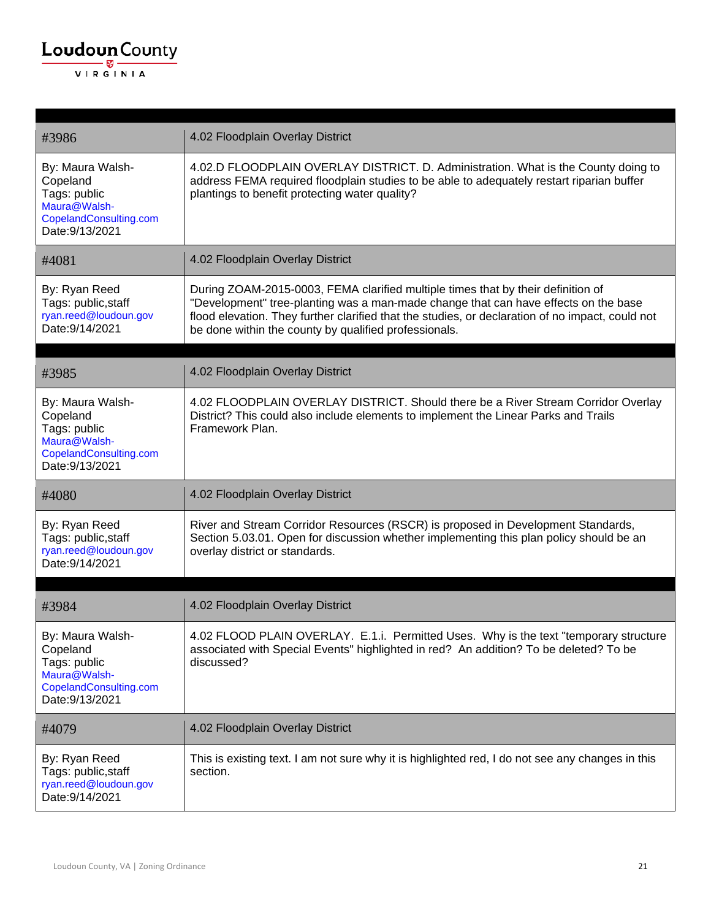| #3986 | 4.02 Floodplain Overlay District |
|---|---|
| By: Maura Walsh-Copeland<br>Tags: public<br>Maura@Walsh-CopelandConsulting.com<br>Date:9/13/2021 | 4.02.D FLOODPLAIN OVERLAY DISTRICT. D. Administration. What is the County doing to address FEMA required floodplain studies to be able to adequately restart riparian buffer plantings to benefit protecting water quality? |
| #4081 | 4.02 Floodplain Overlay District |
| By: Ryan Reed<br>Tags: public,staff<br>ryan.reed@loudoun.gov<br>Date:9/14/2021 | During ZOAM-2015-0003, FEMA clarified multiple times that by their definition of "Development" tree-planting was a man-made change that can have effects on the base flood elevation. They further clarified that the studies, or declaration of no impact, could not be done within the county by qualified professionals. |

| #3985 | 4.02 Floodplain Overlay District |
|---|---|
| By: Maura Walsh-Copeland<br>Tags: public<br>Maura@Walsh-CopelandConsulting.com<br>Date:9/13/2021 | 4.02 FLOODPLAIN OVERLAY DISTRICT. Should there be a River Stream Corridor Overlay District? This could also include elements to implement the Linear Parks and Trails Framework Plan. |
| #4080 | 4.02 Floodplain Overlay District |
| By: Ryan Reed<br>Tags: public,staff<br>ryan.reed@loudoun.gov<br>Date:9/14/2021 | River and Stream Corridor Resources (RSCR) is proposed in Development Standards, Section 5.03.01. Open for discussion whether implementing this plan policy should be an overlay district or standards. |

| #3984 | 4.02 Floodplain Overlay District |
|---|---|
| By: Maura Walsh-Copeland<br>Tags: public<br>Maura@Walsh-CopelandConsulting.com<br>Date:9/13/2021 | 4.02 FLOOD PLAIN OVERLAY. E.1.i. Permitted Uses. Why is the text "temporary structure associated with Special Events" highlighted in red? An addition? To be deleted? To be discussed? |
| #4079 | 4.02 Floodplain Overlay District |
| By: Ryan Reed<br>Tags: public,staff<br>ryan.reed@loudoun.gov<br>Date:9/14/2021 | This is existing text. I am not sure why it is highlighted red, I do not see any changes in this section. |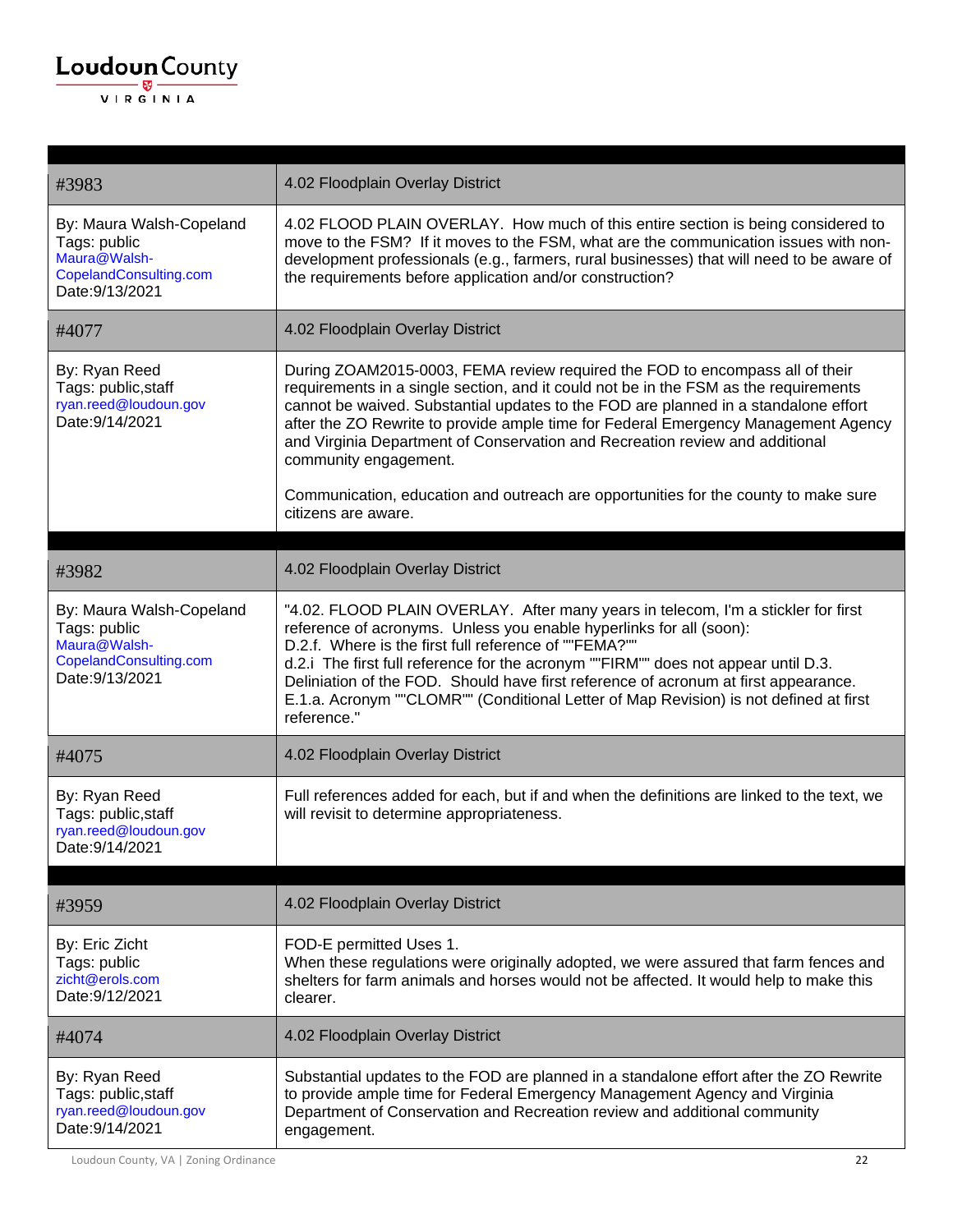| #3983 | 4.02 Floodplain Overlay District |
|---|---|
| By: Maura Walsh-Copeland<br>Tags: public<br>Maura@Walsh-CopelandConsulting.com<br>Date:9/13/2021 | 4.02 FLOOD PLAIN OVERLAY. How much of this entire section is being considered to move to the FSM? If it moves to the FSM, what are the communication issues with non-development professionals (e.g., farmers, rural businesses) that will need to be aware of the requirements before application and/or construction? |
| #4077 | 4.02 Floodplain Overlay District |
| By: Ryan Reed<br>Tags: public,staff<br>ryan.reed@loudoun.gov<br>Date:9/14/2021 | During ZOAM2015-0003, FEMA review required the FOD to encompass all of their requirements in a single section, and it could not be in the FSM as the requirements cannot be waived. Substantial updates to the FOD are planned in a standalone effort after the ZO Rewrite to provide ample time for Federal Emergency Management Agency and Virginia Department of Conservation and Recreation review and additional community engagement.<br><br>Communication, education and outreach are opportunities for the county to make sure citizens are aware. |

| #3982 | 4.02 Floodplain Overlay District |
|---|---|
| By: Maura Walsh-Copeland<br>Tags: public<br>Maura@Walsh-CopelandConsulting.com<br>Date:9/13/2021 | "4.02. FLOOD PLAIN OVERLAY. After many years in telecom, I'm a stickler for first reference of acronyms. Unless you enable hyperlinks for all (soon):<br>D.2.f. Where is the first full reference of ""FEMA?""<br>d.2.i The first full reference for the acronym ""FIRM"" does not appear until D.3. Deliniation of the FOD. Should have first reference of acronum at first appearance.<br>E.1.a. Acronym ""CLOMR"" (Conditional Letter of Map Revision) is not defined at first reference." |
| #4075 | 4.02 Floodplain Overlay District |
| By: Ryan Reed<br>Tags: public,staff<br>ryan.reed@loudoun.gov<br>Date:9/14/2021 | Full references added for each, but if and when the definitions are linked to the text, we will revisit to determine appropriateness. |

| #3959 | 4.02 Floodplain Overlay District |
|---|---|
| By: Eric Zicht<br>Tags: public<br>zicht@erols.com<br>Date:9/12/2021 | FOD-E permitted Uses 1.<br>When these regulations were originally adopted, we were assured that farm fences and shelters for farm animals and horses would not be affected. It would help to make this clearer. |
| #4074 | 4.02 Floodplain Overlay District |
| By: Ryan Reed<br>Tags: public,staff<br>ryan.reed@loudoun.gov<br>Date:9/14/2021 | Substantial updates to the FOD are planned in a standalone effort after the ZO Rewrite to provide ample time for Federal Emergency Management Agency and Virginia Department of Conservation and Recreation review and additional community engagement. |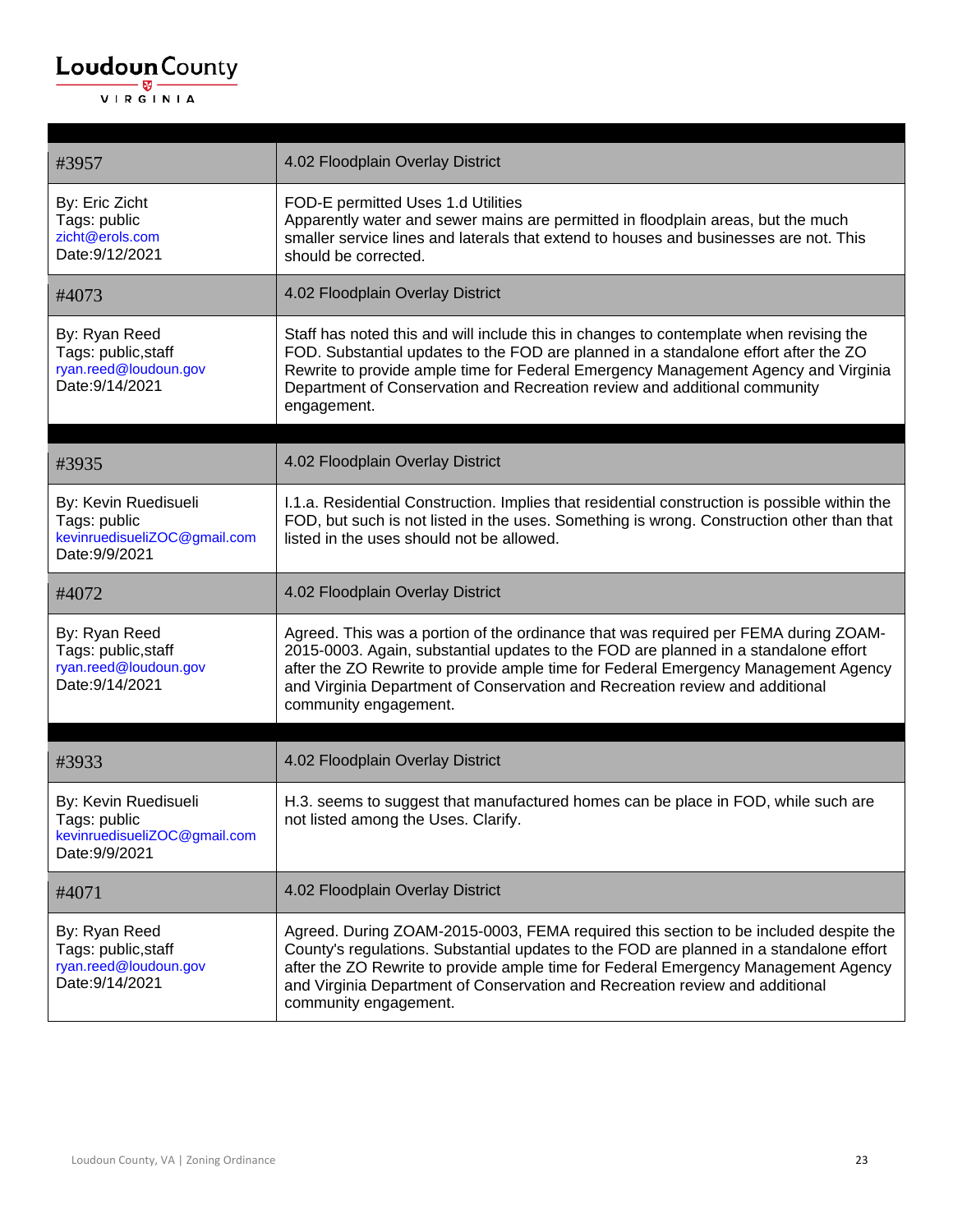| | |
|---|---|
| #3957 | 4.02 Floodplain Overlay District |
| By: Eric Zicht<br>Tags: public<br>zicht@erols.com<br>Date:9/12/2021 | FOD-E permitted Uses 1.d Utilities<br>Apparently water and sewer mains are permitted in floodplain areas, but the much smaller service lines and laterals that extend to houses and businesses are not. This should be corrected. |
| #4073 | 4.02 Floodplain Overlay District |
| By: Ryan Reed<br>Tags: public,staff<br>ryan.reed@loudoun.gov<br>Date:9/14/2021 | Staff has noted this and will include this in changes to contemplate when revising the FOD. Substantial updates to the FOD are planned in a standalone effort after the ZO Rewrite to provide ample time for Federal Emergency Management Agency and Virginia Department of Conservation and Recreation review and additional community engagement. |

| | |
|---|---|
| #3935 | 4.02 Floodplain Overlay District |
| By: Kevin Ruedisueli<br>Tags: public<br>kevinruedisueliZOC@gmail.com<br>Date:9/9/2021 | I.1.a. Residential Construction. Implies that residential construction is possible within the FOD, but such is not listed in the uses. Something is wrong. Construction other than that listed in the uses should not be allowed. |
| #4072 | 4.02 Floodplain Overlay District |
| By: Ryan Reed<br>Tags: public,staff<br>ryan.reed@loudoun.gov<br>Date:9/14/2021 | Agreed. This was a portion of the ordinance that was required per FEMA during ZOAM-2015-0003. Again, substantial updates to the FOD are planned in a standalone effort after the ZO Rewrite to provide ample time for Federal Emergency Management Agency and Virginia Department of Conservation and Recreation review and additional community engagement. |

| | |
|---|---|
| #3933 | 4.02 Floodplain Overlay District |
| By: Kevin Ruedisueli<br>Tags: public<br>kevinruedisueliZOC@gmail.com<br>Date:9/9/2021 | H.3. seems to suggest that manufactured homes can be place in FOD, while such are not listed among the Uses. Clarify. |
| #4071 | 4.02 Floodplain Overlay District |
| By: Ryan Reed<br>Tags: public,staff<br>ryan.reed@loudoun.gov<br>Date:9/14/2021 | Agreed. During ZOAM-2015-0003, FEMA required this section to be included despite the County's regulations. Substantial updates to the FOD are planned in a standalone effort after the ZO Rewrite to provide ample time for Federal Emergency Management Agency and Virginia Department of Conservation and Recreation review and additional community engagement. |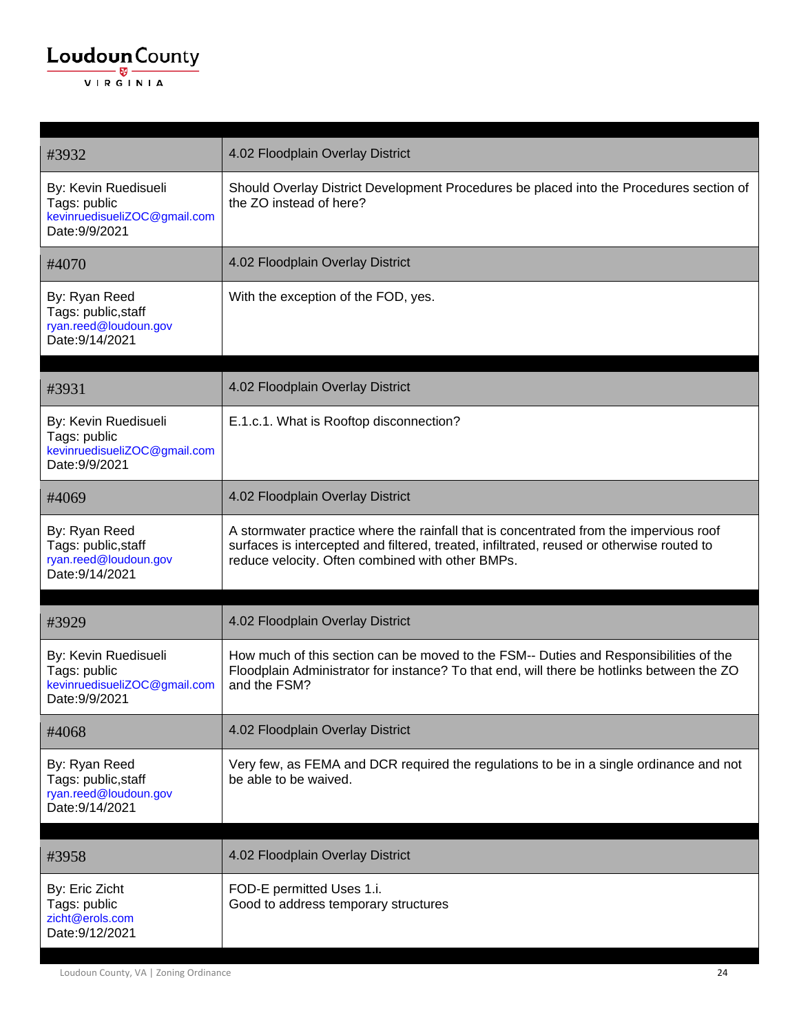| #3932 | 4.02 Floodplain Overlay District |
|---|---|
| By: Kevin Ruedisueli<br>Tags: public<br>kevinruedisueliZOC@gmail.com<br>Date:9/9/2021 | Should Overlay District Development Procedures be placed into the Procedures section of the ZO instead of here? |
| #4070 | 4.02 Floodplain Overlay District |
| By: Ryan Reed<br>Tags: public,staff<br>ryan.reed@loudoun.gov<br>Date:9/14/2021 | With the exception of the FOD, yes. |

| #3931 | 4.02 Floodplain Overlay District |
|---|---|
| By: Kevin Ruedisueli<br>Tags: public<br>kevinruedisueliZOC@gmail.com<br>Date:9/9/2021 | E.1.c.1. What is Rooftop disconnection? |
| #4069 | 4.02 Floodplain Overlay District |
| By: Ryan Reed<br>Tags: public,staff<br>ryan.reed@loudoun.gov<br>Date:9/14/2021 | A stormwater practice where the rainfall that is concentrated from the impervious roof surfaces is intercepted and filtered, treated, infiltrated, reused or otherwise routed to reduce velocity. Often combined with other BMPs. |

| #3929 | 4.02 Floodplain Overlay District |
|---|---|
| By: Kevin Ruedisueli<br>Tags: public<br>kevinruedisueliZOC@gmail.com<br>Date:9/9/2021 | How much of this section can be moved to the FSM-- Duties and Responsibilities of the Floodplain Administrator for instance? To that end, will there be hotlinks between the ZO and the FSM? |
| #4068 | 4.02 Floodplain Overlay District |
| By: Ryan Reed<br>Tags: public,staff<br>ryan.reed@loudoun.gov<br>Date:9/14/2021 | Very few, as FEMA and DCR required the regulations to be in a single ordinance and not be able to be waived. |

| #3958 | 4.02 Floodplain Overlay District |
|---|---|
| By: Eric Zicht<br>Tags: public<br>zicht@erols.com<br>Date:9/12/2021 | FOD-E permitted Uses 1.i.<br>Good to address temporary structures |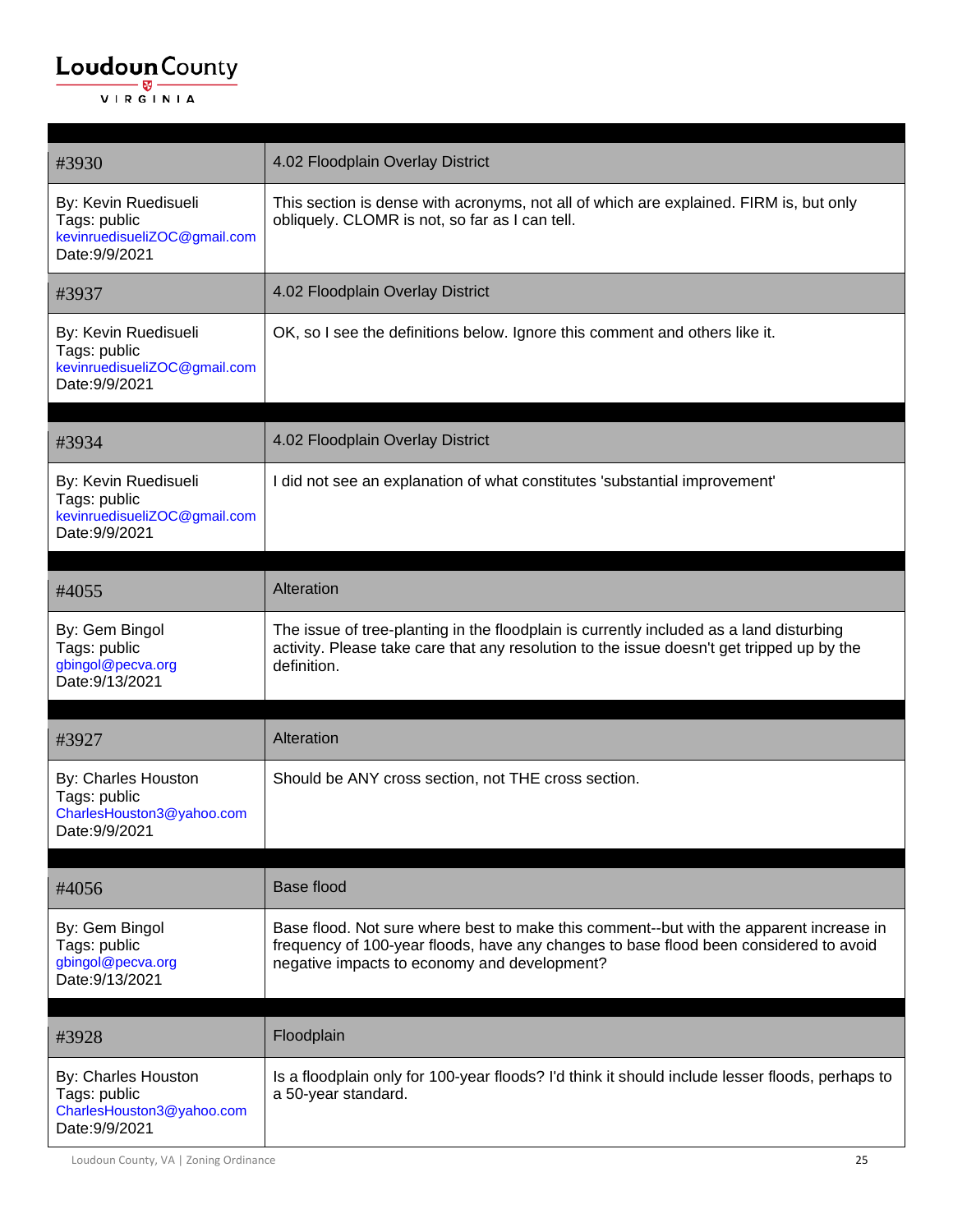| #3930 | 4.02 Floodplain Overlay District |
| --- | --- |
| By: Kevin Ruedisueli<br>Tags: public<br>kevinruedisueliZOC@gmail.com<br>Date:9/9/2021 | This section is dense with acronyms, not all of which are explained. FIRM is, but only obliquely. CLOMR is not, so far as I can tell. |
| #3937 | 4.02 Floodplain Overlay District |
| By: Kevin Ruedisueli<br>Tags: public<br>kevinruedisueliZOC@gmail.com<br>Date:9/9/2021 | OK, so I see the definitions below. Ignore this comment and others like it. |

| #3934 | 4.02 Floodplain Overlay District |
| --- | --- |
| By: Kevin Ruedisueli<br>Tags: public<br>kevinruedisueliZOC@gmail.com<br>Date:9/9/2021 | I did not see an explanation of what constitutes 'substantial improvement' |

| #4055 | Alteration |
| --- | --- |
| By: Gem Bingol<br>Tags: public<br>gbingol@pecva.org<br>Date:9/13/2021 | The issue of tree-planting in the floodplain is currently included as a land disturbing activity. Please take care that any resolution to the issue doesn't get tripped up by the definition. |

| #3927 | Alteration |
| --- | --- |
| By: Charles Houston<br>Tags: public<br>CharlesHouston3@yahoo.com<br>Date:9/9/2021 | Should be ANY cross section, not THE cross section. |

| #4056 | Base flood |
| --- | --- |
| By: Gem Bingol<br>Tags: public<br>gbingol@pecva.org<br>Date:9/13/2021 | Base flood. Not sure where best to make this comment--but with the apparent increase in frequency of 100-year floods, have any changes to base flood been considered to avoid negative impacts to economy and development? |

| #3928 | Floodplain |
| --- | --- |
| By: Charles Houston<br>Tags: public<br>CharlesHouston3@yahoo.com<br>Date:9/9/2021 | Is a floodplain only for 100-year floods? I'd think it should include lesser floods, perhaps to a 50-year standard. |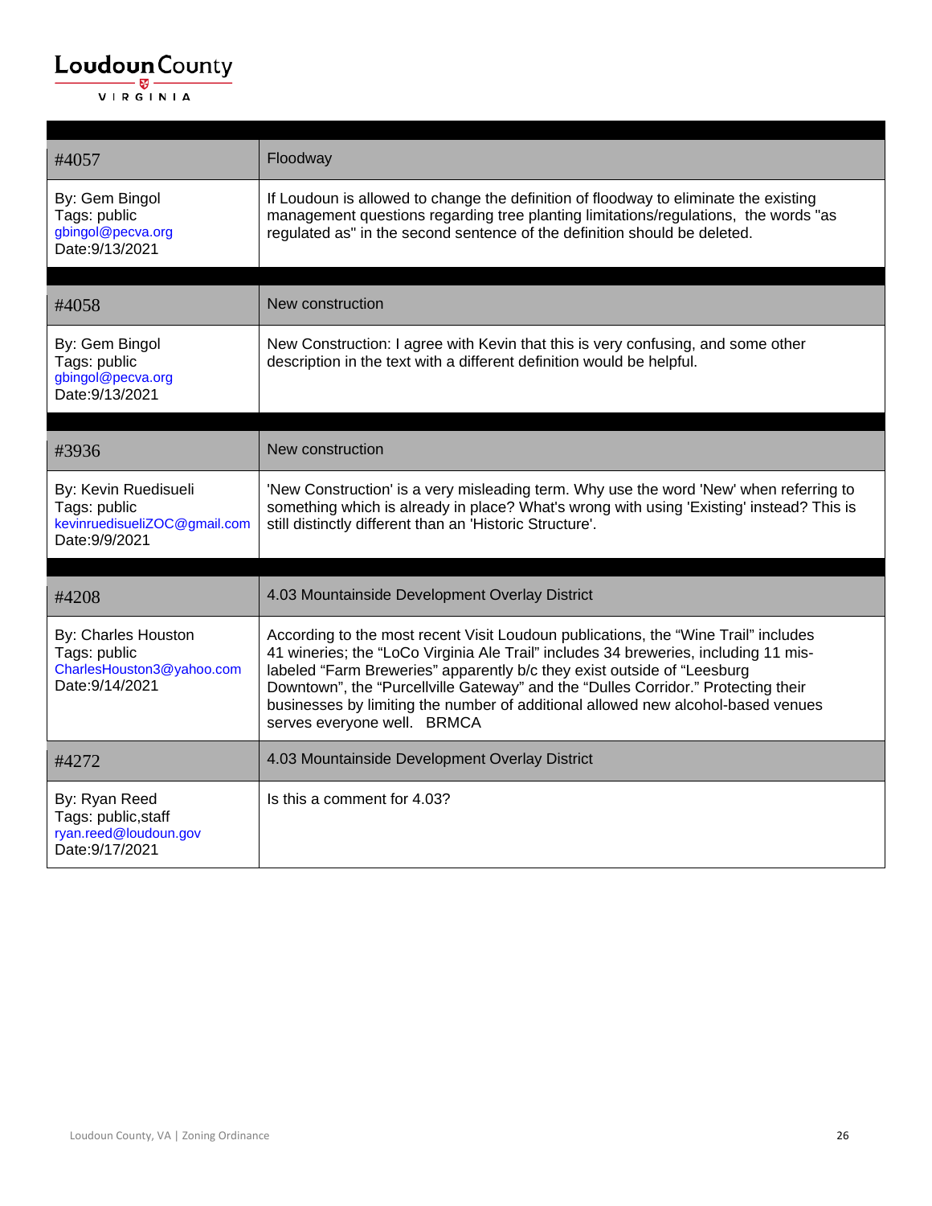| #4057 | Floodway |
|---|---|
| By: Gem Bingol<br>Tags: public<br>gbingol@pecva.org<br>Date:9/13/2021 | If Loudoun is allowed to change the definition of floodway to eliminate the existing management questions regarding tree planting limitations/regulations, the words "as regulated as" in the second sentence of the definition should be deleted. |

| #4058 | New construction |
|---|---|
| By: Gem Bingol<br>Tags: public<br>gbingol@pecva.org<br>Date:9/13/2021 | New Construction: I agree with Kevin that this is very confusing, and some other description in the text with a different definition would be helpful. |

| #3936 | New construction |
|---|---|
| By: Kevin Ruedisueli<br>Tags: public<br>kevinruedisueliZOC@gmail.com<br>Date:9/9/2021 | 'New Construction' is a very misleading term. Why use the word 'New' when referring to something which is already in place? What's wrong with using 'Existing' instead? This is still distinctly different than an 'Historic Structure'. |

| #4208 | 4.03 Mountainside Development Overlay District |
|---|---|
| By: Charles Houston<br>Tags: public<br>CharlesHouston3@yahoo.com<br>Date:9/14/2021 | According to the most recent Visit Loudoun publications, the “Wine Trail” includes 41 wineries; the “LoCo Virginia Ale Trail” includes 34 breweries, including 11 mis-labeled “Farm Breweries” apparently b/c they exist outside of “Leesburg Downtown”, the “Purcellville Gateway” and the “Dulles Corridor.” Protecting their businesses by limiting the number of additional allowed new alcohol-based venues serves everyone well. BRMCA |
| #4272 | 4.03 Mountainside Development Overlay District |
| By: Ryan Reed<br>Tags: public,staff<br>ryan.reed@loudoun.gov<br>Date:9/17/2021 | Is this a comment for 4.03? |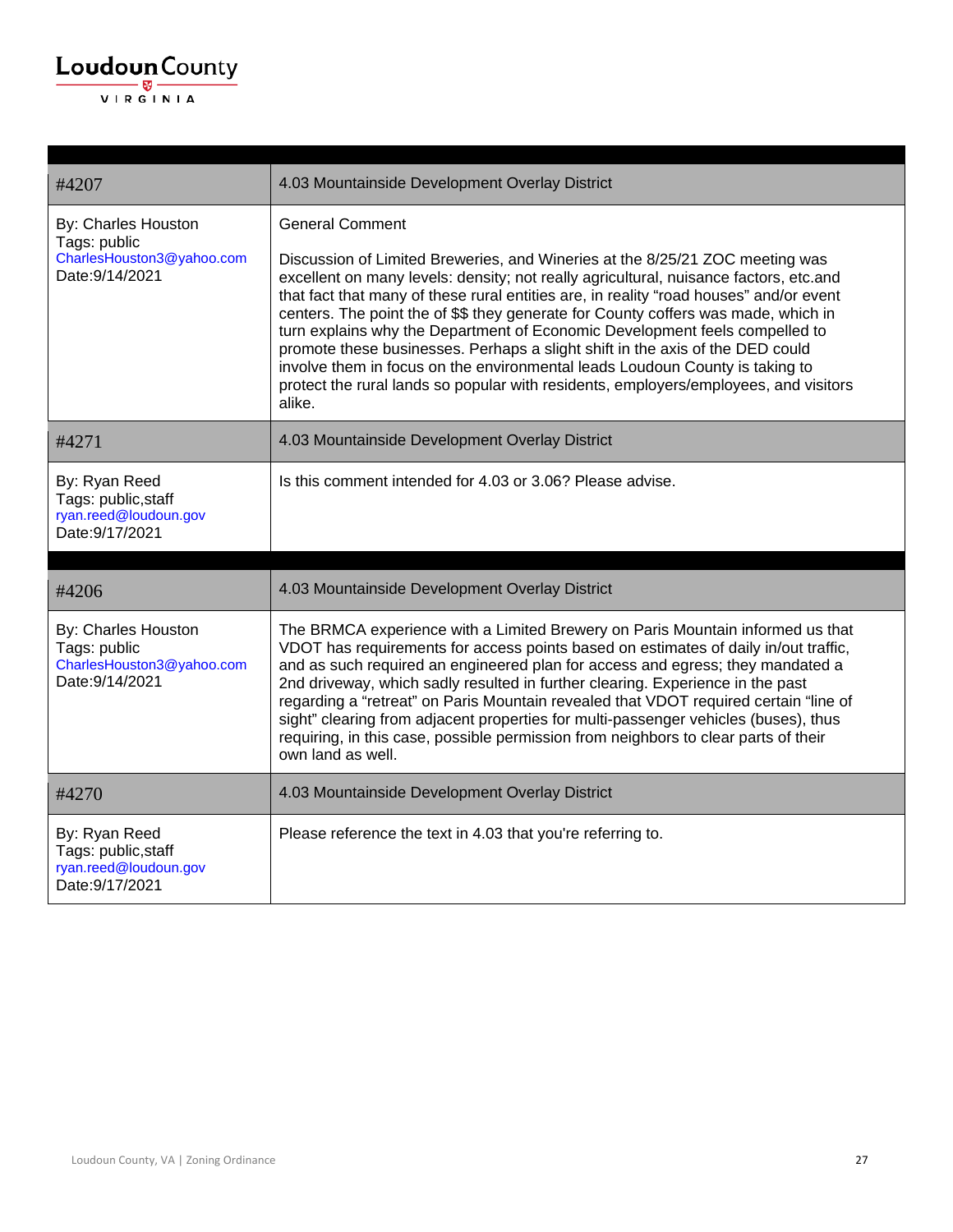| #4207 | 4.03 Mountainside Development Overlay District |
|---|---|
| By: Charles Houston<br>Tags: public<br>CharlesHouston3@yahoo.com<br>Date:9/14/2021 | General Comment<br><br>Discussion of Limited Breweries, and Wineries at the 8/25/21 ZOC meeting was excellent on many levels: density; not really agricultural, nuisance factors, etc.and that fact that many of these rural entities are, in reality "road houses" and/or event centers. The point the of $$ they generate for County coffers was made, which in turn explains why the Department of Economic Development feels compelled to promote these businesses. Perhaps a slight shift in the axis of the DED could involve them in focus on the environmental leads Loudoun County is taking to protect the rural lands so popular with residents, employers/employees, and visitors alike. |
| #4271 | 4.03 Mountainside Development Overlay District |
| By: Ryan Reed<br>Tags: public,staff<br>ryan.reed@loudoun.gov<br>Date:9/17/2021 | Is this comment intended for 4.03 or 3.06? Please advise. |

| #4206 | 4.03 Mountainside Development Overlay District |
|---|---|
| By: Charles Houston<br>Tags: public<br>CharlesHouston3@yahoo.com<br>Date:9/14/2021 | The BRMCA experience with a Limited Brewery on Paris Mountain informed us that VDOT has requirements for access points based on estimates of daily in/out traffic, and as such required an engineered plan for access and egress; they mandated a 2nd driveway, which sadly resulted in further clearing. Experience in the past regarding a "retreat" on Paris Mountain revealed that VDOT required certain "line of sight" clearing from adjacent properties for multi-passenger vehicles (buses), thus requiring, in this case, possible permission from neighbors to clear parts of their own land as well. |
| #4270 | 4.03 Mountainside Development Overlay District |
| By: Ryan Reed<br>Tags: public,staff<br>ryan.reed@loudoun.gov<br>Date:9/17/2021 | Please reference the text in 4.03 that you're referring to. |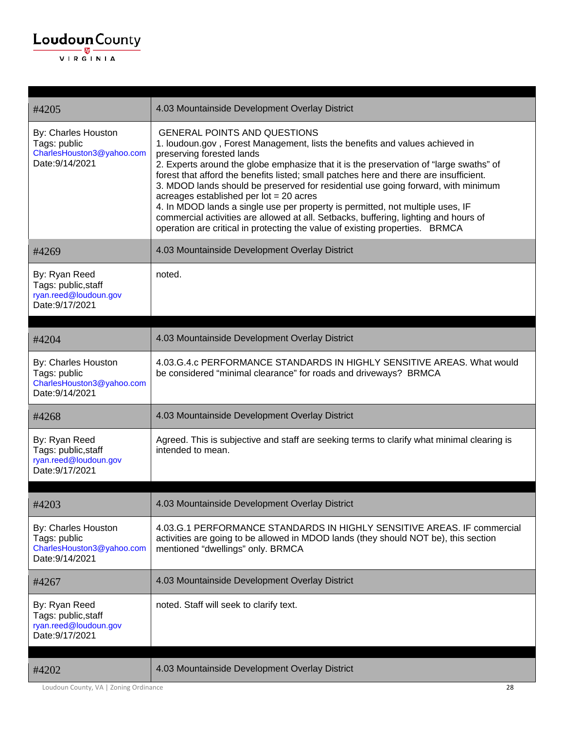| #4205 | 4.03 Mountainside Development Overlay District |
|---|---|
| By: Charles Houston<br>Tags: public<br>CharlesHouston3@yahoo.com<br>Date:9/14/2021 | GENERAL POINTS AND QUESTIONS<br>1. loudoun.gov , Forest Management, lists the benefits and values achieved in preserving forested lands<br>2. Experts around the globe emphasize that it is the preservation of "large swaths" of forest that afford the benefits listed; small patches here and there are insufficient.<br>3. MDOD lands should be preserved for residential use going forward, with minimum acreages established per lot = 20 acres<br>4. In MDOD lands a single use per property is permitted, not multiple uses, IF commercial activities are allowed at all. Setbacks, buffering, lighting and hours of operation are critical in protecting the value of existing properties. BRMCA |
| #4269 | 4.03 Mountainside Development Overlay District |
| By: Ryan Reed<br>Tags: public,staff<br>ryan.reed@loudoun.gov<br>Date:9/17/2021 | noted. |

| #4204 | 4.03 Mountainside Development Overlay District |
|---|---|
| By: Charles Houston<br>Tags: public<br>CharlesHouston3@yahoo.com<br>Date:9/14/2021 | 4.03.G.4.c PERFORMANCE STANDARDS IN HIGHLY SENSITIVE AREAS. What would be considered "minimal clearance" for roads and driveways? BRMCA |
| #4268 | 4.03 Mountainside Development Overlay District |
| By: Ryan Reed<br>Tags: public,staff<br>ryan.reed@loudoun.gov<br>Date:9/17/2021 | Agreed. This is subjective and staff are seeking terms to clarify what minimal clearing is intended to mean. |

| #4203 | 4.03 Mountainside Development Overlay District |
|---|---|
| By: Charles Houston<br>Tags: public<br>CharlesHouston3@yahoo.com<br>Date:9/14/2021 | 4.03.G.1 PERFORMANCE STANDARDS IN HIGHLY SENSITIVE AREAS. IF commercial activities are going to be allowed in MDOD lands (they should NOT be), this section mentioned "dwellings" only. BRMCA |
| #4267 | 4.03 Mountainside Development Overlay District |
| By: Ryan Reed<br>Tags: public,staff<br>ryan.reed@loudoun.gov<br>Date:9/17/2021 | noted. Staff will seek to clarify text. |

| #4202 | 4.03 Mountainside Development Overlay District |
|---|---|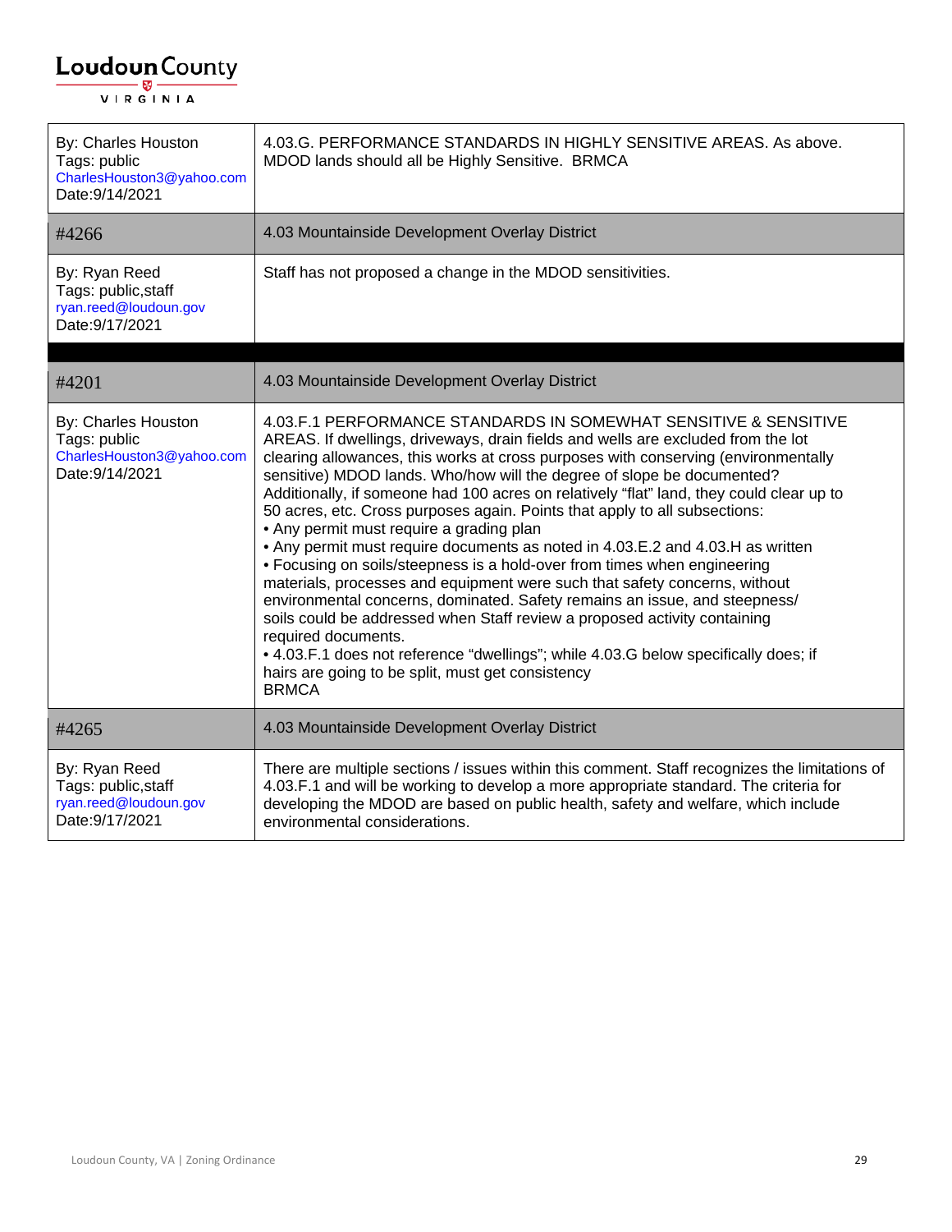| By: Charles Houston<br>Tags: public<br>CharlesHouston3@yahoo.com<br>Date:9/14/2021 | 4.03.G. PERFORMANCE STANDARDS IN HIGHLY SENSITIVE AREAS. As above. MDOD lands should all be Highly Sensitive. BRMCA |
|---|---|
| #4266 | 4.03 Mountainside Development Overlay District |
| By: Ryan Reed<br>Tags: public,staff<br>ryan.reed@loudoun.gov<br>Date:9/17/2021 | Staff has not proposed a change in the MDOD sensitivities. |

| #4201 | 4.03 Mountainside Development Overlay District |
|---|---|
| By: Charles Houston<br>Tags: public<br>CharlesHouston3@yahoo.com<br>Date:9/14/2021 | 4.03.F.1 PERFORMANCE STANDARDS IN SOMEWHAT SENSITIVE & SENSITIVE AREAS. If dwellings, driveways, drain fields and wells are excluded from the lot clearing allowances, this works at cross purposes with conserving (environmentally sensitive) MDOD lands. Who/how will the degree of slope be documented? Additionally, if someone had 100 acres on relatively "flat" land, they could clear up to 50 acres, etc. Cross purposes again. Points that apply to all subsections:<br>• Any permit must require a grading plan<br>• Any permit must require documents as noted in 4.03.E.2 and 4.03.H as written<br>• Focusing on soils/steepness is a hold-over from times when engineering materials, processes and equipment were such that safety concerns, without environmental concerns, dominated. Safety remains an issue, and steepness/ soils could be addressed when Staff review a proposed activity containing required documents.<br>• 4.03.F.1 does not reference "dwellings"; while 4.03.G below specifically does; if hairs are going to be split, must get consistency<br>BRMCA |
| #4265 | 4.03 Mountainside Development Overlay District |
| By: Ryan Reed<br>Tags: public,staff<br>ryan.reed@loudoun.gov<br>Date:9/17/2021 | There are multiple sections / issues within this comment. Staff recognizes the limitations of 4.03.F.1 and will be working to develop a more appropriate standard. The criteria for developing the MDOD are based on public health, safety and welfare, which include environmental considerations. |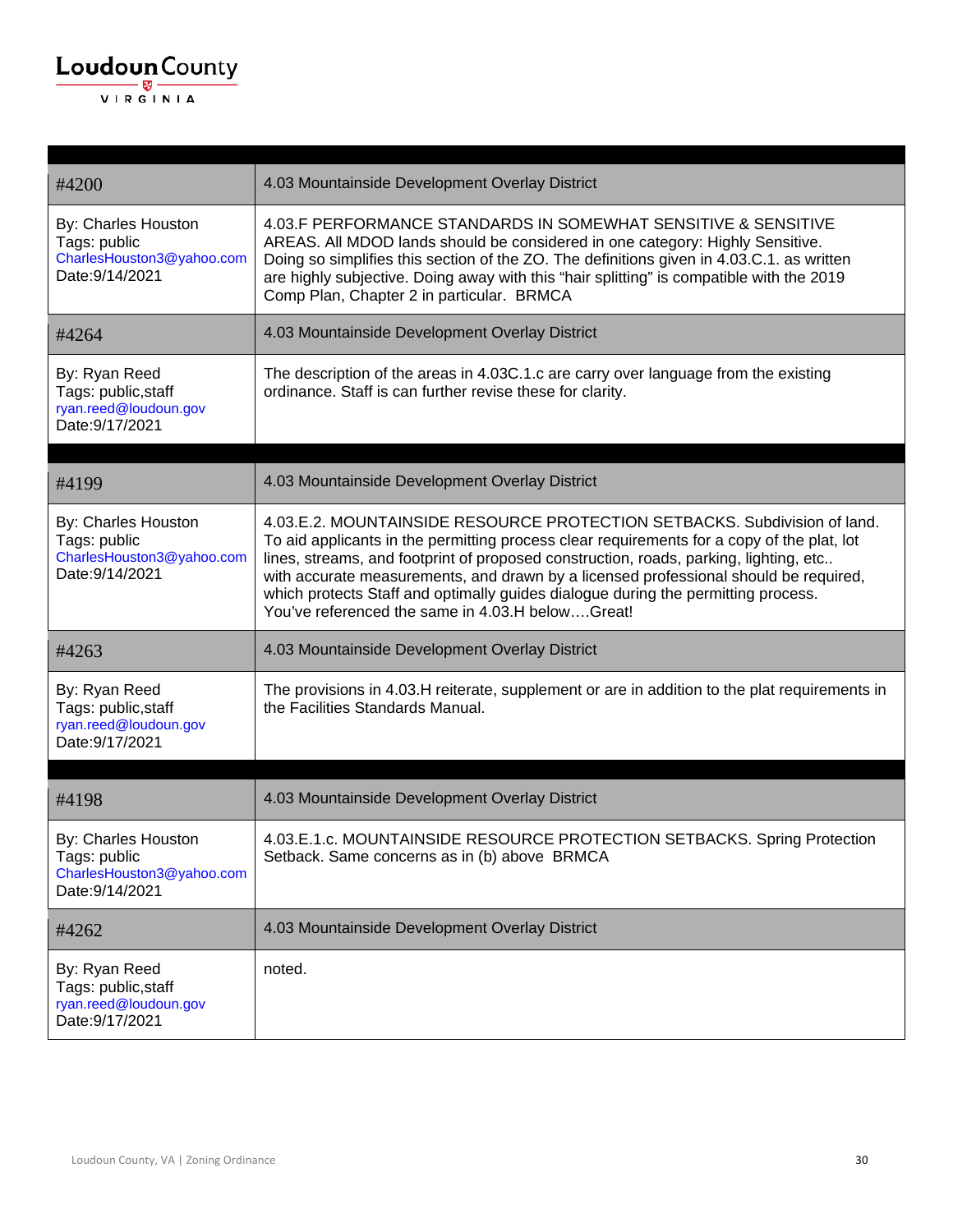| #4200 | 4.03 Mountainside Development Overlay District |
|---|---|
| By: Charles Houston<br>Tags: public<br>CharlesHouston3@yahoo.com<br>Date:9/14/2021 | 4.03.F PERFORMANCE STANDARDS IN SOMEWHAT SENSITIVE & SENSITIVE AREAS. All MDOD lands should be considered in one category: Highly Sensitive. Doing so simplifies this section of the ZO. The definitions given in 4.03.C.1. as written are highly subjective. Doing away with this "hair splitting" is compatible with the 2019 Comp Plan, Chapter 2 in particular. BRMCA |
| #4264 | 4.03 Mountainside Development Overlay District |
| By: Ryan Reed<br>Tags: public,staff<br>ryan.reed@loudoun.gov<br>Date:9/17/2021 | The description of the areas in 4.03C.1.c are carry over language from the existing ordinance. Staff is can further revise these for clarity. |

| #4199 | 4.03 Mountainside Development Overlay District |
|---|---|
| By: Charles Houston<br>Tags: public<br>CharlesHouston3@yahoo.com<br>Date:9/14/2021 | 4.03.E.2. MOUNTAINSIDE RESOURCE PROTECTION SETBACKS. Subdivision of land. To aid applicants in the permitting process clear requirements for a copy of the plat, lot lines, streams, and footprint of proposed construction, roads, parking, lighting, etc.. with accurate measurements, and drawn by a licensed professional should be required, which protects Staff and optimally guides dialogue during the permitting process. You've referenced the same in 4.03.H below….Great! |
| #4263 | 4.03 Mountainside Development Overlay District |
| By: Ryan Reed<br>Tags: public,staff<br>ryan.reed@loudoun.gov<br>Date:9/17/2021 | The provisions in 4.03.H reiterate, supplement or are in addition to the plat requirements in the Facilities Standards Manual. |

| #4198 | 4.03 Mountainside Development Overlay District |
|---|---|
| By: Charles Houston<br>Tags: public<br>CharlesHouston3@yahoo.com<br>Date:9/14/2021 | 4.03.E.1.c. MOUNTAINSIDE RESOURCE PROTECTION SETBACKS. Spring Protection Setback. Same concerns as in (b) above BRMCA |
| #4262 | 4.03 Mountainside Development Overlay District |
| By: Ryan Reed<br>Tags: public,staff<br>ryan.reed@loudoun.gov<br>Date:9/17/2021 | noted. |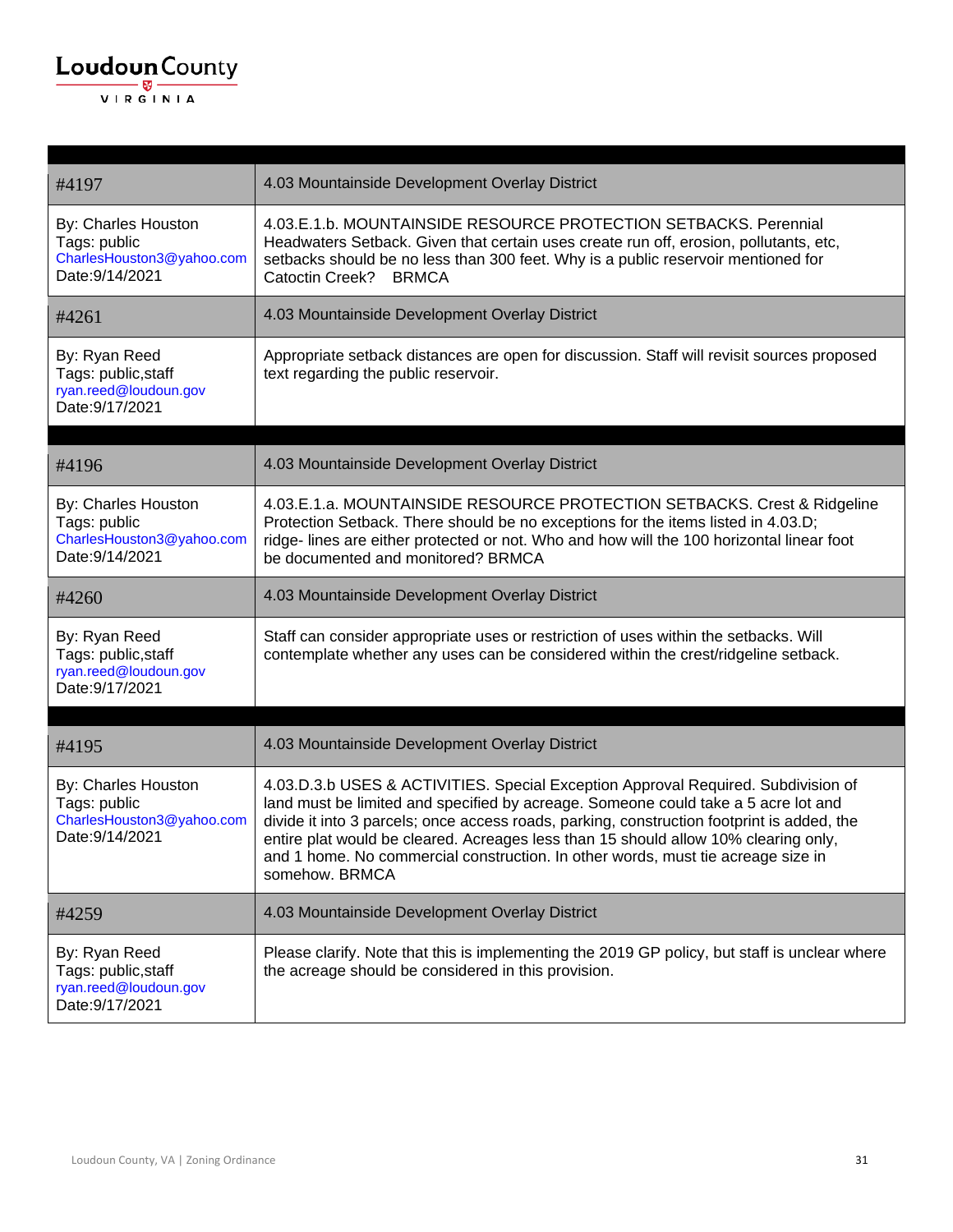| #4197 | 4.03 Mountainside Development Overlay District |
|---|---|
| By: Charles Houston<br>Tags: public<br>CharlesHouston3@yahoo.com<br>Date:9/14/2021 | 4.03.E.1.b. MOUNTAINSIDE RESOURCE PROTECTION SETBACKS. Perennial Headwaters Setback. Given that certain uses create run off, erosion, pollutants, etc, setbacks should be no less than 300 feet. Why is a public reservoir mentioned for Catoctin Creek? BRMCA |
| #4261 | 4.03 Mountainside Development Overlay District |
| By: Ryan Reed<br>Tags: public,staff<br>ryan.reed@loudoun.gov<br>Date:9/17/2021 | Appropriate setback distances are open for discussion. Staff will revisit sources proposed text regarding the public reservoir. |

| #4196 | 4.03 Mountainside Development Overlay District |
|---|---|
| By: Charles Houston<br>Tags: public<br>CharlesHouston3@yahoo.com<br>Date:9/14/2021 | 4.03.E.1.a. MOUNTAINSIDE RESOURCE PROTECTION SETBACKS. Crest & Ridgeline Protection Setback. There should be no exceptions for the items listed in 4.03.D; ridge- lines are either protected or not. Who and how will the 100 horizontal linear foot be documented and monitored? BRMCA |
| #4260 | 4.03 Mountainside Development Overlay District |
| By: Ryan Reed<br>Tags: public,staff<br>ryan.reed@loudoun.gov<br>Date:9/17/2021 | Staff can consider appropriate uses or restriction of uses within the setbacks. Will contemplate whether any uses can be considered within the crest/ridgeline setback. |

| #4195 | 4.03 Mountainside Development Overlay District |
|---|---|
| By: Charles Houston<br>Tags: public<br>CharlesHouston3@yahoo.com<br>Date:9/14/2021 | 4.03.D.3.b USES & ACTIVITIES. Special Exception Approval Required. Subdivision of land must be limited and specified by acreage. Someone could take a 5 acre lot and divide it into 3 parcels; once access roads, parking, construction footprint is added, the entire plat would be cleared. Acreages less than 15 should allow 10% clearing only, and 1 home. No commercial construction. In other words, must tie acreage size in somehow. BRMCA |
| #4259 | 4.03 Mountainside Development Overlay District |
| By: Ryan Reed<br>Tags: public,staff<br>ryan.reed@loudoun.gov<br>Date:9/17/2021 | Please clarify. Note that this is implementing the 2019 GP policy, but staff is unclear where the acreage should be considered in this provision. |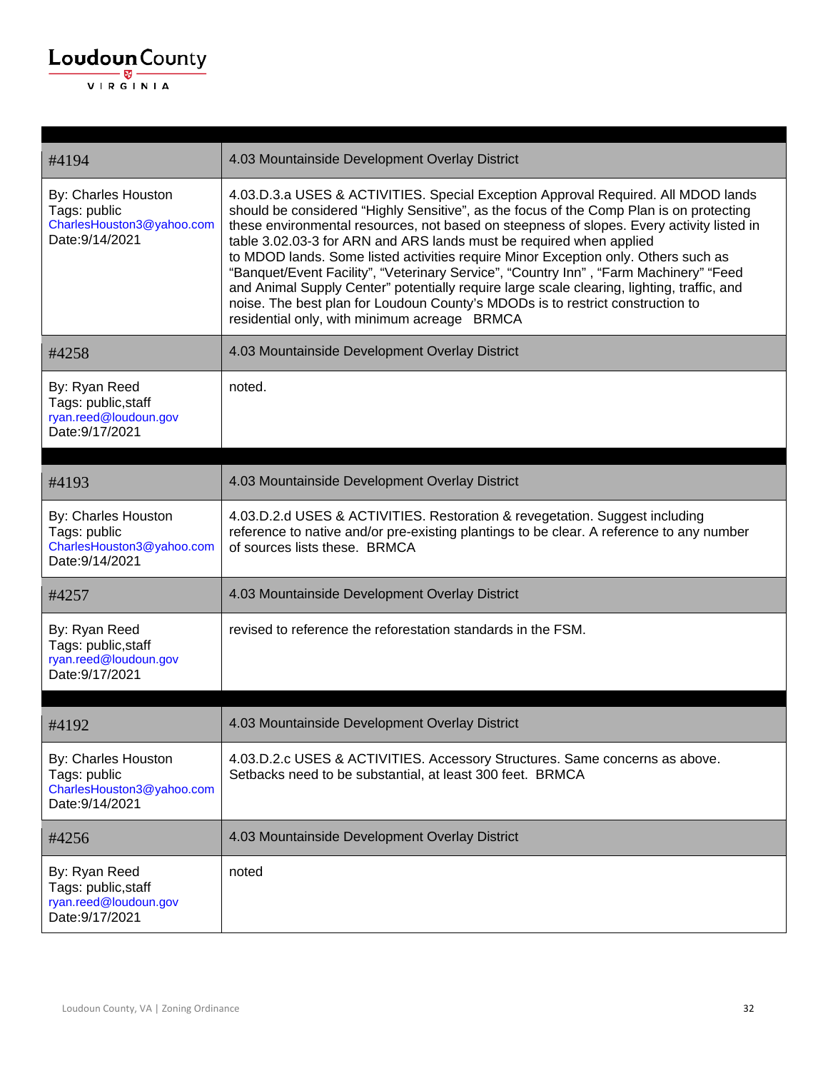| #4194 | 4.03 Mountainside Development Overlay District |
|---|---|
| By: Charles Houston<br>Tags: public<br>CharlesHouston3@yahoo.com<br>Date:9/14/2021 | 4.03.D.3.a USES & ACTIVITIES. Special Exception Approval Required. All MDOD lands should be considered "Highly Sensitive", as the focus of the Comp Plan is on protecting these environmental resources, not based on steepness of slopes. Every activity listed in table 3.02.03-3 for ARN and ARS lands must be required when applied to MDOD lands. Some listed activities require Minor Exception only. Others such as "Banquet/Event Facility", "Veterinary Service", "Country Inn" , "Farm Machinery" "Feed and Animal Supply Center" potentially require large scale clearing, lighting, traffic, and noise. The best plan for Loudoun County's MDODs is to restrict construction to residential only, with minimum acreage BRMCA |
| #4258 | 4.03 Mountainside Development Overlay District |
| By: Ryan Reed<br>Tags: public,staff<br>ryan.reed@loudoun.gov<br>Date:9/17/2021 | noted. |

| #4193 | 4.03 Mountainside Development Overlay District |
|---|---|
| By: Charles Houston<br>Tags: public<br>CharlesHouston3@yahoo.com<br>Date:9/14/2021 | 4.03.D.2.d USES & ACTIVITIES. Restoration & revegetation. Suggest including reference to native and/or pre-existing plantings to be clear. A reference to any number of sources lists these. BRMCA |
| #4257 | 4.03 Mountainside Development Overlay District |
| By: Ryan Reed<br>Tags: public,staff<br>ryan.reed@loudoun.gov<br>Date:9/17/2021 | revised to reference the reforestation standards in the FSM. |

| #4192 | 4.03 Mountainside Development Overlay District |
|---|---|
| By: Charles Houston<br>Tags: public<br>CharlesHouston3@yahoo.com<br>Date:9/14/2021 | 4.03.D.2.c USES & ACTIVITIES. Accessory Structures. Same concerns as above. Setbacks need to be substantial, at least 300 feet. BRMCA |
| #4256 | 4.03 Mountainside Development Overlay District |
| By: Ryan Reed<br>Tags: public,staff<br>ryan.reed@loudoun.gov<br>Date:9/17/2021 | noted |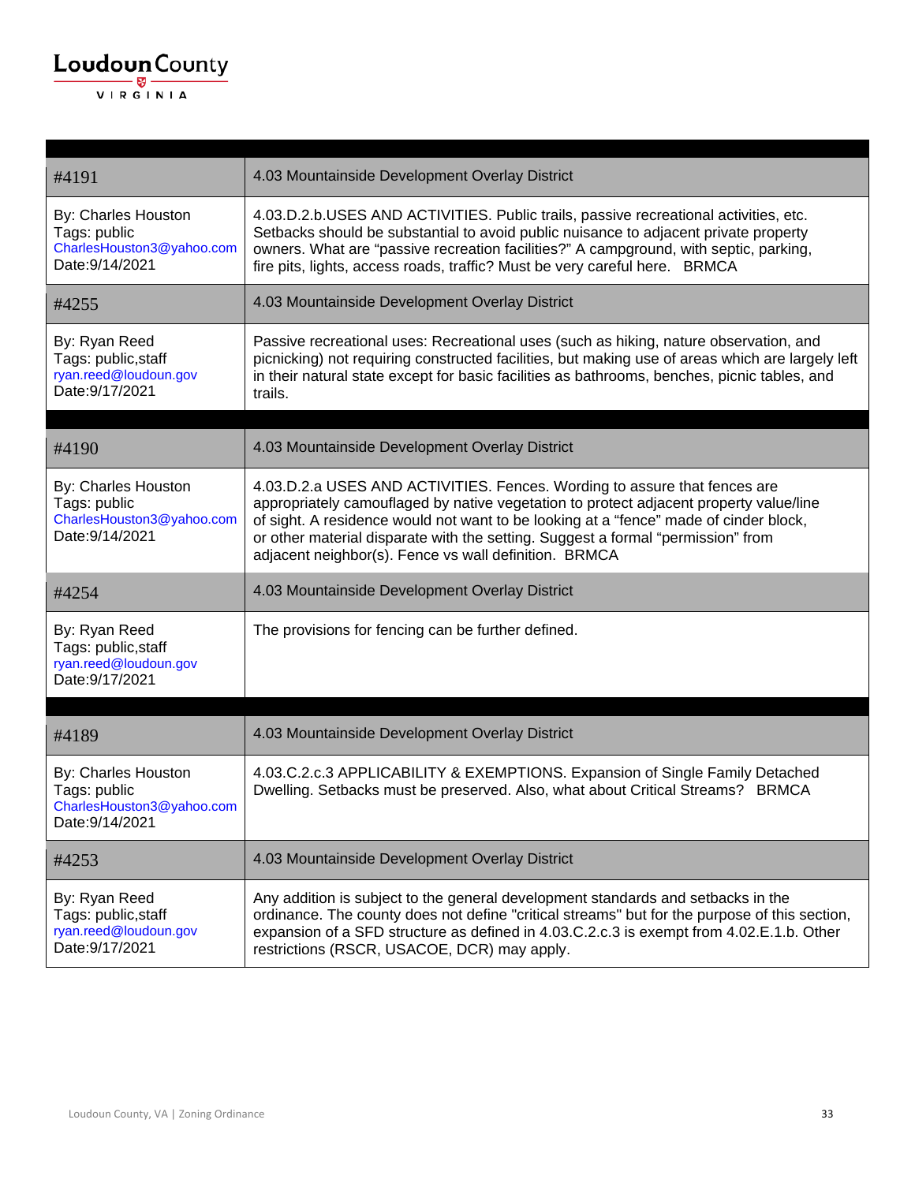| #4191 | 4.03 Mountainside Development Overlay District |
| --- | --- |
| By: Charles Houston<br>Tags: public<br>CharlesHouston3@yahoo.com<br>Date:9/14/2021 | 4.03.D.2.b.USES AND ACTIVITIES. Public trails, passive recreational activities, etc. Setbacks should be substantial to avoid public nuisance to adjacent private property owners. What are "passive recreation facilities?" A campground, with septic, parking, fire pits, lights, access roads, traffic? Must be very careful here. BRMCA |
| #4255 | 4.03 Mountainside Development Overlay District |
| By: Ryan Reed<br>Tags: public,staff<br>ryan.reed@loudoun.gov<br>Date:9/17/2021 | Passive recreational uses: Recreational uses (such as hiking, nature observation, and picknicking) not requiring constructed facilities, but making use of areas which are largely left in their natural state except for basic facilities as bathrooms, benches, picnic tables, and trails. |

| #4190 | 4.03 Mountainside Development Overlay District |
| --- | --- |
| By: Charles Houston<br>Tags: public<br>CharlesHouston3@yahoo.com<br>Date:9/14/2021 | 4.03.D.2.a USES AND ACTIVITIES. Fences. Wording to assure that fences are appropriately camouflaged by native vegetation to protect adjacent property value/line of sight. A residence would not want to be looking at a "fence" made of cinder block, or other material disparate with the setting. Suggest a formal "permission" from adjacent neighbor(s). Fence vs wall definition. BRMCA |
| #4254 | 4.03 Mountainside Development Overlay District |
| By: Ryan Reed<br>Tags: public,staff<br>ryan.reed@loudoun.gov<br>Date:9/17/2021 | The provisions for fencing can be further defined. |

| #4189 | 4.03 Mountainside Development Overlay District |
| --- | --- |
| By: Charles Houston<br>Tags: public<br>CharlesHouston3@yahoo.com<br>Date:9/14/2021 | 4.03.C.2.c.3 APPLICABILITY & EXEMPTIONS. Expansion of Single Family Detached Dwelling. Setbacks must be preserved. Also, what about Critical Streams? BRMCA |
| #4253 | 4.03 Mountainside Development Overlay District |
| By: Ryan Reed<br>Tags: public,staff<br>ryan.reed@loudoun.gov<br>Date:9/17/2021 | Any addition is subject to the general development standards and setbacks in the ordinance. The county does not define "critical streams" but for the purpose of this section, expansion of a SFD structure as defined in 4.03.C.2.c.3 is exempt from 4.02.E.1.b. Other restrictions (RSCR, USACOE, DCR) may apply. |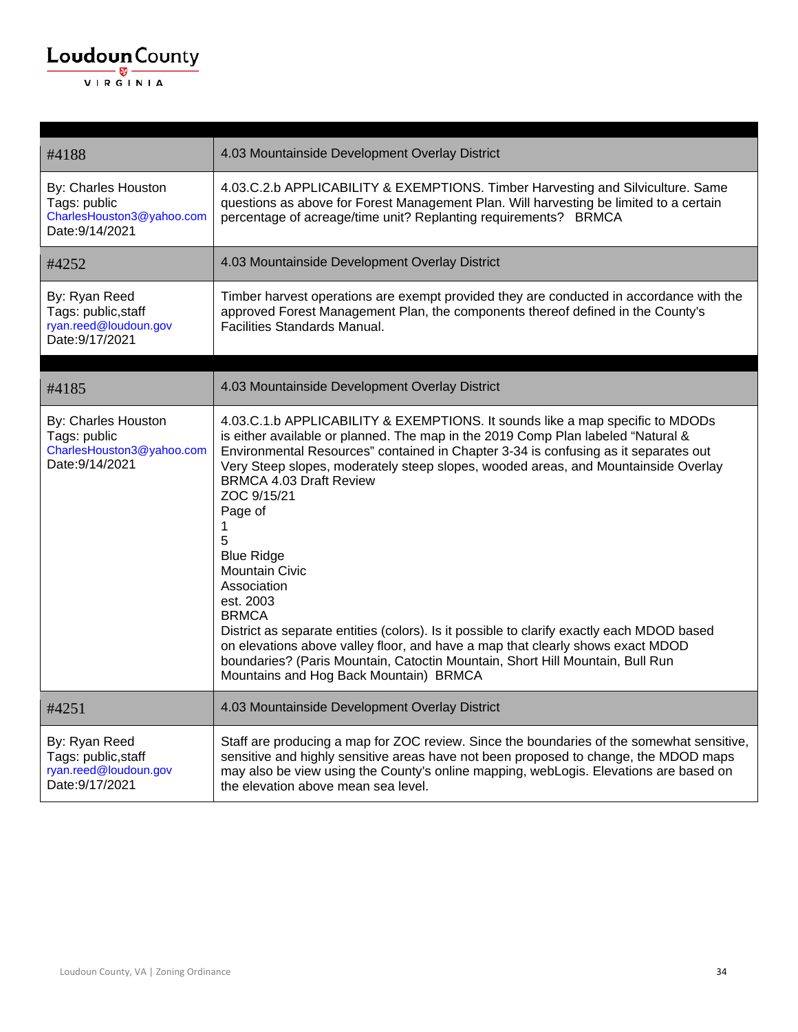| #4188 | 4.03 Mountainside Development Overlay District |
|---|---|
| By: Charles Houston<br>Tags: public<br>CharlesHouston3@yahoo.com<br>Date:9/14/2021 | 4.03.C.2.b APPLICABILITY & EXEMPTIONS. Timber Harvesting and Silviculture. Same questions as above for Forest Management Plan. Will harvesting be limited to a certain percentage of acreage/time unit? Replanting requirements? BRMCA |
| #4252 | 4.03 Mountainside Development Overlay District |
| By: Ryan Reed<br>Tags: public,staff<br>ryan.reed@loudoun.gov<br>Date:9/17/2021 | Timber harvest operations are exempt provided they are conducted in accordance with the approved Forest Management Plan, the components thereof defined in the County's Facilities Standards Manual. |

| #4185 | 4.03 Mountainside Development Overlay District |
|---|---|
| By: Charles Houston<br>Tags: public<br>CharlesHouston3@yahoo.com<br>Date:9/14/2021 | 4.03.C.1.b APPLICABILITY & EXEMPTIONS. It sounds like a map specific to MDODs is either available or planned. The map in the 2019 Comp Plan labeled "Natural & Environmental Resources" contained in Chapter 3-34 is confusing as it separates out Very Steep slopes, moderately steep slopes, wooded areas, and Mountainside Overlay BRMCA 4.03 Draft Review ZOC 9/15/21 Page of 1 5 Blue Ridge Mountain Civic Association est. 2003 BRMCA District as separate entities (colors). Is it possible to clarify exactly each MDOD based on elevations above valley floor, and have a map that clearly shows exact MDOD boundaries? (Paris Mountain, Catoctin Mountain, Short Hill Mountain, Bull Run Mountains and Hog Back Mountain) BRMCA |
| #4251 | 4.03 Mountainside Development Overlay District |
| By: Ryan Reed<br>Tags: public,staff<br>ryan.reed@loudoun.gov<br>Date:9/17/2021 | Staff are producing a map for ZOC review. Since the boundaries of the somewhat sensitive, sensitive and highly sensitive areas have not been proposed to change, the MDOD maps may also be view using the County's online mapping, webLogis. Elevations are based on the elevation above mean sea level. |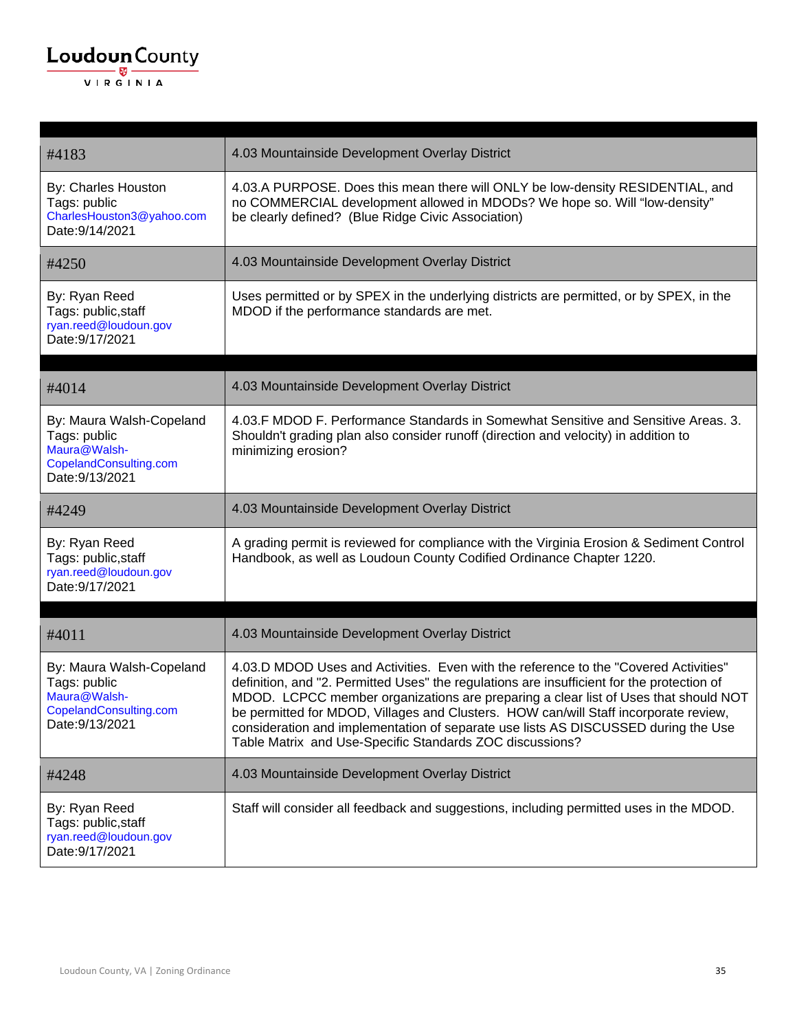| #4183 | 4.03 Mountainside Development Overlay District |
|---|---|
| By: Charles Houston<br>Tags: public<br>CharlesHouston3@yahoo.com<br>Date:9/14/2021 | 4.03.A PURPOSE. Does this mean there will ONLY be low-density RESIDENTIAL, and no COMMERCIAL development allowed in MDODs? We hope so. Will “low-density” be clearly defined? (Blue Ridge Civic Association) |
| #4250 | 4.03 Mountainside Development Overlay District |
| By: Ryan Reed<br>Tags: public,staff<br>ryan.reed@loudoun.gov<br>Date:9/17/2021 | Uses permitted or by SPEX in the underlying districts are permitted, or by SPEX, in the MDOD if the performance standards are met. |

| #4014 | 4.03 Mountainside Development Overlay District |
|---|---|
| By: Maura Walsh-Copeland<br>Tags: public<br>Maura@Walsh-CopelandConsulting.com<br>Date:9/13/2021 | 4.03.F MDOD F. Performance Standards in Somewhat Sensitive and Sensitive Areas. 3. Shouldn't grading plan also consider runoff (direction and velocity) in addition to minimizing erosion? |
| #4249 | 4.03 Mountainside Development Overlay District |
| By: Ryan Reed<br>Tags: public,staff<br>ryan.reed@loudoun.gov<br>Date:9/17/2021 | A grading permit is reviewed for compliance with the Virginia Erosion & Sediment Control Handbook, as well as Loudoun County Codified Ordinance Chapter 1220. |

| #4011 | 4.03 Mountainside Development Overlay District |
|---|---|
| By: Maura Walsh-Copeland<br>Tags: public<br>Maura@Walsh-CopelandConsulting.com<br>Date:9/13/2021 | 4.03.D MDOD Uses and Activities. Even with the reference to the "Covered Activities" definition, and "2. Permitted Uses" the regulations are insufficient for the protection of MDOD. LCPCC member organizations are preparing a clear list of Uses that should NOT be permitted for MDOD, Villages and Clusters. HOW can/will Staff incorporate review, consideration and implementation of separate use lists AS DISCUSSED during the Use Table Matrix and Use-Specific Standards ZOC discussions? |
| #4248 | 4.03 Mountainside Development Overlay District |
| By: Ryan Reed<br>Tags: public,staff<br>ryan.reed@loudoun.gov<br>Date:9/17/2021 | Staff will consider all feedback and suggestions, including permitted uses in the MDOD. |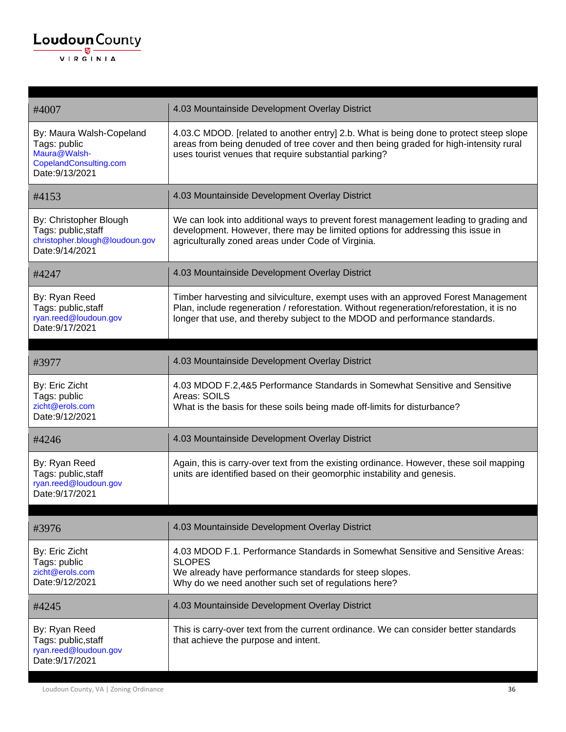| #4007 | 4.03 Mountainside Development Overlay District |
|---|---|
| By: Maura Walsh-Copeland<br>Tags: public<br>Maura@Walsh-CopelandConsulting.com<br>Date:9/13/2021 | 4.03.C MDOD. [related to another entry] 2.b. What is being done to protect steep slope areas from being denuded of tree cover and then being graded for high-intensity rural uses tourist venues that require substantial parking? |
| #4153 | 4.03 Mountainside Development Overlay District |
| By: Christopher Blough<br>Tags: public,staff<br>christopher.blough@loudoun.gov<br>Date:9/14/2021 | We can look into additional ways to prevent forest management leading to grading and development. However, there may be limited options for addressing this issue in agriculturally zoned areas under Code of Virginia. |
| #4247 | 4.03 Mountainside Development Overlay District |
| By: Ryan Reed<br>Tags: public,staff<br>ryan.reed@loudoun.gov<br>Date:9/17/2021 | Timber harvesting and silviculture, exempt uses with an approved Forest Management Plan, include regeneration / reforestation. Without regeneration/reforestation, it is no longer that use, and thereby subject to the MDOD and performance standards. |

| #3977 | 4.03 Mountainside Development Overlay District |
|---|---|
| By: Eric Zicht<br>Tags: public<br>zicht@erols.com<br>Date:9/12/2021 | 4.03 MDOD F.2,4&5 Performance Standards in Somewhat Sensitive and Sensitive Areas: SOILS<br>What is the basis for these soils being made off-limits for disturbance? |
| #4246 | 4.03 Mountainside Development Overlay District |
| By: Ryan Reed<br>Tags: public,staff<br>ryan.reed@loudoun.gov<br>Date:9/17/2021 | Again, this is carry-over text from the existing ordinance. However, these soil mapping units are identified based on their geomorphic instability and genesis. |

| #3976 | 4.03 Mountainside Development Overlay District |
|---|---|
| By: Eric Zicht<br>Tags: public<br>zicht@erols.com<br>Date:9/12/2021 | 4.03 MDOD F.1. Performance Standards in Somewhat Sensitive and Sensitive Areas: SLOPES<br>We already have performance standards for steep slopes.<br>Why do we need another such set of regulations here? |
| #4245 | 4.03 Mountainside Development Overlay District |
| By: Ryan Reed<br>Tags: public,staff<br>ryan.reed@loudoun.gov<br>Date:9/17/2021 | This is carry-over text from the current ordinance. We can consider better standards that achieve the purpose and intent. |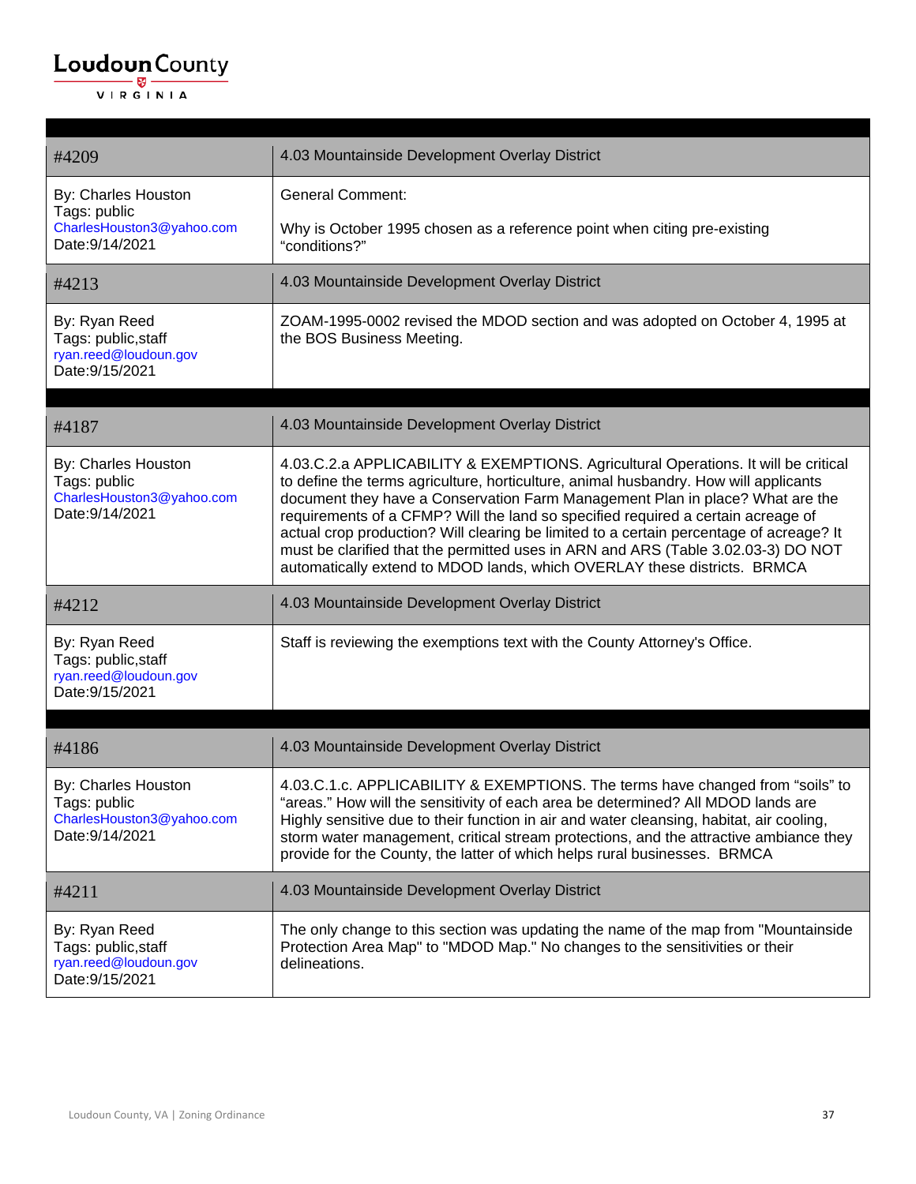| #4209 | 4.03 Mountainside Development Overlay District |
|---|---|
| By: Charles Houston<br>Tags: public<br>CharlesHouston3@yahoo.com<br>Date:9/14/2021 | General Comment:<br><br>Why is October 1995 chosen as a reference point when citing pre-existing "conditions?" |
| #4213 | 4.03 Mountainside Development Overlay District |
| By: Ryan Reed<br>Tags: public,staff<br>ryan.reed@loudoun.gov<br>Date:9/15/2021 | ZOAM-1995-0002 revised the MDOD section and was adopted on October 4, 1995 at the BOS Business Meeting. |

| #4187 | 4.03 Mountainside Development Overlay District |
|---|---|
| By: Charles Houston<br>Tags: public<br>CharlesHouston3@yahoo.com<br>Date:9/14/2021 | 4.03.C.2.a APPLICABILITY & EXEMPTIONS. Agricultural Operations. It will be critical to define the terms agriculture, horticulture, animal husbandry. How will applicants document they have a Conservation Farm Management Plan in place? What are the requirements of a CFMP? Will the land so specified required a certain acreage of actual crop production? Will clearing be limited to a certain percentage of acreage? It must be clarified that the permitted uses in ARN and ARS (Table 3.02.03-3) DO NOT automatically extend to MDOD lands, which OVERLAY these districts. BRMCA |
| #4212 | 4.03 Mountainside Development Overlay District |
| By: Ryan Reed<br>Tags: public,staff<br>ryan.reed@loudoun.gov<br>Date:9/15/2021 | Staff is reviewing the exemptions text with the County Attorney's Office. |

| #4186 | 4.03 Mountainside Development Overlay District |
|---|---|
| By: Charles Houston<br>Tags: public<br>CharlesHouston3@yahoo.com<br>Date:9/14/2021 | 4.03.C.1.c. APPLICABILITY & EXEMPTIONS. The terms have changed from "soils" to "areas." How will the sensitivity of each area be determined? All MDOD lands are Highly sensitive due to their function in air and water cleansing, habitat, air cooling, storm water management, critical stream protections, and the attractive ambiance they provide for the County, the latter of which helps rural businesses. BRMCA |
| #4211 | 4.03 Mountainside Development Overlay District |
| By: Ryan Reed<br>Tags: public,staff<br>ryan.reed@loudoun.gov<br>Date:9/15/2021 | The only change to this section was updating the name of the map from "Mountainside Protection Area Map" to "MDOD Map." No changes to the sensitivities or their delineations. |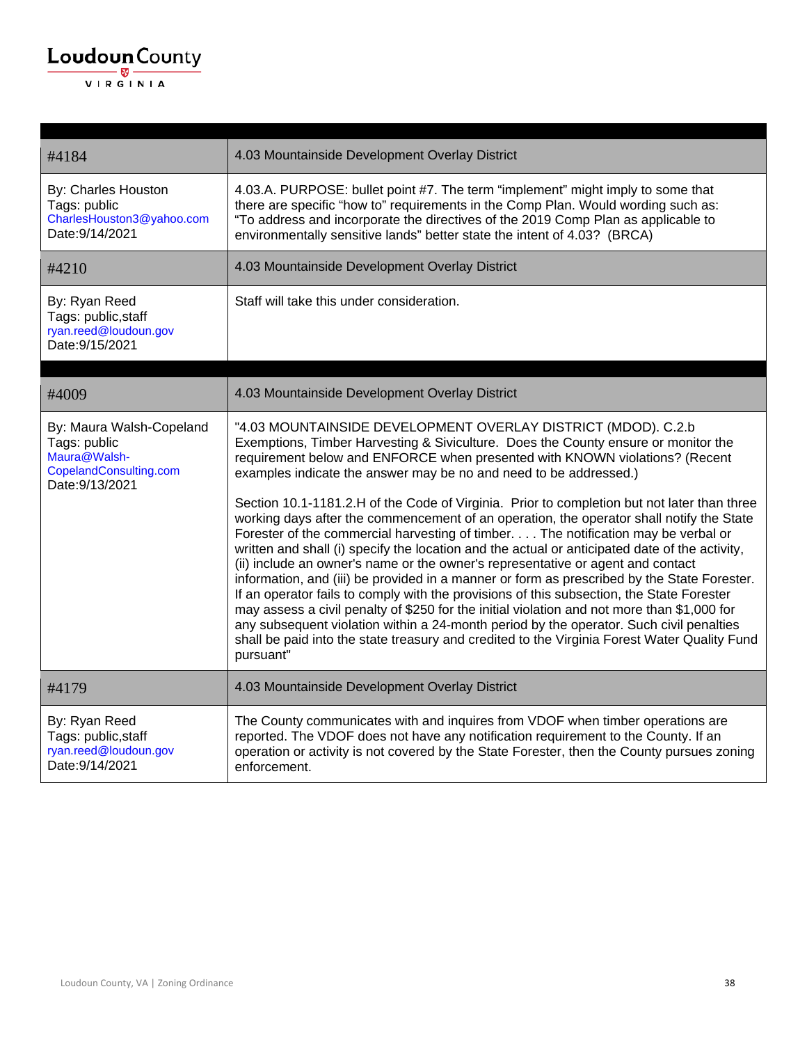| #4184 | 4.03 Mountainside Development Overlay District |
|---|---|
| By: Charles Houston<br>Tags: public<br>CharlesHouston3@yahoo.com<br>Date:9/14/2021 | 4.03.A. PURPOSE: bullet point #7. The term "implement" might imply to some that there are specific "how to" requirements in the Comp Plan. Would wording such as: "To address and incorporate the directives of the 2019 Comp Plan as applicable to environmentally sensitive lands" better state the intent of 4.03? (BRCA) |
| #4210 | 4.03 Mountainside Development Overlay District |
| By: Ryan Reed<br>Tags: public,staff<br>ryan.reed@loudoun.gov<br>Date:9/15/2021 | Staff will take this under consideration. |

| #4009 | 4.03 Mountainside Development Overlay District |
|---|---|
| By: Maura Walsh-Copeland<br>Tags: public<br>Maura@Walsh-CopelandConsulting.com<br>Date:9/13/2021 | "4.03 MOUNTAINSIDE DEVELOPMENT OVERLAY DISTRICT (MDOD). C.2.b Exemptions, Timber Harvesting & Siviculture. Does the County ensure or monitor the requirement below and ENFORCE when presented with KNOWN violations? (Recent examples indicate the answer may be no and need to be addressed.)<br><br>Section 10.1-1181.2.H of the Code of Virginia. Prior to completion but not later than three working days after the commencement of an operation, the operator shall notify the State Forester of the commercial harvesting of timber. . . . The notification may be verbal or written and shall (i) specify the location and the actual or anticipated date of the activity, (ii) include an owner's name or the owner's representative or agent and contact information, and (iii) be provided in a manner or form as prescribed by the State Forester. If an operator fails to comply with the provisions of this subsection, the State Forester may assess a civil penalty of $250 for the initial violation and not more than $1,000 for any subsequent violation within a 24-month period by the operator. Such civil penalties shall be paid into the state treasury and credited to the Virginia Forest Water Quality Fund pursuant" |
| #4179 | 4.03 Mountainside Development Overlay District |
| By: Ryan Reed<br>Tags: public,staff<br>ryan.reed@loudoun.gov<br>Date:9/14/2021 | The County communicates with and inquires from VDOF when timber operations are reported. The VDOF does not have any notification requirement to the County. If an operation or activity is not covered by the State Forester, then the County pursues zoning enforcement. |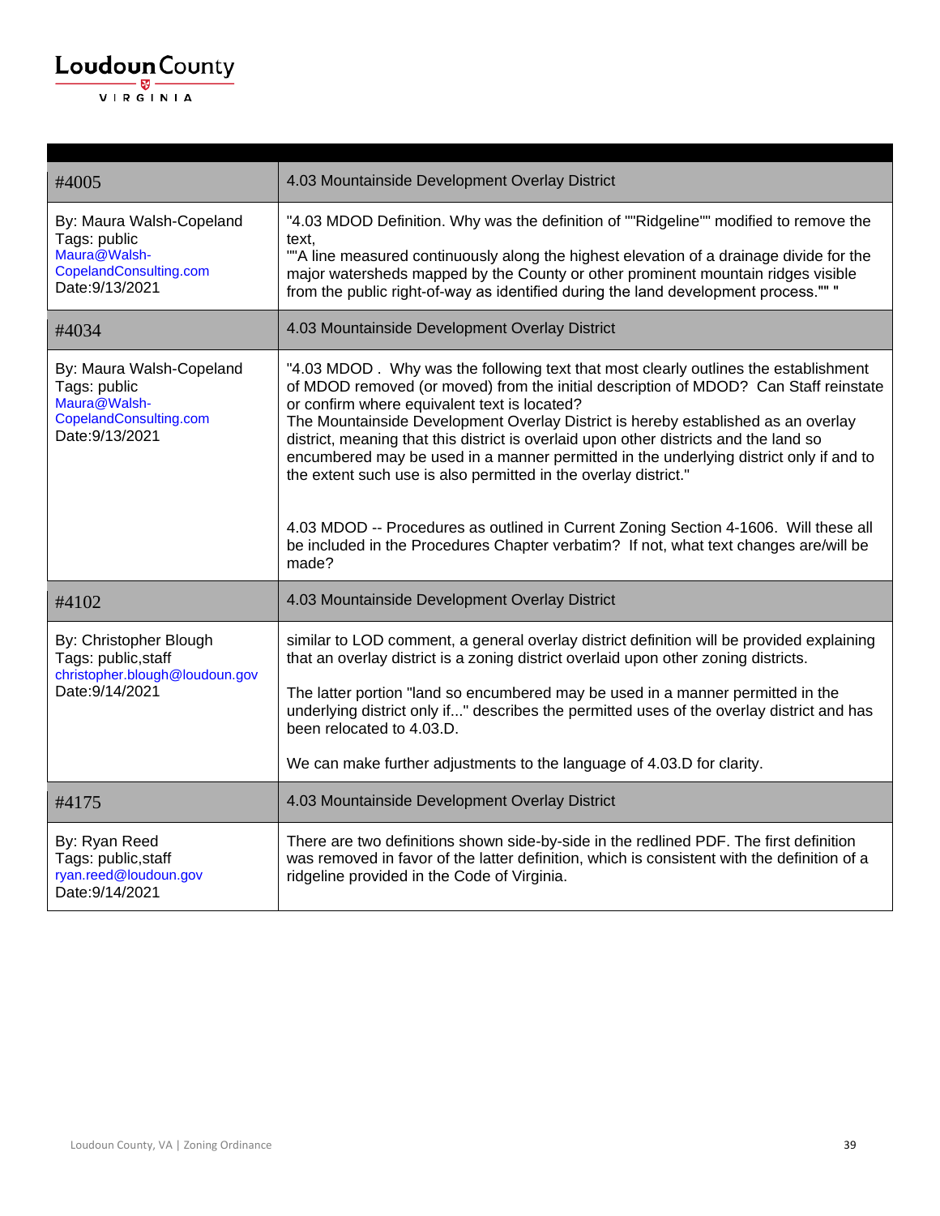| | |
|---|---|
| #4005 | 4.03 Mountainside Development Overlay District |
| By: Maura Walsh-Copeland<br>Tags: public<br>Maura@Walsh-CopelandConsulting.com<br>Date:9/13/2021 | "4.03 MDOD Definition. Why was the definition of ""Ridgeline"" modified to remove the text,<br>""A line measured continuously along the highest elevation of a drainage divide for the major watersheds mapped by the County or other prominent mountain ridges visible from the public right-of-way as identified during the land development process."" " |
| #4034 | 4.03 Mountainside Development Overlay District |
| By: Maura Walsh-Copeland<br>Tags: public<br>Maura@Walsh-CopelandConsulting.com<br>Date:9/13/2021 | "4.03 MDOD . Why was the following text that most clearly outlines the establishment of MDOD removed (or moved) from the initial description of MDOD? Can Staff reinstate or confirm where equivalent text is located?<br>The Mountainside Development Overlay District is hereby established as an overlay district, meaning that this district is overlaid upon other districts and the land so encumbered may be used in a manner permitted in the underlying district only if and to the extent such use is also permitted in the overlay district."<br><br>4.03 MDOD -- Procedures as outlined in Current Zoning Section 4-1606. Will these all be included in the Procedures Chapter verbatim? If not, what text changes are/will be made? |
| #4102 | 4.03 Mountainside Development Overlay District |
| By: Christopher Blough<br>Tags: public,staff<br>christopher.blough@loudoun.gov<br>Date:9/14/2021 | similar to LOD comment, a general overlay district definition will be provided explaining that an overlay district is a zoning district overlaid upon other zoning districts.<br><br>The latter portion "land so encumbered may be used in a manner permitted in the underlying district only if..." describes the permitted uses of the overlay district and has been relocated to 4.03.D.<br><br>We can make further adjustments to the language of 4.03.D for clarity. |
| #4175 | 4.03 Mountainside Development Overlay District |
| By: Ryan Reed<br>Tags: public,staff<br>ryan.reed@loudoun.gov<br>Date:9/14/2021 | There are two definitions shown side-by-side in the redlined PDF. The first definition was removed in favor of the latter definition, which is consistent with the definition of a ridgeline provided in the Code of Virginia. |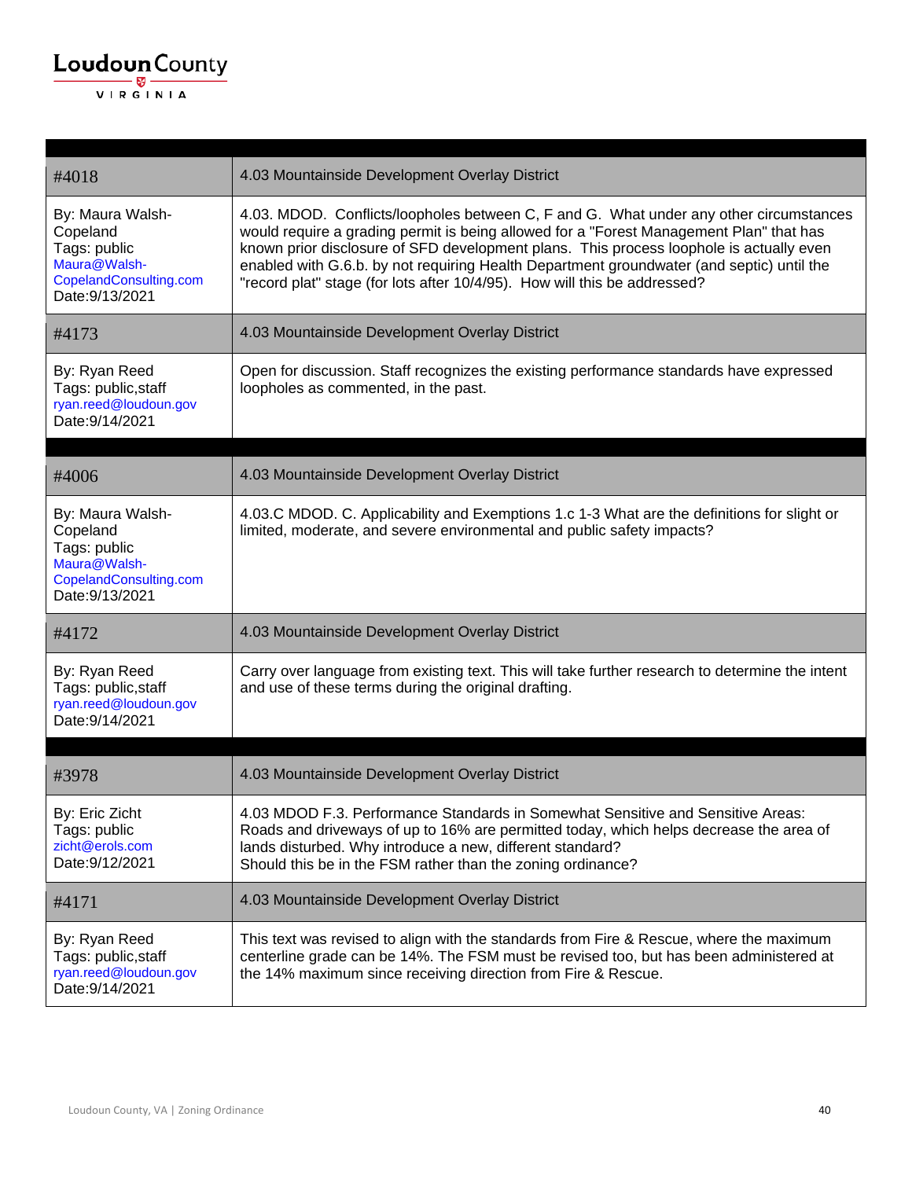| #4018 | 4.03 Mountainside Development Overlay District |
|---|---|
| By: Maura Walsh-Copeland<br>Tags: public<br>Maura@Walsh-CopelandConsulting.com<br>Date:9/13/2021 | 4.03. MDOD. Conflicts/loopholes between C, F and G. What under any other circumstances would require a grading permit is being allowed for a "Forest Management Plan" that has known prior disclosure of SFD development plans. This process loophole is actually even enabled with G.6.b. by not requiring Health Department groundwater (and septic) until the "record plat" stage (for lots after 10/4/95). How will this be addressed? |
| #4173 | 4.03 Mountainside Development Overlay District |
| By: Ryan Reed<br>Tags: public,staff<br>ryan.reed@loudoun.gov<br>Date:9/14/2021 | Open for discussion. Staff recognizes the existing performance standards have expressed loopholes as commented, in the past. |

| #4006 | 4.03 Mountainside Development Overlay District |
|---|---|
| By: Maura Walsh-Copeland<br>Tags: public<br>Maura@Walsh-CopelandConsulting.com<br>Date:9/13/2021 | 4.03.C MDOD. C. Applicability and Exemptions 1.c 1-3 What are the definitions for slight or limited, moderate, and severe environmental and public safety impacts? |
| #4172 | 4.03 Mountainside Development Overlay District |
| By: Ryan Reed<br>Tags: public,staff<br>ryan.reed@loudoun.gov<br>Date:9/14/2021 | Carry over language from existing text. This will take further research to determine the intent and use of these terms during the original drafting. |

| #3978 | 4.03 Mountainside Development Overlay District |
|---|---|
| By: Eric Zicht<br>Tags: public<br>zicht@erols.com<br>Date:9/12/2021 | 4.03 MDOD F.3. Performance Standards in Somewhat Sensitive and Sensitive Areas: Roads and driveways of up to 16% are permitted today, which helps decrease the area of lands disturbed. Why introduce a new, different standard?<br>Should this be in the FSM rather than the zoning ordinance? |
| #4171 | 4.03 Mountainside Development Overlay District |
| By: Ryan Reed<br>Tags: public,staff<br>ryan.reed@loudoun.gov<br>Date:9/14/2021 | This text was revised to align with the standards from Fire & Rescue, where the maximum centerline grade can be 14%. The FSM must be revised too, but has been administered at the 14% maximum since receiving direction from Fire & Rescue. |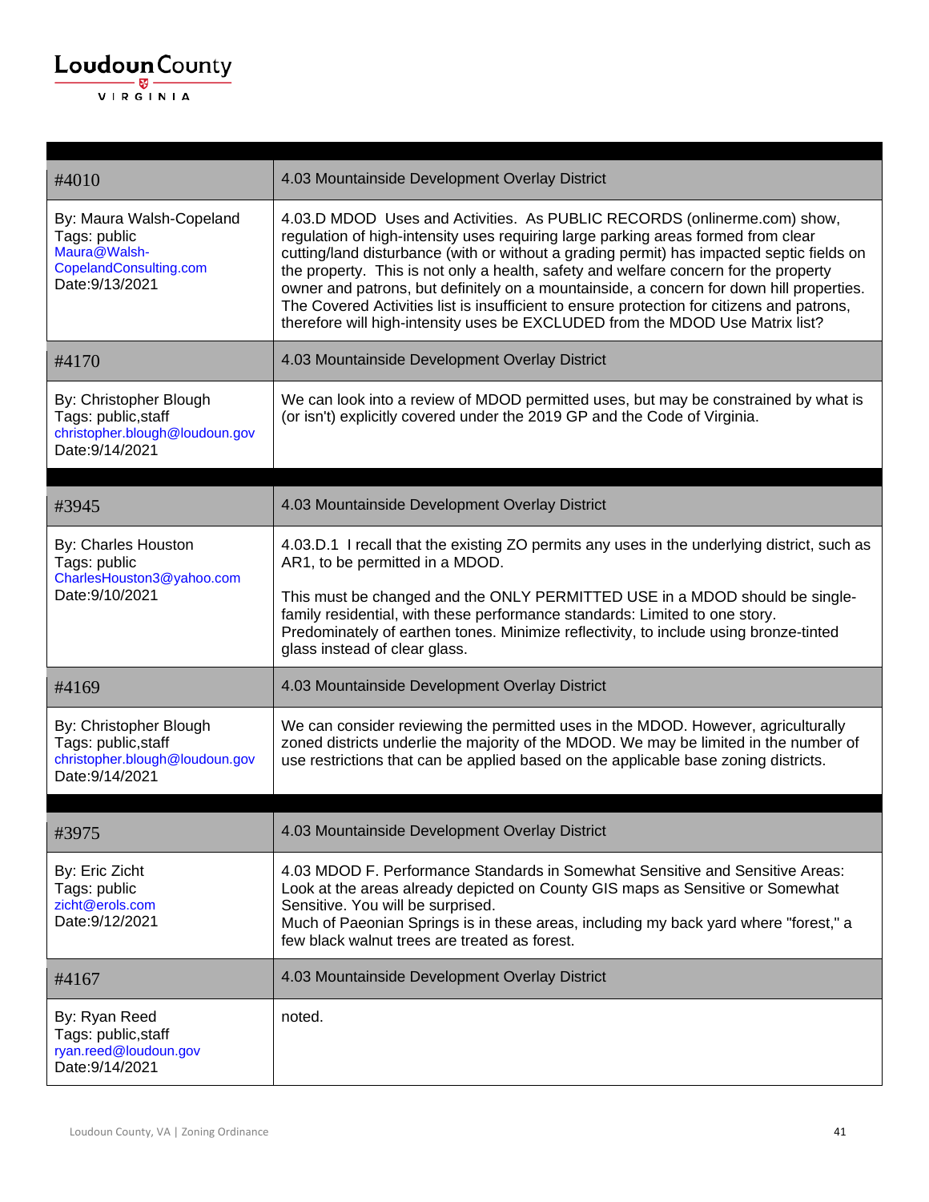| #4010 | 4.03 Mountainside Development Overlay District |
|---|---|
| By: Maura Walsh-Copeland<br>Tags: public<br>Maura@Walsh-CopelandConsulting.com<br>Date:9/13/2021 | 4.03.D MDOD Uses and Activities. As PUBLIC RECORDS (onlinerme.com) show, regulation of high-intensity uses requiring large parking areas formed from clear cutting/land disturbance (with or without a grading permit) has impacted septic fields on the property. This is not only a health, safety and welfare concern for the property owner and patrons, but definitely on a mountainside, a concern for down hill properties. The Covered Activities list is insufficient to ensure protection for citizens and patrons, therefore will high-intensity uses be EXCLUDED from the MDOD Use Matrix list? |
| #4170 | 4.03 Mountainside Development Overlay District |
| By: Christopher Blough<br>Tags: public,staff<br>christopher.blough@loudoun.gov<br>Date:9/14/2021 | We can look into a review of MDOD permitted uses, but may be constrained by what is (or isn't) explicitly covered under the 2019 GP and the Code of Virginia. |

| #3945 | 4.03 Mountainside Development Overlay District |
|---|---|
| By: Charles Houston<br>Tags: public<br>CharlesHouston3@yahoo.com<br>Date:9/10/2021 | 4.03.D.1 I recall that the existing ZO permits any uses in the underlying district, such as AR1, to be permitted in a MDOD.<br><br>This must be changed and the ONLY PERMITTED USE in a MDOD should be single-family residential, with these performance standards: Limited to one story. Predominately of earthen tones. Minimize reflectivity, to include using bronze-tinted glass instead of clear glass. |
| #4169 | 4.03 Mountainside Development Overlay District |
| By: Christopher Blough<br>Tags: public,staff<br>christopher.blough@loudoun.gov<br>Date:9/14/2021 | We can consider reviewing the permitted uses in the MDOD. However, agriculturally zoned districts underlie the majority of the MDOD. We may be limited in the number of use restrictions that can be applied based on the applicable base zoning districts. |

| #3975 | 4.03 Mountainside Development Overlay District |
|---|---|
| By: Eric Zicht<br>Tags: public<br>zicht@erols.com<br>Date:9/12/2021 | 4.03 MDOD F. Performance Standards in Somewhat Sensitive and Sensitive Areas: Look at the areas already depicted on County GIS maps as Sensitive or Somewhat Sensitive. You will be surprised.<br>Much of Paeonian Springs is in these areas, including my back yard where "forest," a few black walnut trees are treated as forest. |
| #4167 | 4.03 Mountainside Development Overlay District |
| By: Ryan Reed<br>Tags: public,staff<br>ryan.reed@loudoun.gov<br>Date:9/14/2021 | noted. |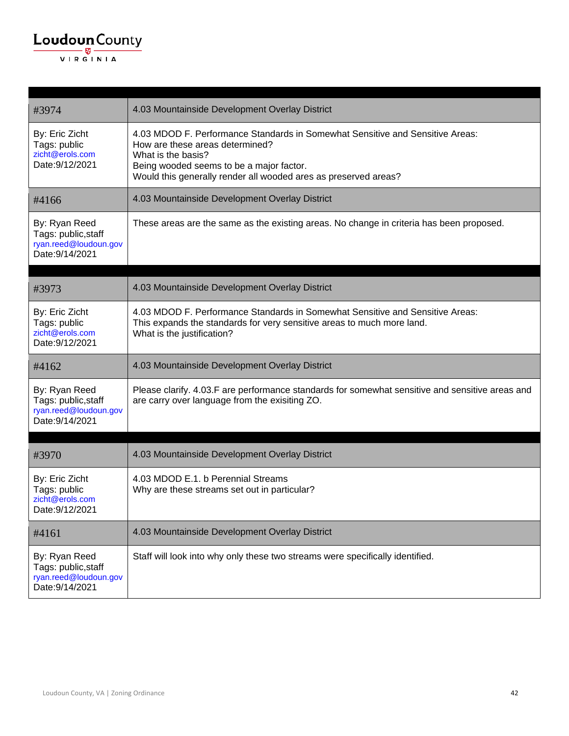| #3974 | 4.03 Mountainside Development Overlay District |
|---|---|
| By: Eric Zicht<br>Tags: public<br>zicht@erols.com<br>Date:9/12/2021 | 4.03 MDOD F. Performance Standards in Somewhat Sensitive and Sensitive Areas:<br>How are these areas determined?<br>What is the basis?<br>Being wooded seems to be a major factor.<br>Would this generally render all wooded ares as preserved areas? |
| #4166 | 4.03 Mountainside Development Overlay District |
| By: Ryan Reed<br>Tags: public,staff<br>ryan.reed@loudoun.gov<br>Date:9/14/2021 | These areas are the same as the existing areas. No change in criteria has been proposed. |

| #3973 | 4.03 Mountainside Development Overlay District |
|---|---|
| By: Eric Zicht<br>Tags: public<br>zicht@erols.com<br>Date:9/12/2021 | 4.03 MDOD F. Performance Standards in Somewhat Sensitive and Sensitive Areas:<br>This expands the standards for very sensitive areas to much more land.<br>What is the justification? |
| #4162 | 4.03 Mountainside Development Overlay District |
| By: Ryan Reed<br>Tags: public,staff<br>ryan.reed@loudoun.gov<br>Date:9/14/2021 | Please clarify. 4.03.F are performance standards for somewhat sensitive and sensitive areas and are carry over language from the exisiting ZO. |

| #3970 | 4.03 Mountainside Development Overlay District |
|---|---|
| By: Eric Zicht<br>Tags: public<br>zicht@erols.com<br>Date:9/12/2021 | 4.03 MDOD E.1. b Perennial Streams<br>Why are these streams set out in particular? |
| #4161 | 4.03 Mountainside Development Overlay District |
| By: Ryan Reed<br>Tags: public,staff<br>ryan.reed@loudoun.gov<br>Date:9/14/2021 | Staff will look into why only these two streams were specifically identified. |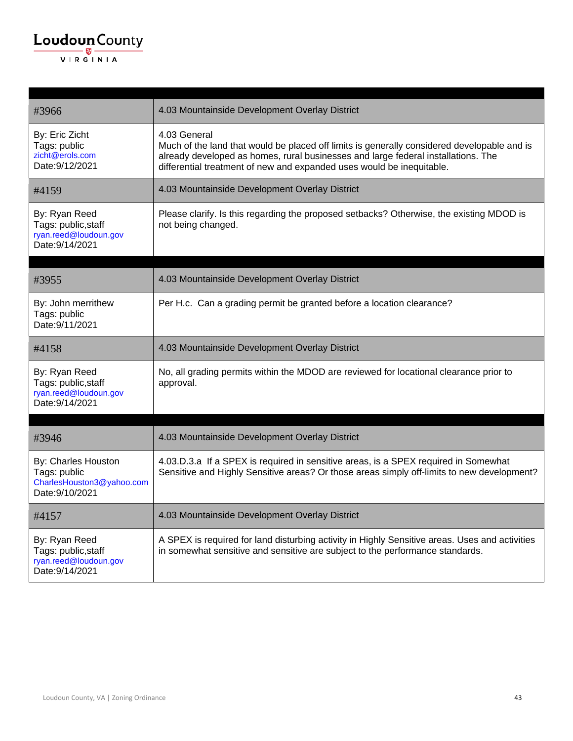| #3966 | 4.03 Mountainside Development Overlay District |
| --- | --- |
| By: Eric Zicht<br>Tags: public<br>zicht@erols.com<br>Date:9/12/2021 | 4.03 General<br>Much of the land that would be placed off limits is generally considered developable and is already developed as homes, rural businesses and large federal installations. The differential treatment of new and expanded uses would be inequitable. |
| #4159 | 4.03 Mountainside Development Overlay District |
| By: Ryan Reed<br>Tags: public,staff<br>ryan.reed@loudoun.gov<br>Date:9/14/2021 | Please clarify. Is this regarding the proposed setbacks? Otherwise, the existing MDOD is not being changed. |

| #3955 | 4.03 Mountainside Development Overlay District |
| --- | --- |
| By: John merrithew<br>Tags: public<br>Date:9/11/2021 | Per H.c. Can a grading permit be granted before a location clearance? |
| #4158 | 4.03 Mountainside Development Overlay District |
| By: Ryan Reed<br>Tags: public,staff<br>ryan.reed@loudoun.gov<br>Date:9/14/2021 | No, all grading permits within the MDOD are reviewed for locational clearance prior to approval. |

| #3946 | 4.03 Mountainside Development Overlay District |
| --- | --- |
| By: Charles Houston<br>Tags: public<br>CharlesHouston3@yahoo.com<br>Date:9/10/2021 | 4.03.D.3.a If a SPEX is required in sensitive areas, is a SPEX required in Somewhat Sensitive and Highly Sensitive areas? Or those areas simply off-limits to new development? |
| #4157 | 4.03 Mountainside Development Overlay District |
| By: Ryan Reed<br>Tags: public,staff<br>ryan.reed@loudoun.gov<br>Date:9/14/2021 | A SPEX is required for land disturbing activity in Highly Sensitive areas. Uses and activities in somewhat sensitive and sensitive are subject to the performance standards. |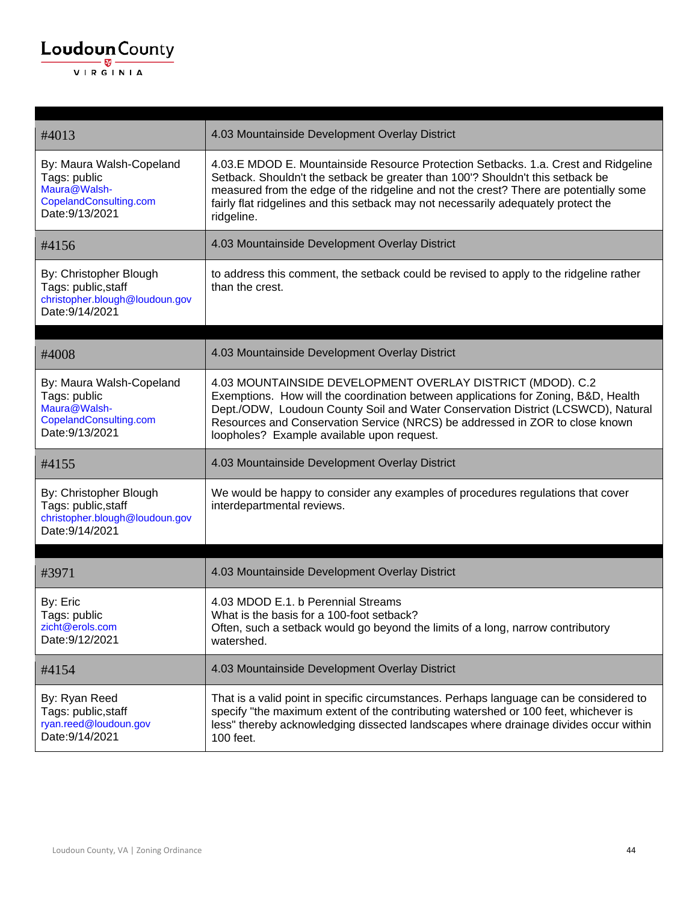| | |
|---|---|
| #4013 | 4.03 Mountainside Development Overlay District |
| By: Maura Walsh-Copeland<br>Tags: public<br>Maura@Walsh-CopelandConsulting.com<br>Date:9/13/2021 | 4.03.E MDOD E. Mountainside Resource Protection Setbacks. 1.a. Crest and Ridgeline Setback. Shouldn't the setback be greater than 100'? Shouldn't this setback be measured from the edge of the ridgeline and not the crest? There are potentially some fairly flat ridgelines and this setback may not necessarily adequately protect the ridgeline. |
| #4156 | 4.03 Mountainside Development Overlay District |
| By: Christopher Blough<br>Tags: public,staff<br>christopher.blough@loudoun.gov<br>Date:9/14/2021 | to address this comment, the setback could be revised to apply to the ridgeline rather than the crest. |

| | |
|---|---|
| #4008 | 4.03 Mountainside Development Overlay District |
| By: Maura Walsh-Copeland<br>Tags: public<br>Maura@Walsh-CopelandConsulting.com<br>Date:9/13/2021 | 4.03 MOUNTAINSIDE DEVELOPMENT OVERLAY DISTRICT (MDOD). C.2 Exemptions. How will the coordination between applications for Zoning, B&D, Health Dept./ODW, Loudoun County Soil and Water Conservation District (LCSWCD), Natural Resources and Conservation Service (NRCS) be addressed in ZOR to close known loopholes? Example available upon request. |
| #4155 | 4.03 Mountainside Development Overlay District |
| By: Christopher Blough<br>Tags: public,staff<br>christopher.blough@loudoun.gov<br>Date:9/14/2021 | We would be happy to consider any examples of procedures regulations that cover interdepartmental reviews. |

| | |
|---|---|
| #3971 | 4.03 Mountainside Development Overlay District |
| By: Eric<br>Tags: public<br>zicht@erols.com<br>Date:9/12/2021 | 4.03 MDOD E.1. b Perennial Streams<br>What is the basis for a 100-foot setback?<br>Often, such a setback would go beyond the limits of a long, narrow contributory watershed. |
| #4154 | 4.03 Mountainside Development Overlay District |
| By: Ryan Reed<br>Tags: public,staff<br>ryan.reed@loudoun.gov<br>Date:9/14/2021 | That is a valid point in specific circumstances. Perhaps language can be considered to specify "the maximum extent of the contributing watershed or 100 feet, whichever is less" thereby acknowledging dissected landscapes where drainage divides occur within 100 feet. |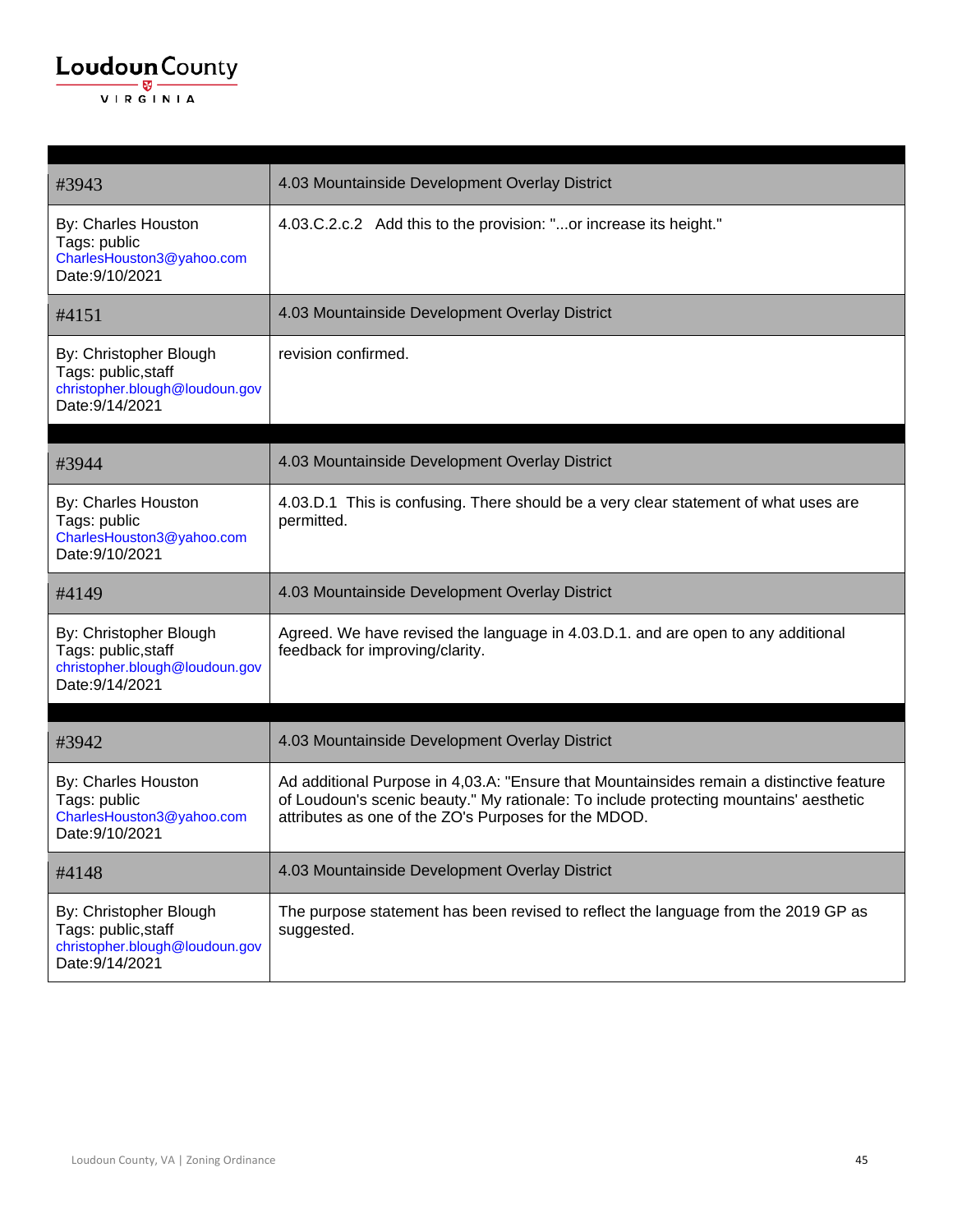| #3943 | 4.03 Mountainside Development Overlay District |
|---|---|
| By: Charles Houston<br>Tags: public<br>CharlesHouston3@yahoo.com<br>Date:9/10/2021 | 4.03.C.2.c.2 Add this to the provision: "...or increase its height." |
| #4151 | 4.03 Mountainside Development Overlay District |
| By: Christopher Blough<br>Tags: public,staff<br>christopher.blough@loudoun.gov<br>Date:9/14/2021 | revision confirmed. |

| #3944 | 4.03 Mountainside Development Overlay District |
|---|---|
| By: Charles Houston<br>Tags: public<br>CharlesHouston3@yahoo.com<br>Date:9/10/2021 | 4.03.D.1 This is confusing. There should be a very clear statement of what uses are permitted. |
| #4149 | 4.03 Mountainside Development Overlay District |
| By: Christopher Blough<br>Tags: public,staff<br>christopher.blough@loudoun.gov<br>Date:9/14/2021 | Agreed. We have revised the language in 4.03.D.1. and are open to any additional feedback for improving/clarity. |

| #3942 | 4.03 Mountainside Development Overlay District |
|---|---|
| By: Charles Houston<br>Tags: public<br>CharlesHouston3@yahoo.com<br>Date:9/10/2021 | Ad additional Purpose in 4,03.A: "Ensure that Mountainsides remain a distinctive feature of Loudoun's scenic beauty." My rationale: To include protecting mountains' aesthetic attributes as one of the ZO's Purposes for the MDOD. |
| #4148 | 4.03 Mountainside Development Overlay District |
| By: Christopher Blough<br>Tags: public,staff<br>christopher.blough@loudoun.gov<br>Date:9/14/2021 | The purpose statement has been revised to reflect the language from the 2019 GP as suggested. |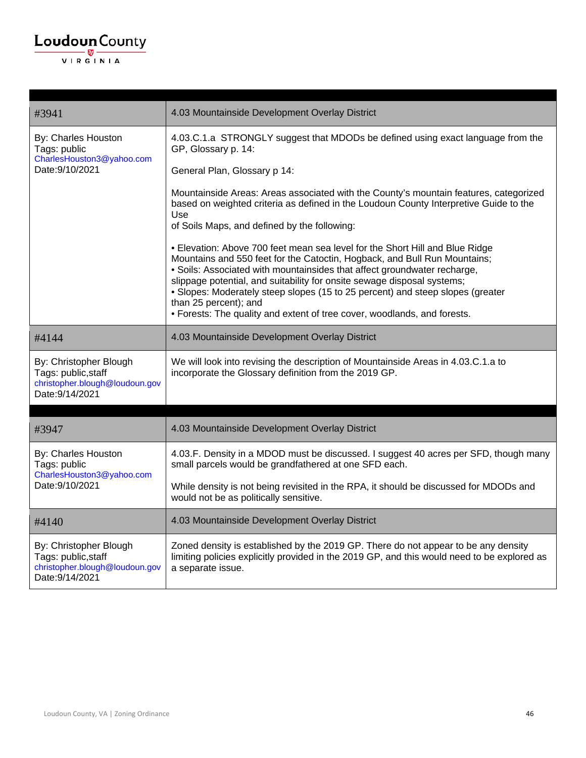| #3941 | 4.03 Mountainside Development Overlay District |
|---|---|
| By: Charles Houston<br>Tags: public<br>CharlesHouston3@yahoo.com<br>Date:9/10/2021 | 4.03.C.1.a STRONGLY suggest that MDODs be defined using exact language from the GP, Glossary p. 14:<br><br>General Plan, Glossary p 14:<br><br>Mountainside Areas: Areas associated with the County's mountain features, categorized based on weighted criteria as defined in the Loudoun County Interpretive Guide to the Use of Soils Maps, and defined by the following:<br><br>• Elevation: Above 700 feet mean sea level for the Short Hill and Blue Ridge Mountains and 550 feet for the Catoctin, Hogback, and Bull Run Mountains;<br>• Soils: Associated with mountainsides that affect groundwater recharge, slippage potential, and suitability for onsite sewage disposal systems;<br>• Slopes: Moderately steep slopes (15 to 25 percent) and steep slopes (greater than 25 percent); and<br>• Forests: The quality and extent of tree cover, woodlands, and forests. |
| #4144 | 4.03 Mountainside Development Overlay District |
| By: Christopher Blough<br>Tags: public,staff<br>christopher.blough@loudoun.gov<br>Date:9/14/2021 | We will look into revising the description of Mountainside Areas in 4.03.C.1.a to incorporate the Glossary definition from the 2019 GP. |

| #3947 | 4.03 Mountainside Development Overlay District |
|---|---|
| By: Charles Houston<br>Tags: public<br>CharlesHouston3@yahoo.com<br>Date:9/10/2021 | 4.03.F. Density in a MDOD must be discussed. I suggest 40 acres per SFD, though many small parcels would be grandfathered at one SFD each.<br><br>While density is not being revisited in the RPA, it should be discussed for MDODs and would not be as politically sensitive. |
| #4140 | 4.03 Mountainside Development Overlay District |
| By: Christopher Blough<br>Tags: public,staff<br>christopher.blough@loudoun.gov<br>Date:9/14/2021 | Zoned density is established by the 2019 GP. There do not appear to be any density limiting policies explicitly provided in the 2019 GP, and this would need to be explored as a separate issue. |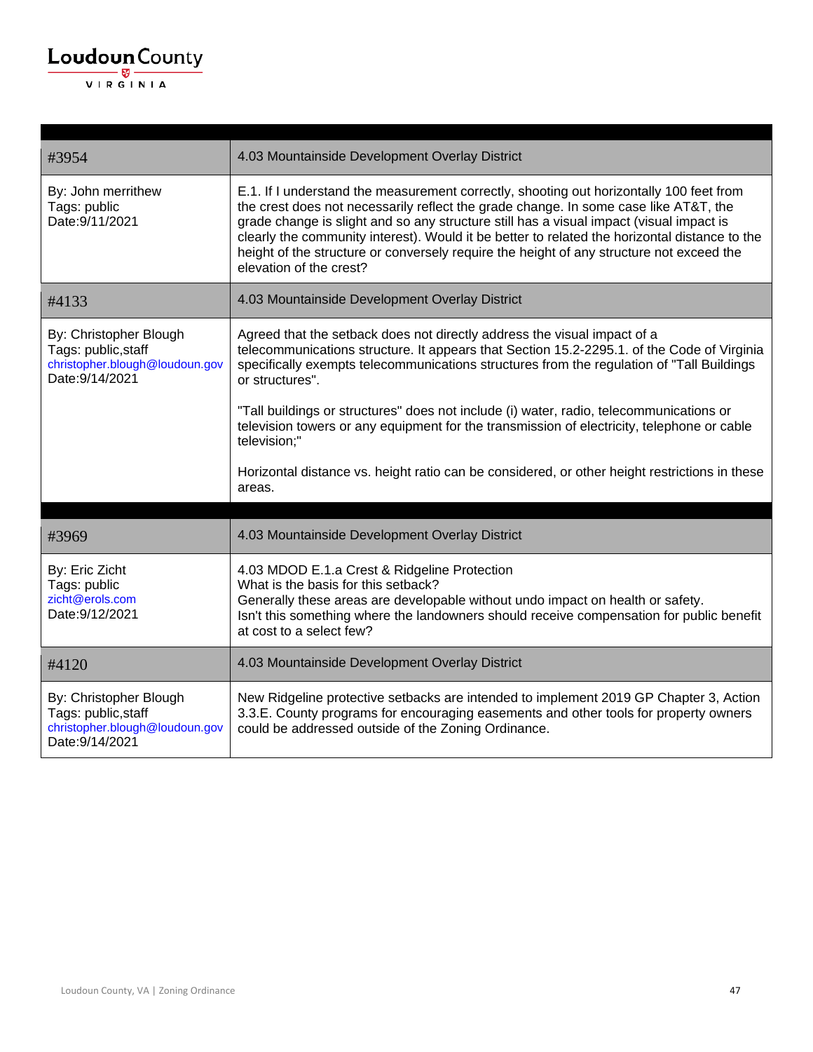| | |
|---|---|
| #3954 | 4.03 Mountainside Development Overlay District |
| By: John merrithew<br>Tags: public<br>Date:9/11/2021 | E.1. If I understand the measurement correctly, shooting out horizontally 100 feet from the crest does not necessarily reflect the grade change. In some case like AT&T, the grade change is slight and so any structure still has a visual impact (visual impact is clearly the community interest). Would it be better to related the horizontal distance to the height of the structure or conversely require the height of any structure not exceed the elevation of the crest? |
| #4133 | 4.03 Mountainside Development Overlay District |
| By: Christopher Blough<br>Tags: public,staff<br>christopher.blough@loudoun.gov<br>Date:9/14/2021 | Agreed that the setback does not directly address the visual impact of a telecommunications structure. It appears that Section 15.2-2295.1. of the Code of Virginia specifically exempts telecommunications structures from the regulation of "Tall Buildings or structures".<br><br>"Tall buildings or structures" does not include (i) water, radio, telecommunications or television towers or any equipment for the transmission of electricity, telephone or cable television;"<br><br>Horizontal distance vs. height ratio can be considered, or other height restrictions in these areas. |

| | |
|---|---|
| #3969 | 4.03 Mountainside Development Overlay District |
| By: Eric Zicht<br>Tags: public<br>zicht@erols.com<br>Date:9/12/2021 | 4.03 MDOD E.1.a Crest & Ridgeline Protection<br>What is the basis for this setback?<br>Generally these areas are developable without undo impact on health or safety.<br>Isn't this something where the landowners should receive compensation for public benefit at cost to a select few? |
| #4120 | 4.03 Mountainside Development Overlay District |
| By: Christopher Blough<br>Tags: public,staff<br>christopher.blough@loudoun.gov<br>Date:9/14/2021 | New Ridgeline protective setbacks are intended to implement 2019 GP Chapter 3, Action 3.3.E. County programs for encouraging easements and other tools for property owners could be addressed outside of the Zoning Ordinance. |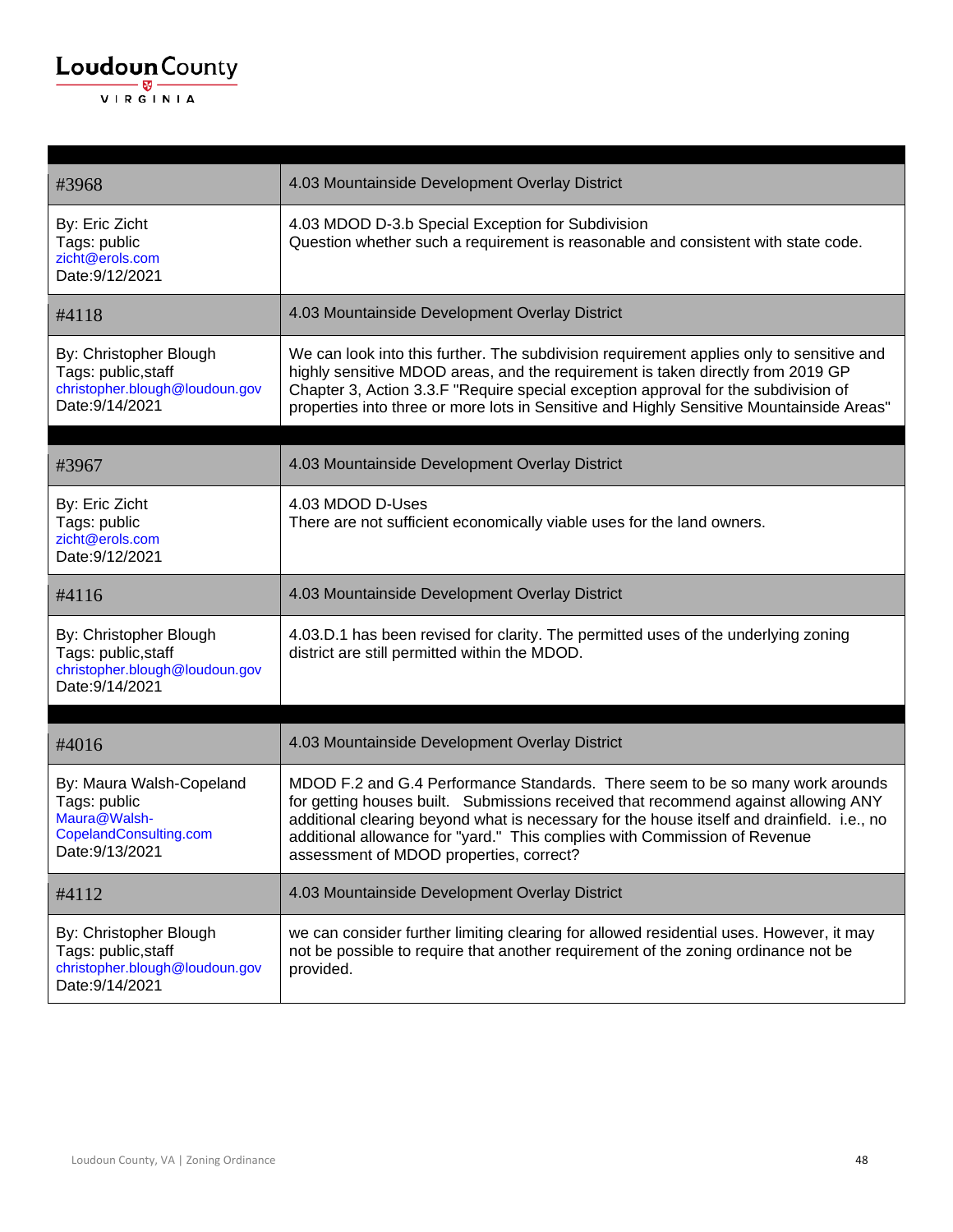| | |
|---|---|
| #3968 | 4.03 Mountainside Development Overlay District |
| By: Eric Zicht<br>Tags: public<br>zicht@erols.com<br>Date:9/12/2021 | 4.03 MDOD D-3.b Special Exception for Subdivision<br>Question whether such a requirement is reasonable and consistent with state code. |
| #4118 | 4.03 Mountainside Development Overlay District |
| By: Christopher Blough<br>Tags: public,staff<br>christopher.blough@loudoun.gov<br>Date:9/14/2021 | We can look into this further. The subdivision requirement applies only to sensitive and highly sensitive MDOD areas, and the requirement is taken directly from 2019 GP Chapter 3, Action 3.3.F "Require special exception approval for the subdivision of properties into three or more lots in Sensitive and Highly Sensitive Mountainside Areas" |

| | |
|---|---|
| #3967 | 4.03 Mountainside Development Overlay District |
| By: Eric Zicht<br>Tags: public<br>zicht@erols.com<br>Date:9/12/2021 | 4.03 MDOD D-Uses<br>There are not sufficient economically viable uses for the land owners. |
| #4116 | 4.03 Mountainside Development Overlay District |
| By: Christopher Blough<br>Tags: public,staff<br>christopher.blough@loudoun.gov<br>Date:9/14/2021 | 4.03.D.1 has been revised for clarity. The permitted uses of the underlying zoning district are still permitted within the MDOD. |

| | |
|---|---|
| #4016 | 4.03 Mountainside Development Overlay District |
| By: Maura Walsh-Copeland<br>Tags: public<br>Maura@Walsh-CopelandConsulting.com<br>Date:9/13/2021 | MDOD F.2 and G.4 Performance Standards. There seem to be so many work arounds for getting houses built. Submissions received that recommend against allowing ANY additional clearing beyond what is necessary for the house itself and drainfield. i.e., no additional allowance for "yard." This complies with Commission of Revenue assessment of MDOD properties, correct? |
| #4112 | 4.03 Mountainside Development Overlay District |
| By: Christopher Blough<br>Tags: public,staff<br>christopher.blough@loudoun.gov<br>Date:9/14/2021 | we can consider further limiting clearing for allowed residential uses. However, it may not be possible to require that another requirement of the zoning ordinance not be provided. |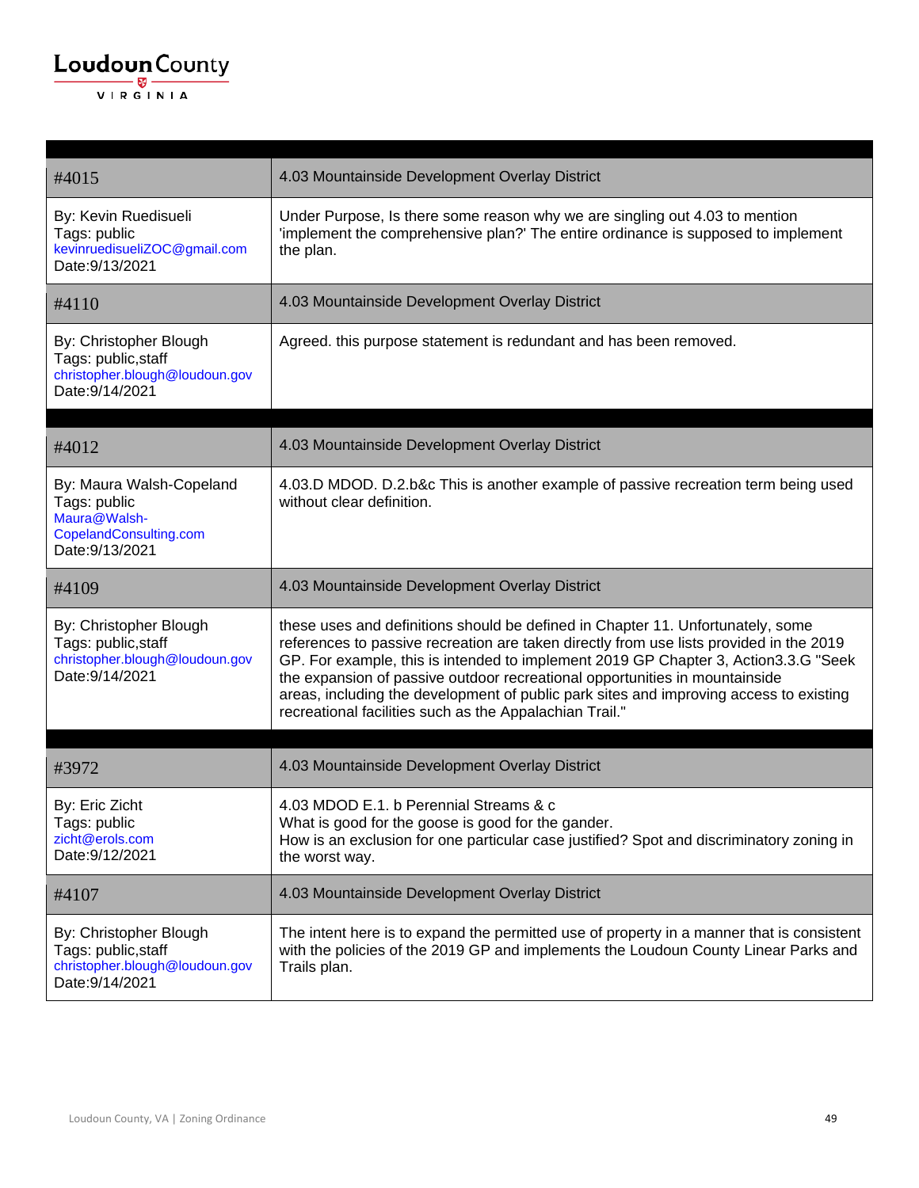| #4015 | 4.03 Mountainside Development Overlay District |
|---|---|
| By: Kevin Ruedisueli<br>Tags: public<br>kevinruedisueliZOC@gmail.com<br>Date:9/13/2021 | Under Purpose, Is there some reason why we are singling out 4.03 to mention 'implement the comprehensive plan?' The entire ordinance is supposed to implement the plan. |
| #4110 | 4.03 Mountainside Development Overlay District |
| By: Christopher Blough<br>Tags: public,staff<br>christopher.blough@loudoun.gov<br>Date:9/14/2021 | Agreed. this purpose statement is redundant and has been removed. |

| #4012 | 4.03 Mountainside Development Overlay District |
|---|---|
| By: Maura Walsh-Copeland<br>Tags: public<br>Maura@Walsh-CopelandConsulting.com<br>Date:9/13/2021 | 4.03.D MDOD. D.2.b&c This is another example of passive recreation term being used without clear definition. |
| #4109 | 4.03 Mountainside Development Overlay District |
| By: Christopher Blough<br>Tags: public,staff<br>christopher.blough@loudoun.gov<br>Date:9/14/2021 | these uses and definitions should be defined in Chapter 11. Unfortunately, some references to passive recreation are taken directly from use lists provided in the 2019 GP. For example, this is intended to implement 2019 GP Chapter 3, Action3.3.G "Seek the expansion of passive outdoor recreational opportunities in mountainside areas, including the development of public park sites and improving access to existing recreational facilities such as the Appalachian Trail." |

| #3972 | 4.03 Mountainside Development Overlay District |
|---|---|
| By: Eric Zicht<br>Tags: public<br>zicht@erols.com<br>Date:9/12/2021 | 4.03 MDOD E.1. b Perennial Streams & c<br>What is good for the goose is good for the gander.<br>How is an exclusion for one particular case justified? Spot and discriminatory zoning in the worst way. |
| #4107 | 4.03 Mountainside Development Overlay District |
| By: Christopher Blough<br>Tags: public,staff<br>christopher.blough@loudoun.gov<br>Date:9/14/2021 | The intent here is to expand the permitted use of property in a manner that is consistent with the policies of the 2019 GP and implements the Loudoun County Linear Parks and Trails plan. |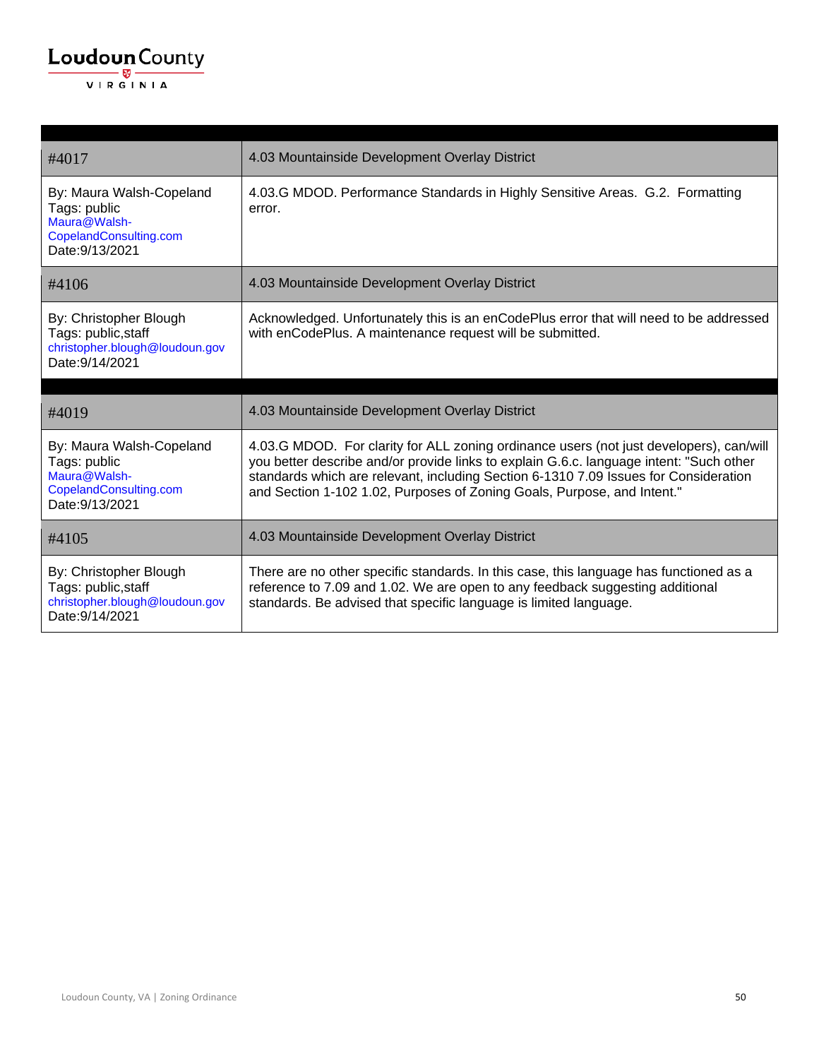| #4017 | 4.03 Mountainside Development Overlay District |
|---|---|
| By: Maura Walsh-Copeland<br>Tags: public<br>Maura@Walsh-CopelandConsulting.com<br>Date:9/13/2021 | 4.03.G MDOD. Performance Standards in Highly Sensitive Areas. G.2. Formatting error. |
| #4106 | 4.03 Mountainside Development Overlay District |
| By: Christopher Blough<br>Tags: public,staff<br>christopher.blough@loudoun.gov<br>Date:9/14/2021 | Acknowledged. Unfortunately this is an enCodePlus error that will need to be addressed with enCodePlus. A maintenance request will be submitted. |

| #4019 | 4.03 Mountainside Development Overlay District |
|---|---|
| By: Maura Walsh-Copeland<br>Tags: public<br>Maura@Walsh-CopelandConsulting.com<br>Date:9/13/2021 | 4.03.G MDOD. For clarity for ALL zoning ordinance users (not just developers), can/will you better describe and/or provide links to explain G.6.c. language intent: "Such other standards which are relevant, including Section 6-1310 7.09 Issues for Consideration and Section 1-102 1.02, Purposes of Zoning Goals, Purpose, and Intent." |
| #4105 | 4.03 Mountainside Development Overlay District |
| By: Christopher Blough<br>Tags: public,staff<br>christopher.blough@loudoun.gov<br>Date:9/14/2021 | There are no other specific standards. In this case, this language has functioned as a reference to 7.09 and 1.02. We are open to any feedback suggesting additional standards. Be advised that specific language is limited language. |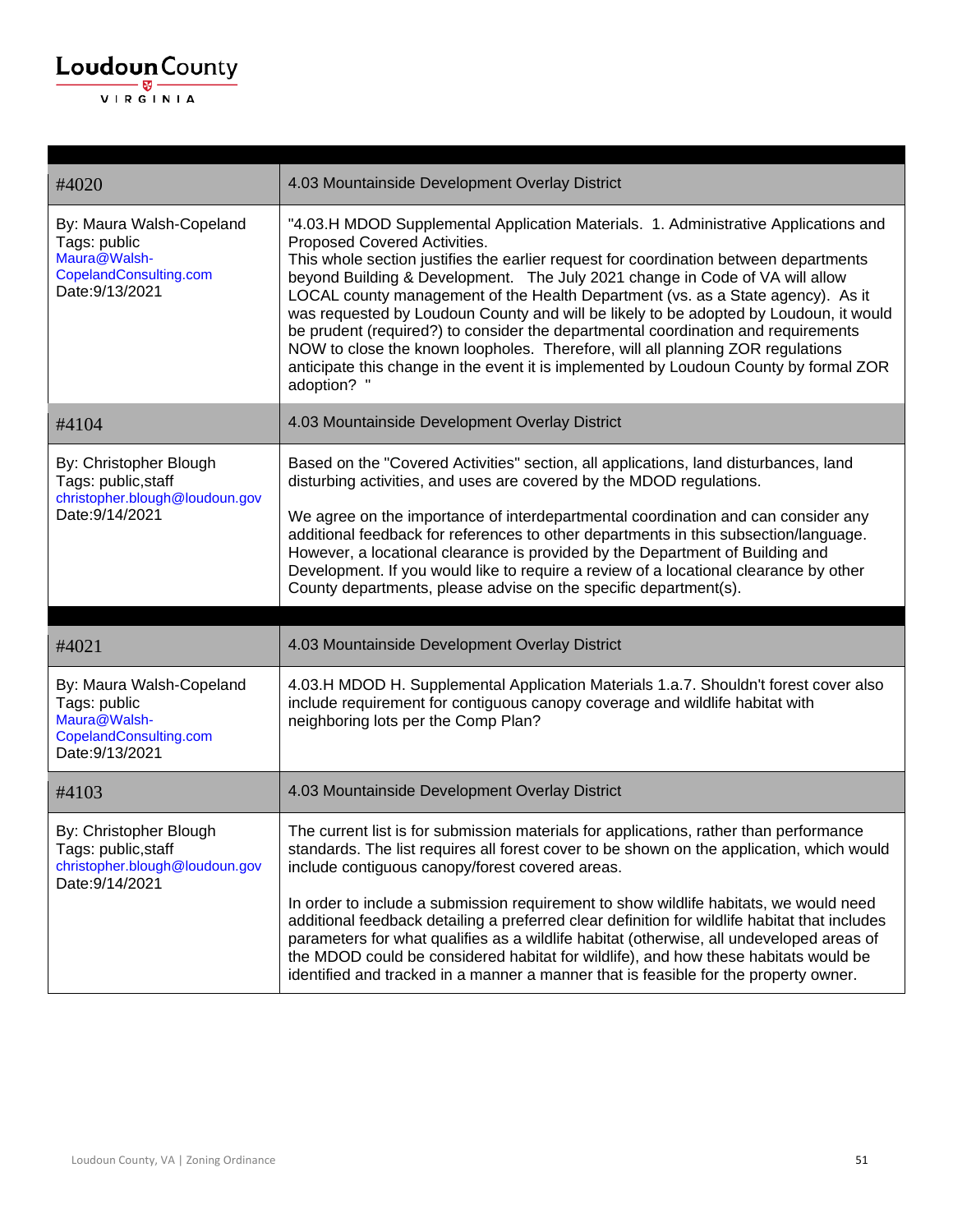| #4020 | 4.03 Mountainside Development Overlay District |
|---|---|
| By: Maura Walsh-Copeland<br>Tags: public<br>Maura@Walsh-CopelandConsulting.com<br>Date:9/13/2021 | "4.03.H MDOD Supplemental Application Materials. 1. Administrative Applications and Proposed Covered Activities.<br>This whole section justifies the earlier request for coordination between departments beyond Building & Development. The July 2021 change in Code of VA will allow LOCAL county management of the Health Department (vs. as a State agency). As it was requested by Loudoun County and will be likely to be adopted by Loudoun, it would be prudent (required?) to consider the departmental coordination and requirements NOW to close the known loopholes. Therefore, will all planning ZOR regulations anticipate this change in the event it is implemented by Loudoun County by formal ZOR adoption? " |
| #4104 | 4.03 Mountainside Development Overlay District |
| By: Christopher Blough<br>Tags: public,staff<br>christopher.blough@loudoun.gov<br>Date:9/14/2021 | Based on the "Covered Activities" section, all applications, land disturbances, land disturbing activities, and uses are covered by the MDOD regulations.<br><br>We agree on the importance of interdepartmental coordination and can consider any additional feedback for references to other departments in this subsection/language. However, a locational clearance is provided by the Department of Building and Development. If you would like to require a review of a locational clearance by other County departments, please advise on the specific department(s). |

| #4021 | 4.03 Mountainside Development Overlay District |
|---|---|
| By: Maura Walsh-Copeland<br>Tags: public<br>Maura@Walsh-CopelandConsulting.com<br>Date:9/13/2021 | 4.03.H MDOD H. Supplemental Application Materials 1.a.7. Shouldn't forest cover also include requirement for contiguous canopy coverage and wildlife habitat with neighboring lots per the Comp Plan? |
| #4103 | 4.03 Mountainside Development Overlay District |
| By: Christopher Blough<br>Tags: public,staff<br>christopher.blough@loudoun.gov<br>Date:9/14/2021 | The current list is for submission materials for applications, rather than performance standards. The list requires all forest cover to be shown on the application, which would include contiguous canopy/forest covered areas.<br><br>In order to include a submission requirement to show wildlife habitats, we would need additional feedback detailing a preferred clear definition for wildlife habitat that includes parameters for what qualifies as a wildlife habitat (otherwise, all undeveloped areas of the MDOD could be considered habitat for wildlife), and how these habitats would be identified and tracked in a manner a manner that is feasible for the property owner. |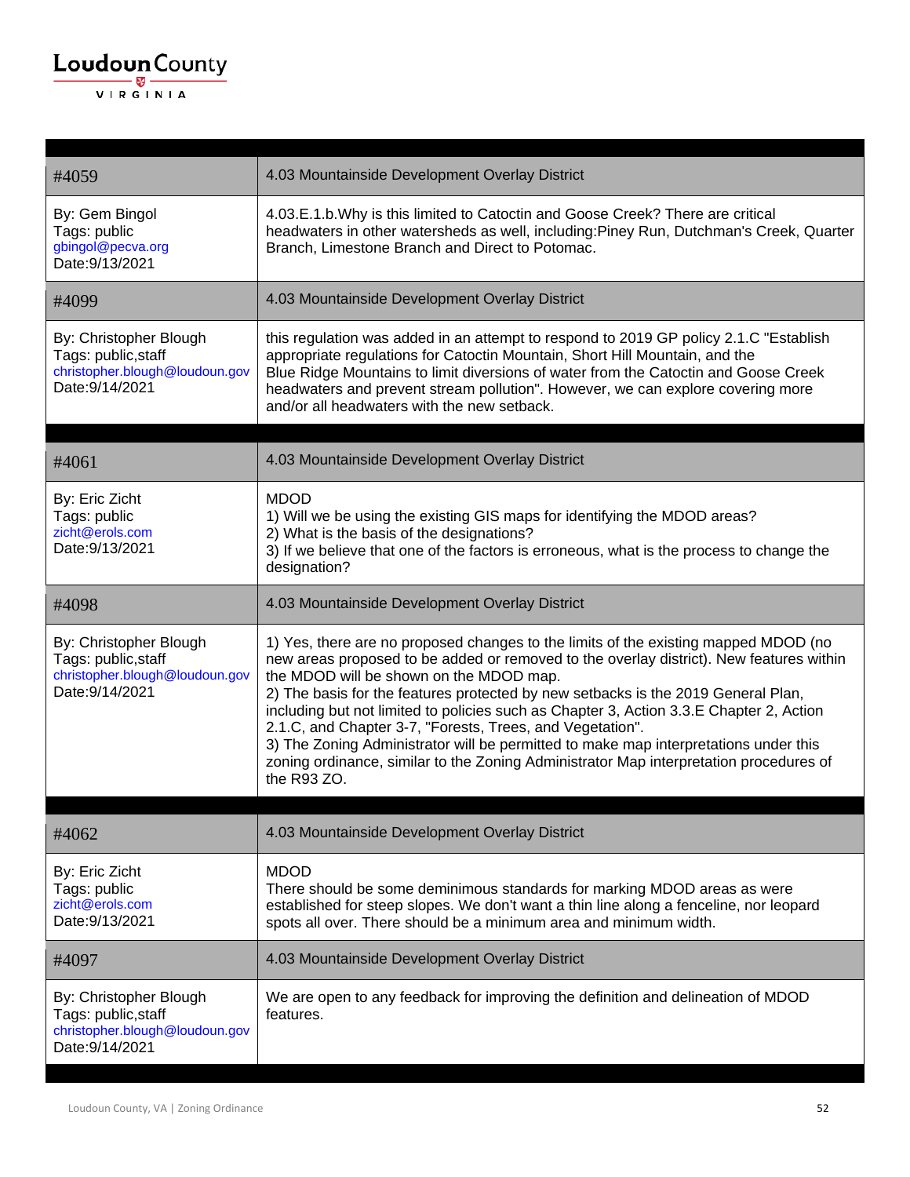| #4059 | 4.03 Mountainside Development Overlay District |
|---|---|
| By: Gem Bingol<br>Tags: public<br>gbingol@pecva.org<br>Date:9/13/2021 | 4.03.E.1.b.Why is this limited to Catoctin and Goose Creek? There are critical headwaters in other watersheds as well, including:Piney Run, Dutchman's Creek, Quarter Branch, Limestone Branch and Direct to Potomac. |
| #4099 | 4.03 Mountainside Development Overlay District |
| By: Christopher Blough<br>Tags: public,staff<br>christopher.blough@loudoun.gov<br>Date:9/14/2021 | this regulation was added in an attempt to respond to 2019 GP policy 2.1.C "Establish appropriate regulations for Catoctin Mountain, Short Hill Mountain, and the Blue Ridge Mountains to limit diversions of water from the Catoctin and Goose Creek headwaters and prevent stream pollution". However, we can explore covering more and/or all headwaters with the new setback. |

| #4061 | 4.03 Mountainside Development Overlay District |
|---|---|
| By: Eric Zicht<br>Tags: public<br>zicht@erols.com<br>Date:9/13/2021 | MDOD<br>1) Will we be using the existing GIS maps for identifying the MDOD areas?<br>2) What is the basis of the designations?<br>3) If we believe that one of the factors is erroneous, what is the process to change the designation? |
| #4098 | 4.03 Mountainside Development Overlay District |
| By: Christopher Blough<br>Tags: public,staff<br>christopher.blough@loudoun.gov<br>Date:9/14/2021 | 1) Yes, there are no proposed changes to the limits of the existing mapped MDOD (no new areas proposed to be added or removed to the overlay district). New features within the MDOD will be shown on the MDOD map.<br>2) The basis for the features protected by new setbacks is the 2019 General Plan, including but not limited to policies such as Chapter 3, Action 3.3.E Chapter 2, Action 2.1.C, and Chapter 3-7, "Forests, Trees, and Vegetation".<br>3) The Zoning Administrator will be permitted to make map interpretations under this zoning ordinance, similar to the Zoning Administrator Map interpretation procedures of the R93 ZO. |

| #4062 | 4.03 Mountainside Development Overlay District |
|---|---|
| By: Eric Zicht<br>Tags: public<br>zicht@erols.com<br>Date:9/13/2021 | MDOD<br>There should be some deminimous standards for marking MDOD areas as were established for steep slopes. We don't want a thin line along a fenceline, nor leopard spots all over. There should be a minimum area and minimum width. |
| #4097 | 4.03 Mountainside Development Overlay District |
| By: Christopher Blough<br>Tags: public,staff<br>christopher.blough@loudoun.gov<br>Date:9/14/2021 | We are open to any feedback for improving the definition and delineation of MDOD features. |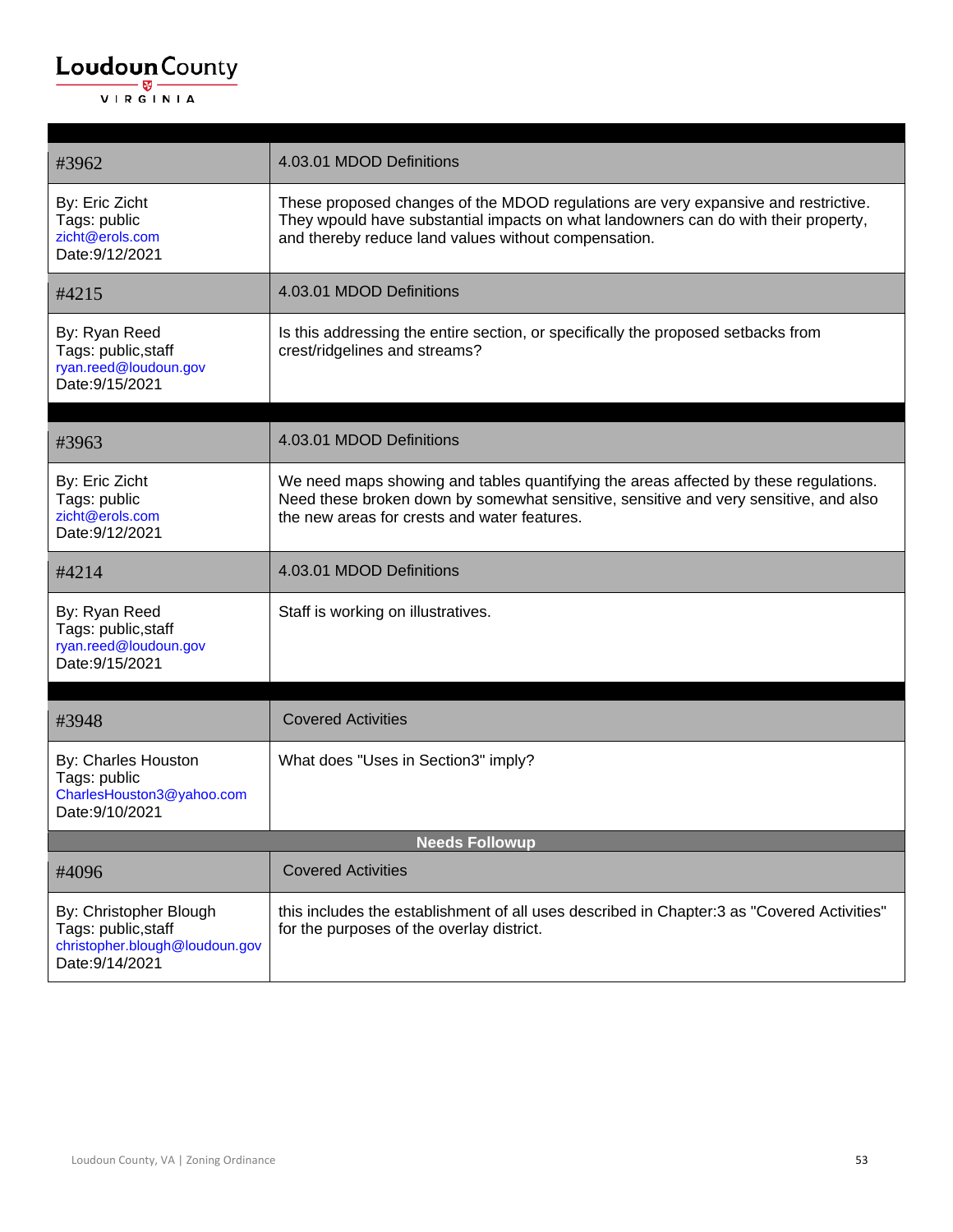| | |
|---|---|
| #3962 | 4.03.01 MDOD Definitions |
| By: Eric Zicht<br>Tags: public<br>zicht@erols.com<br>Date:9/12/2021 | These proposed changes of the MDOD regulations are very expansive and restrictive. They wpould have substantial impacts on what landowners can do with their property, and thereby reduce land values without compensation. |
| #4215 | 4.03.01 MDOD Definitions |
| By: Ryan Reed<br>Tags: public,staff<br>ryan.reed@loudoun.gov<br>Date:9/15/2021 | Is this addressing the entire section, or specifically the proposed setbacks from crest/ridgelines and streams? |

| | |
|---|---|
| #3963 | 4.03.01 MDOD Definitions |
| By: Eric Zicht<br>Tags: public<br>zicht@erols.com<br>Date:9/12/2021 | We need maps showing and tables quantifying the areas affected by these regulations. Need these broken down by somewhat sensitive, sensitive and very sensitive, and also the new areas for crests and water features. |
| #4214 | 4.03.01 MDOD Definitions |
| By: Ryan Reed<br>Tags: public,staff<br>ryan.reed@loudoun.gov<br>Date:9/15/2021 | Staff is working on illustratives. |

| | |
|---|---|
| #3948 | Covered Activities |
| By: Charles Houston<br>Tags: public<br>CharlesHouston3@yahoo.com<br>Date:9/10/2021 | What does "Uses in Section3" imply? |
| **Needs Followup** | |
| #4096 | Covered Activities |
| By: Christopher Blough<br>Tags: public,staff<br>christopher.blough@loudoun.gov<br>Date:9/14/2021 | this includes the establishment of all uses described in Chapter:3 as "Covered Activities" for the purposes of the overlay district. |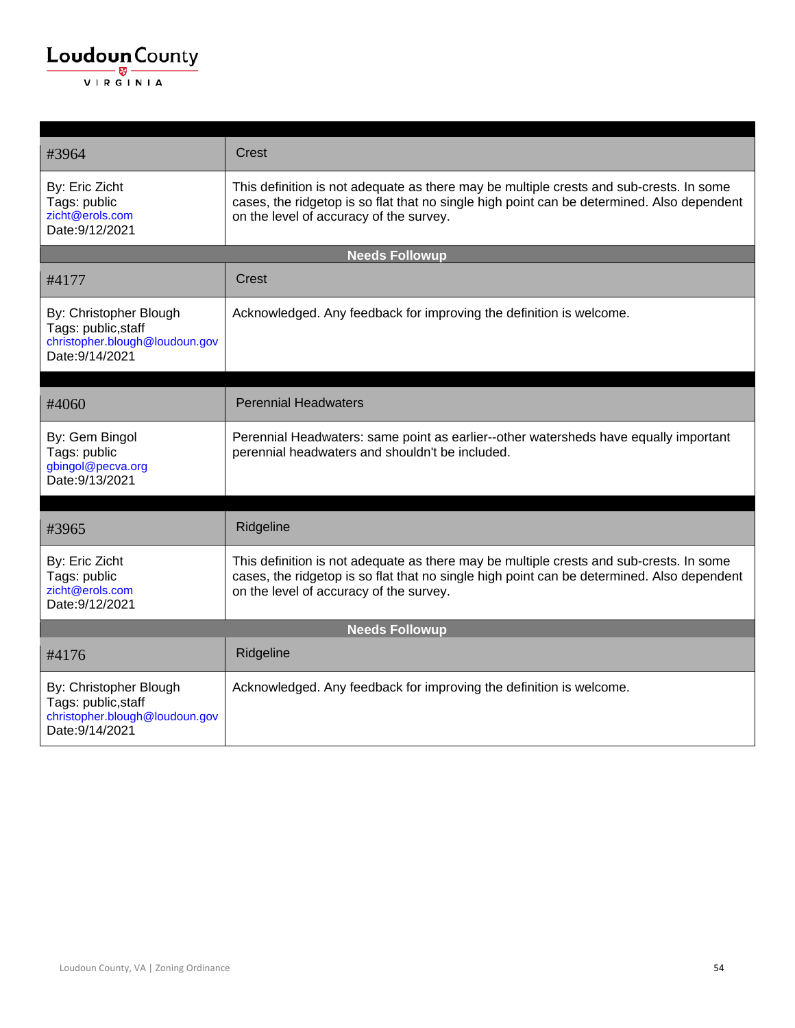| #3964 | Crest |
|---|---|
| By: Eric Zicht<br>Tags: public<br>zicht@erols.com<br>Date:9/12/2021 | This definition is not adequate as there may be multiple crests and sub-crests. In some cases, the ridgetop is so flat that no single high point can be determined. Also dependent on the level of accuracy of the survey. |
| **Needs Followup** | |
| #4177 | Crest |
| By: Christopher Blough<br>Tags: public,staff<br>christopher.blough@loudoun.gov<br>Date:9/14/2021 | Acknowledged. Any feedback for improving the definition is welcome. |

| #4060 | Perennial Headwaters |
|---|---|
| By: Gem Bingol<br>Tags: public<br>gbingol@pecva.org<br>Date:9/13/2021 | Perennial Headwaters: same point as earlier--other watersheds have equally important perennial headwaters and shouldn't be included. |

| #3965 | Ridgeline |
|---|---|
| By: Eric Zicht<br>Tags: public<br>zicht@erols.com<br>Date:9/12/2021 | This definition is not adequate as there may be multiple crests and sub-crests. In some cases, the ridgetop is so flat that no single high point can be determined. Also dependent on the level of accuracy of the survey. |
| **Needs Followup** | |
| #4176 | Ridgeline |
| By: Christopher Blough<br>Tags: public,staff<br>christopher.blough@loudoun.gov<br>Date:9/14/2021 | Acknowledged. Any feedback for improving the definition is welcome. |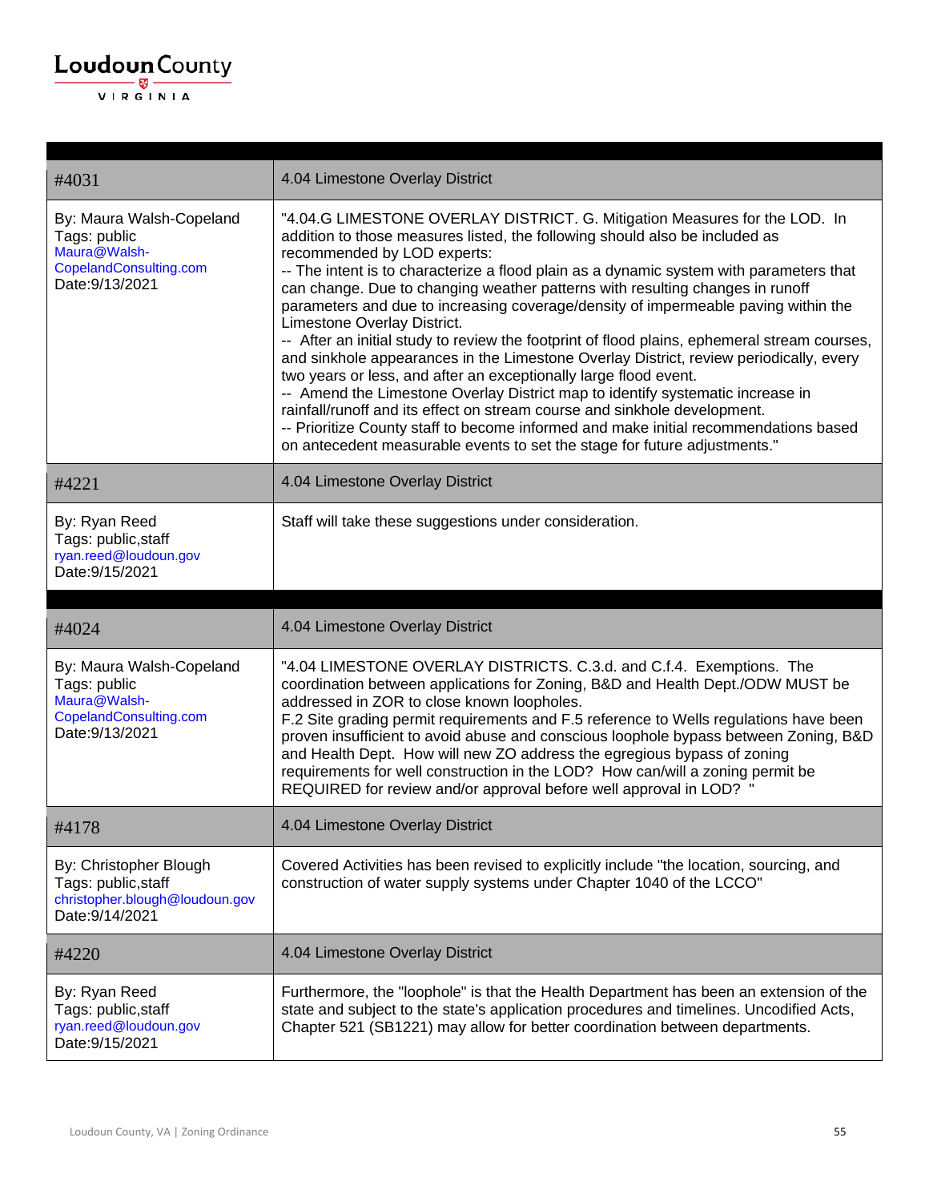| #4031 | 4.04 Limestone Overlay District |
|---|---|
| By: Maura Walsh-Copeland<br>Tags: public<br>Maura@Walsh-CopelandConsulting.com<br>Date:9/13/2021 | "4.04.G LIMESTONE OVERLAY DISTRICT. G. Mitigation Measures for the LOD. In addition to those measures listed, the following should also be included as recommended by LOD experts:<br>-- The intent is to characterize a flood plain as a dynamic system with parameters that can change. Due to changing weather patterns with resulting changes in runoff parameters and due to increasing coverage/density of impermeable paving within the Limestone Overlay District.<br>-- After an initial study to review the footprint of flood plains, ephemeral stream courses, and sinkhole appearances in the Limestone Overlay District, review periodically, every two years or less, and after an exceptionally large flood event.<br>-- Amend the Limestone Overlay District map to identify systematic increase in rainfall/runoff and its effect on stream course and sinkhole development.<br>-- Prioritize County staff to become informed and make initial recommendations based on antecedent measurable events to set the stage for future adjustments." |
| #4221 | 4.04 Limestone Overlay District |
| By: Ryan Reed<br>Tags: public,staff<br>ryan.reed@loudoun.gov<br>Date:9/15/2021 | Staff will take these suggestions under consideration. |

| #4024 | 4.04 Limestone Overlay District |
|---|---|
| By: Maura Walsh-Copeland<br>Tags: public<br>Maura@Walsh-CopelandConsulting.com<br>Date:9/13/2021 | "4.04 LIMESTONE OVERLAY DISTRICTS. C.3.d. and C.f.4. Exemptions. The coordination between applications for Zoning, B&D and Health Dept./ODW MUST be addressed in ZOR to close known loopholes.<br>F.2 Site grading permit requirements and F.5 reference to Wells regulations have been proven insufficient to avoid abuse and conscious loophole bypass between Zoning, B&D and Health Dept. How will new ZO address the egregious bypass of zoning requirements for well construction in the LOD? How can/will a zoning permit be REQUIRED for review and/or approval before well approval in LOD? " |
| #4178 | 4.04 Limestone Overlay District |
| By: Christopher Blough<br>Tags: public,staff<br>christopher.blough@loudoun.gov<br>Date:9/14/2021 | Covered Activities has been revised to explicitly include "the location, sourcing, and construction of water supply systems under Chapter 1040 of the LCCO" |
| #4220 | 4.04 Limestone Overlay District |
| By: Ryan Reed<br>Tags: public,staff<br>ryan.reed@loudoun.gov<br>Date:9/15/2021 | Furthermore, the "loophole" is that the Health Department has been an extension of the state and subject to the state's application procedures and timelines. Uncodified Acts, Chapter 521 (SB1221) may allow for better coordination between departments. |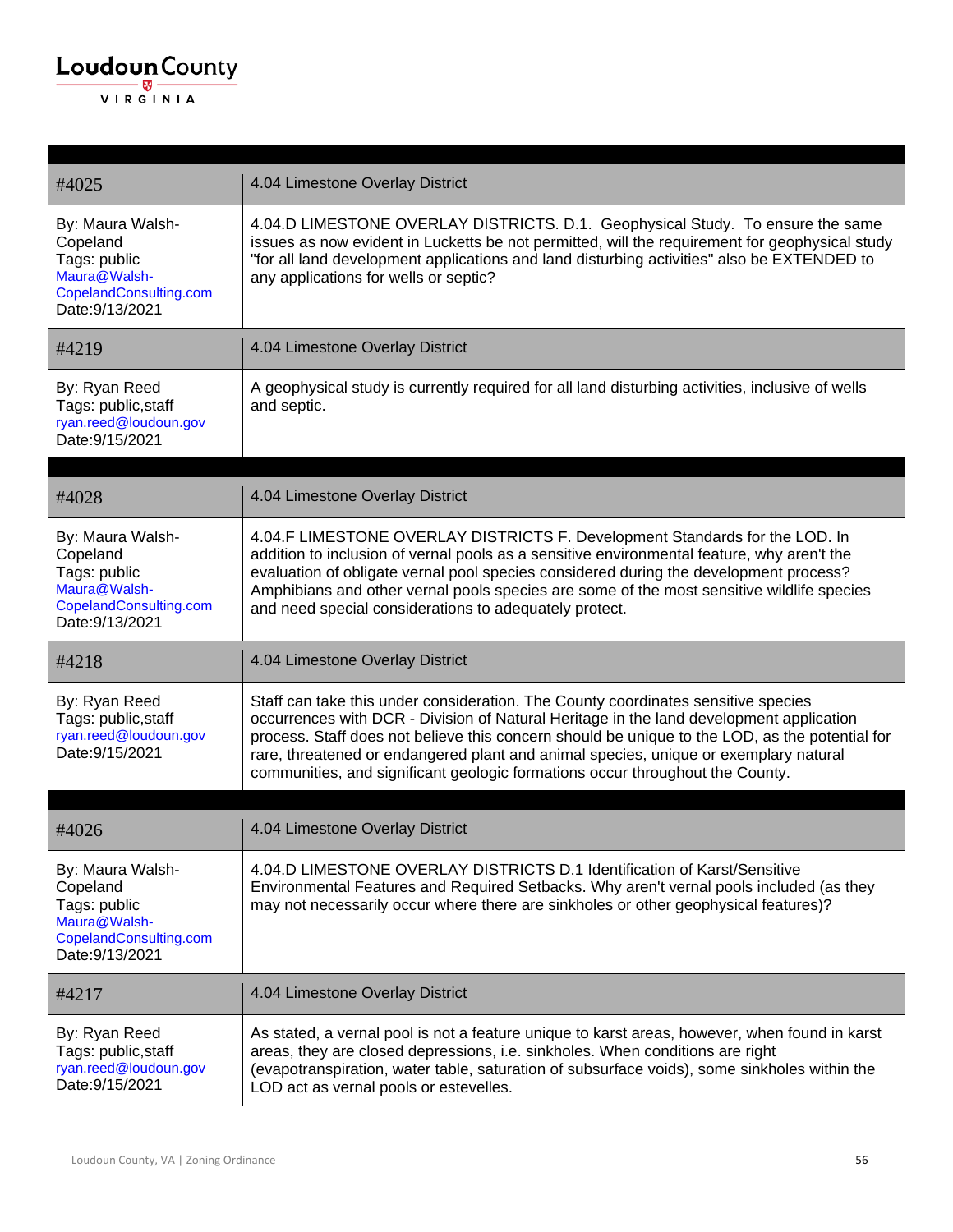| #4025 | 4.04 Limestone Overlay District |
| --- | --- |
| By: Maura Walsh-Copeland<br>Tags: public<br>Maura@Walsh-CopelandConsulting.com<br>Date:9/13/2021 | 4.04.D LIMESTONE OVERLAY DISTRICTS. D.1. Geophysical Study. To ensure the same issues as now evident in Lucketts be not permitted, will the requirement for geophysical study "for all land development applications and land disturbing activities" also be EXTENDED to any applications for wells or septic? |
| #4219 | 4.04 Limestone Overlay District |
| By: Ryan Reed<br>Tags: public,staff<br>ryan.reed@loudoun.gov<br>Date:9/15/2021 | A geophysical study is currently required for all land disturbing activities, inclusive of wells and septic. |

| #4028 | 4.04 Limestone Overlay District |
| --- | --- |
| By: Maura Walsh-Copeland<br>Tags: public<br>Maura@Walsh-CopelandConsulting.com<br>Date:9/13/2021 | 4.04.F LIMESTONE OVERLAY DISTRICTS F. Development Standards for the LOD. In addition to inclusion of vernal pools as a sensitive environmental feature, why aren't the evaluation of obligate vernal pool species considered during the development process? Amphibians and other vernal pools species are some of the most sensitive wildlife species and need special considerations to adequately protect. |
| #4218 | 4.04 Limestone Overlay District |
| By: Ryan Reed<br>Tags: public,staff<br>ryan.reed@loudoun.gov<br>Date:9/15/2021 | Staff can take this under consideration. The County coordinates sensitive species occurrences with DCR - Division of Natural Heritage in the land development application process. Staff does not believe this concern should be unique to the LOD, as the potential for rare, threatened or endangered plant and animal species, unique or exemplary natural communities, and significant geologic formations occur throughout the County. |

| #4026 | 4.04 Limestone Overlay District |
| --- | --- |
| By: Maura Walsh-Copeland<br>Tags: public<br>Maura@Walsh-CopelandConsulting.com<br>Date:9/13/2021 | 4.04.D LIMESTONE OVERLAY DISTRICTS D.1 Identification of Karst/Sensitive Environmental Features and Required Setbacks. Why aren't vernal pools included (as they may not necessarily occur where there are sinkholes or other geophysical features)? |
| #4217 | 4.04 Limestone Overlay District |
| By: Ryan Reed<br>Tags: public,staff<br>ryan.reed@loudoun.gov<br>Date:9/15/2021 | As stated, a vernal pool is not a feature unique to karst areas, however, when found in karst areas, they are closed depressions, i.e. sinkholes. When conditions are right (evapotranspiration, water table, saturation of subsurface voids), some sinkholes within the LOD act as vernal pools or estevelles. |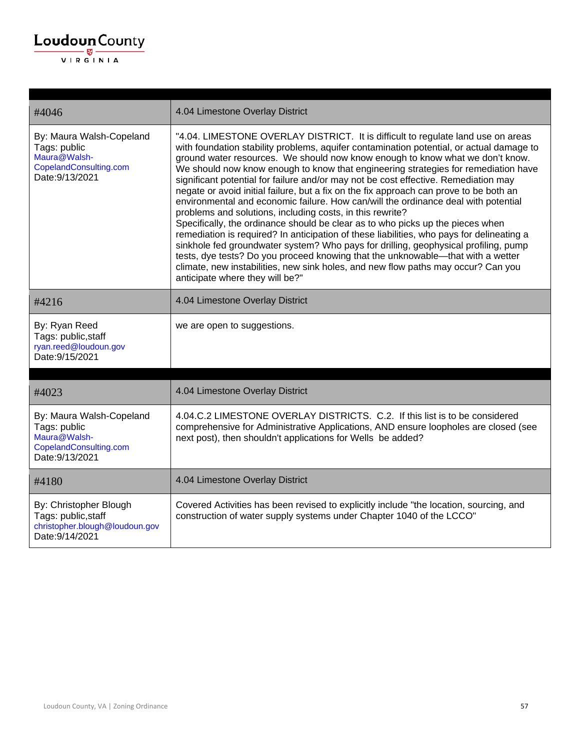| #4046 | 4.04 Limestone Overlay District |
| --- | --- |
| By: Maura Walsh-Copeland<br>Tags: public<br>Maura@Walsh-CopelandConsulting.com<br>Date:9/13/2021 | "4.04. LIMESTONE OVERLAY DISTRICT. It is difficult to regulate land use on areas with foundation stability problems, aquifer contamination potential, or actual damage to ground water resources. We should now know enough to know what we don't know. We should now know enough to know that engineering strategies for remediation have significant potential for failure and/or may not be cost effective. Remediation may negate or avoid initial failure, but a fix on the fix approach can prove to be both an environmental and economic failure. How can/will the ordinance deal with potential problems and solutions, including costs, in this rewrite?<br>Specifically, the ordinance should be clear as to who picks up the pieces when remediation is required? In anticipation of these liabilities, who pays for delineating a sinkhole fed groundwater system? Who pays for drilling, geophysical profiling, pump tests, dye tests? Do you proceed knowing that the unknowable—that with a wetter climate, new instabilities, new sink holes, and new flow paths may occur? Can you anticipate where they will be?" |
| #4216 | 4.04 Limestone Overlay District |
| By: Ryan Reed<br>Tags: public,staff<br>ryan.reed@loudoun.gov<br>Date:9/15/2021 | we are open to suggestions. |

| #4023 | 4.04 Limestone Overlay District |
| --- | --- |
| By: Maura Walsh-Copeland<br>Tags: public<br>Maura@Walsh-CopelandConsulting.com<br>Date:9/13/2021 | 4.04.C.2 LIMESTONE OVERLAY DISTRICTS. C.2. If this list is to be considered comprehensive for Administrative Applications, AND ensure loopholes are closed (see next post), then shouldn't applications for Wells be added? |
| #4180 | 4.04 Limestone Overlay District |
| By: Christopher Blough<br>Tags: public,staff<br>christopher.blough@loudoun.gov<br>Date:9/14/2021 | Covered Activities has been revised to explicitly include "the location, sourcing, and construction of water supply systems under Chapter 1040 of the LCCO" |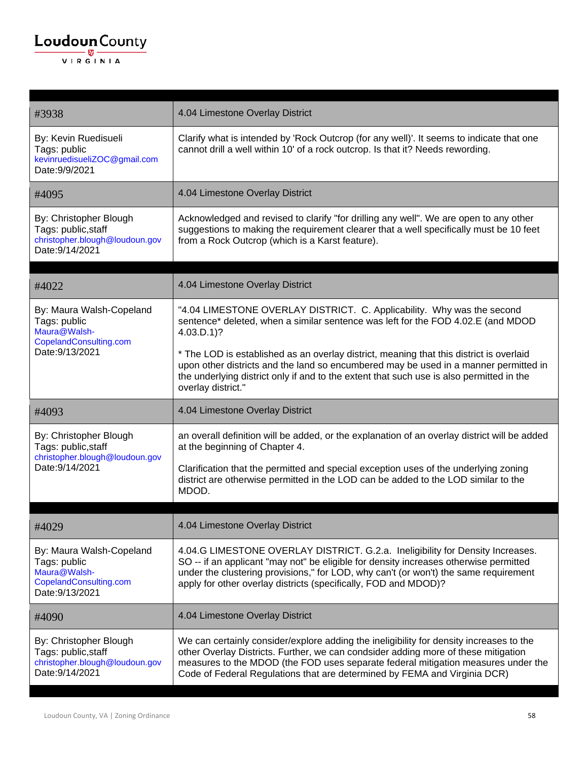| #3938 | 4.04 Limestone Overlay District |
|---|---|
| By: Kevin Ruedisueli<br>Tags: public<br>kevinruedisueliZOC@gmail.com<br>Date:9/9/2021 | Clarify what is intended by 'Rock Outcrop (for any well)'. It seems to indicate that one cannot drill a well within 10' of a rock outcrop. Is that it? Needs rewording. |
| #4095 | 4.04 Limestone Overlay District |
| By: Christopher Blough<br>Tags: public,staff<br>christopher.blough@loudoun.gov<br>Date:9/14/2021 | Acknowledged and revised to clarify "for drilling any well". We are open to any other suggestions to making the requirement clearer that a well specifically must be 10 feet from a Rock Outcrop (which is a Karst feature). |

| #4022 | 4.04 Limestone Overlay District |
|---|---|
| By: Maura Walsh-Copeland<br>Tags: public<br>Maura@Walsh-CopelandConsulting.com<br>Date:9/13/2021 | "4.04 LIMESTONE OVERLAY DISTRICT. C. Applicability. Why was the second sentence* deleted, when a similar sentence was left for the FOD 4.02.E (and MDOD 4.03.D.1)?<br><br>* The LOD is established as an overlay district, meaning that this district is overlaid upon other districts and the land so encumbered may be used in a manner permitted in the underlying district only if and to the extent that such use is also permitted in the overlay district." |
| #4093 | 4.04 Limestone Overlay District |
| By: Christopher Blough<br>Tags: public,staff<br>christopher.blough@loudoun.gov<br>Date:9/14/2021 | an overall definition will be added, or the explanation of an overlay district will be added at the beginning of Chapter 4.<br><br>Clarification that the permitted and special exception uses of the underlying zoning district are otherwise permitted in the LOD can be added to the LOD similar to the MDOD. |

| #4029 | 4.04 Limestone Overlay District |
|---|---|
| By: Maura Walsh-Copeland<br>Tags: public<br>Maura@Walsh-CopelandConsulting.com<br>Date:9/13/2021 | 4.04.G LIMESTONE OVERLAY DISTRICT. G.2.a. Ineligibility for Density Increases. SO -- if an applicant "may not" be eligible for density increases otherwise permitted under the clustering provisions," for LOD, why can't (or won't) the same requirement apply for other overlay districts (specifically, FOD and MDOD)? |
| #4090 | 4.04 Limestone Overlay District |
| By: Christopher Blough<br>Tags: public,staff<br>christopher.blough@loudoun.gov<br>Date:9/14/2021 | We can certainly consider/explore adding the ineligibility for density increases to the other Overlay Districts. Further, we can condsider adding more of these mitigation measures to the MDOD (the FOD uses separate federal mitigation measures under the Code of Federal Regulations that are determined by FEMA and Virginia DCR) |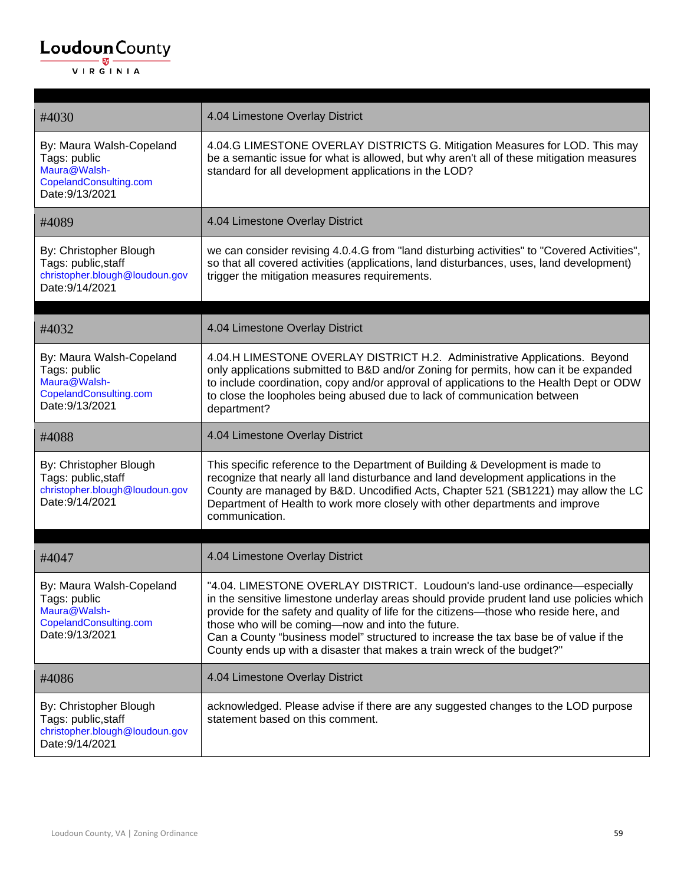| | |
|---|---|
| #4030 | 4.04 Limestone Overlay District |
| By: Maura Walsh-Copeland<br>Tags: public<br>Maura@Walsh-CopelandConsulting.com<br>Date:9/13/2021 | 4.04.G LIMESTONE OVERLAY DISTRICTS G. Mitigation Measures for LOD. This may be a semantic issue for what is allowed, but why aren't all of these mitigation measures standard for all development applications in the LOD? |
| #4089 | 4.04 Limestone Overlay District |
| By: Christopher Blough<br>Tags: public,staff<br>christopher.blough@loudoun.gov<br>Date:9/14/2021 | we can consider revising 4.0.4.G from "land disturbing activities" to "Covered Activities", so that all covered activities (applications, land disturbances, uses, land development) trigger the mitigation measures requirements. |

| | |
|---|---|
| #4032 | 4.04 Limestone Overlay District |
| By: Maura Walsh-Copeland<br>Tags: public<br>Maura@Walsh-CopelandConsulting.com<br>Date:9/13/2021 | 4.04.H LIMESTONE OVERLAY DISTRICT H.2. Administrative Applications. Beyond only applications submitted to B&D and/or Zoning for permits, how can it be expanded to include coordination, copy and/or approval of applications to the Health Dept or ODW to close the loopholes being abused due to lack of communication between department? |
| #4088 | 4.04 Limestone Overlay District |
| By: Christopher Blough<br>Tags: public,staff<br>christopher.blough@loudoun.gov<br>Date:9/14/2021 | This specific reference to the Department of Building & Development is made to recognize that nearly all land disturbance and land development applications in the County are managed by B&D. Uncodified Acts, Chapter 521 (SB1221) may allow the LC Department of Health to work more closely with other departments and improve communication. |

| | |
|---|---|
| #4047 | 4.04 Limestone Overlay District |
| By: Maura Walsh-Copeland<br>Tags: public<br>Maura@Walsh-CopelandConsulting.com<br>Date:9/13/2021 | "4.04. LIMESTONE OVERLAY DISTRICT. Loudoun's land-use ordinance—especially in the sensitive limestone underlay areas should provide prudent land use policies which provide for the safety and quality of life for the citizens—those who reside here, and those who will be coming—now and into the future.<br>Can a County "business model" structured to increase the tax base be of value if the County ends up with a disaster that makes a train wreck of the budget?" |
| #4086 | 4.04 Limestone Overlay District |
| By: Christopher Blough<br>Tags: public,staff<br>christopher.blough@loudoun.gov<br>Date:9/14/2021 | acknowledged. Please advise if there are any suggested changes to the LOD purpose statement based on this comment. |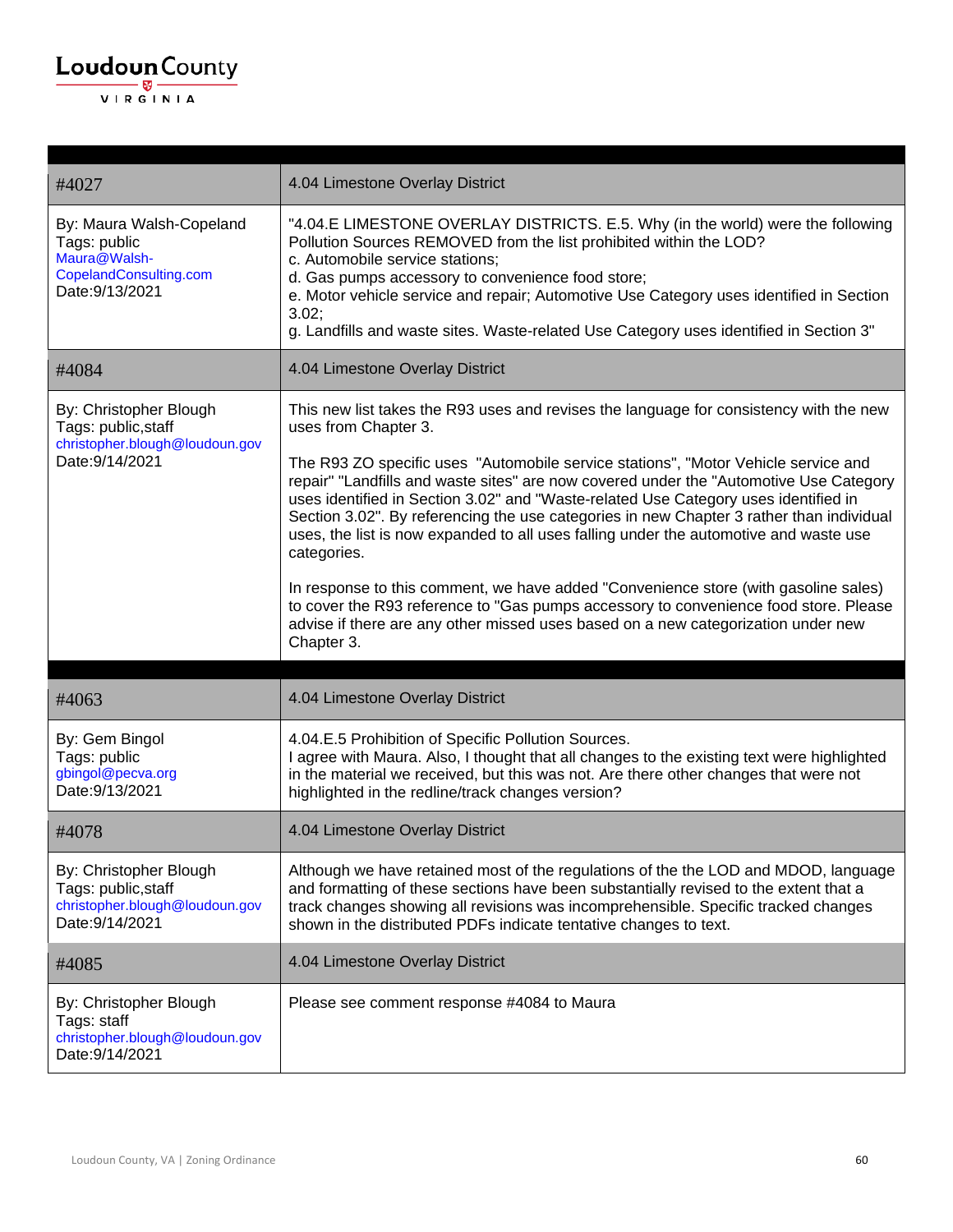| #4027 | 4.04 Limestone Overlay District |
|---|---|
| By: Maura Walsh-Copeland<br>Tags: public<br>Maura@Walsh-CopelandConsulting.com<br>Date:9/13/2021 | "4.04.E LIMESTONE OVERLAY DISTRICTS. E.5. Why (in the world) were the following Pollution Sources REMOVED from the list prohibited within the LOD?<br>c. Automobile service stations;<br>d. Gas pumps accessory to convenience food store;<br>e. Motor vehicle service and repair; Automotive Use Category uses identified in Section 3.02;<br>g. Landfills and waste sites. Waste-related Use Category uses identified in Section 3" |
| #4084 | 4.04 Limestone Overlay District |
| By: Christopher Blough<br>Tags: public,staff<br>christopher.blough@loudoun.gov<br>Date:9/14/2021 | This new list takes the R93 uses and revises the language for consistency with the new uses from Chapter 3.<br><br>The R93 ZO specific uses "Automobile service stations", "Motor Vehicle service and repair" "Landfills and waste sites" are now covered under the "Automotive Use Category uses identified in Section 3.02" and "Waste-related Use Category uses identified in Section 3.02". By referencing the use categories in new Chapter 3 rather than individual uses, the list is now expanded to all uses falling under the automotive and waste use categories.<br><br>In response to this comment, we have added "Convenience store (with gasoline sales) to cover the R93 reference to "Gas pumps accessory to convenience food store. Please advise if there are any other missed uses based on a new categorization under new Chapter 3. |

| #4063 | 4.04 Limestone Overlay District |
|---|---|
| By: Gem Bingol<br>Tags: public<br>gbingol@pecva.org<br>Date:9/13/2021 | 4.04.E.5 Prohibition of Specific Pollution Sources.<br>I agree with Maura. Also, I thought that all changes to the existing text were highlighted in the material we received, but this was not. Are there other changes that were not highlighted in the redline/track changes version? |
| #4078 | 4.04 Limestone Overlay District |
| By: Christopher Blough<br>Tags: public,staff<br>christopher.blough@loudoun.gov<br>Date:9/14/2021 | Although we have retained most of the regulations of the the LOD and MDOD, language and formatting of these sections have been substantially revised to the extent that a track changes showing all revisions was incomprehensible. Specific tracked changes shown in the distributed PDFs indicate tentative changes to text. |
| #4085 | 4.04 Limestone Overlay District |
| By: Christopher Blough<br>Tags: staff<br>christopher.blough@loudoun.gov<br>Date:9/14/2021 | Please see comment response #4084 to Maura |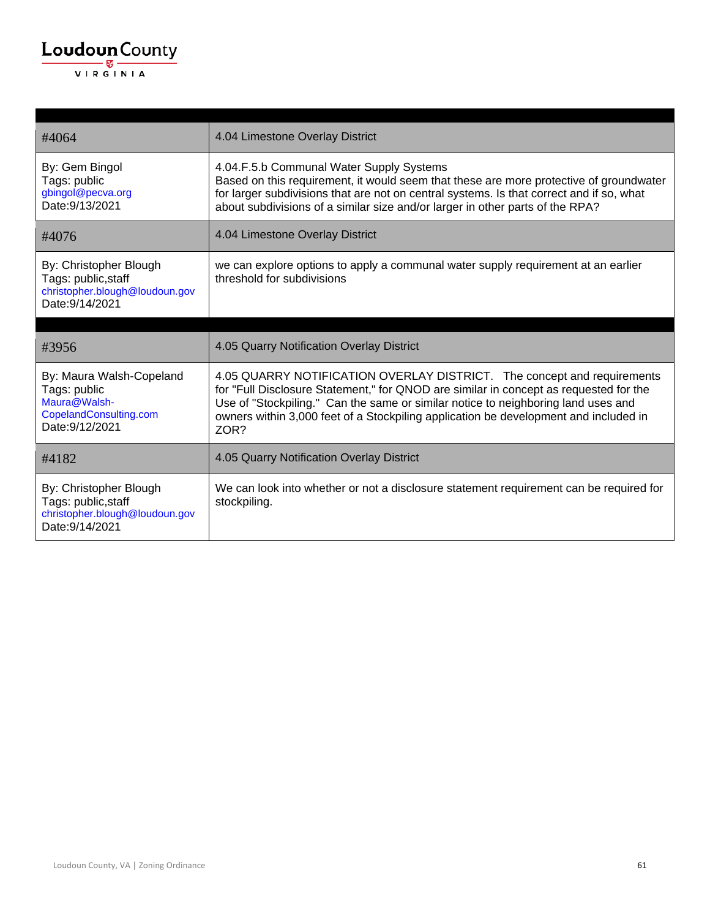| | |
|---|---|
| #4064 | 4.04 Limestone Overlay District |
| By: Gem Bingol<br>Tags: public<br>gbingol@pecva.org<br>Date:9/13/2021 | 4.04.F.5.b Communal Water Supply Systems<br>Based on this requirement, it would seem that these are more protective of groundwater for larger subdivisions that are not on central systems. Is that correct and if so, what about subdivisions of a similar size and/or larger in other parts of the RPA? |
| #4076 | 4.04 Limestone Overlay District |
| By: Christopher Blough<br>Tags: public,staff<br>christopher.blough@loudoun.gov<br>Date:9/14/2021 | we can explore options to apply a communal water supply requirement at an earlier threshold for subdivisions |

| | |
|---|---|
| #3956 | 4.05 Quarry Notification Overlay District |
| By: Maura Walsh-Copeland<br>Tags: public<br>Maura@Walsh-CopelandConsulting.com<br>Date:9/12/2021 | 4.05 QUARRY NOTIFICATION OVERLAY DISTRICT. The concept and requirements for "Full Disclosure Statement," for QNOD are similar in concept as requested for the Use of "Stockpiling." Can the same or similar notice to neighboring land uses and owners within 3,000 feet of a Stockpiling application be development and included in ZOR? |
| #4182 | 4.05 Quarry Notification Overlay District |
| By: Christopher Blough<br>Tags: public,staff<br>christopher.blough@loudoun.gov<br>Date:9/14/2021 | We can look into whether or not a disclosure statement requirement can be required for stockpiling. |